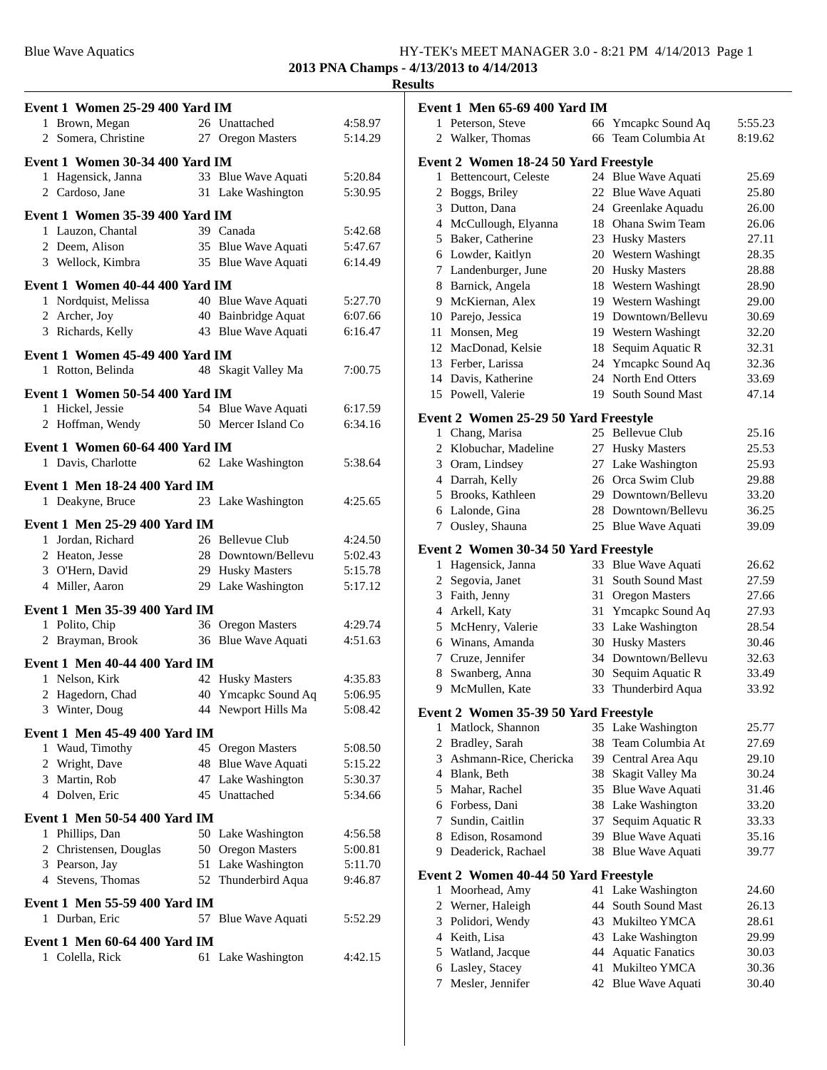2013 PNA Champs - 4/13/2013 to 4/14/2013

Results

### Event 1 Women 25-29 400 Yard IM

| | | | | |
|---|---|---|---|---|
| 1 | Brown, Megan | 26 | Unattached | 4:58.97 |
| 2 | Somera, Christine | 27 | Oregon Masters | 5:14.29 |

### Event 1 Women 30-34 400 Yard IM

| | | | | |
|---|---|---|---|---|
| 1 | Hagensick, Janna | 33 | Blue Wave Aquati | 5:20.84 |
| 2 | Cardoso, Jane | 31 | Lake Washington | 5:30.95 |

### Event 1 Women 35-39 400 Yard IM

| | | | | |
|---|---|---|---|---|
| 1 | Lauzon, Chantal | 39 | Canada | 5:42.68 |
| 2 | Deem, Alison | 35 | Blue Wave Aquati | 5:47.67 |
| 3 | Wellock, Kimbra | 35 | Blue Wave Aquati | 6:14.49 |

### Event 1 Women 40-44 400 Yard IM

| | | | | |
|---|---|---|---|---|
| 1 | Nordquist, Melissa | 40 | Blue Wave Aquati | 5:27.70 |
| 2 | Archer, Joy | 40 | Bainbridge Aquat | 6:07.66 |
| 3 | Richards, Kelly | 43 | Blue Wave Aquati | 6:16.47 |

### Event 1 Women 45-49 400 Yard IM

| | | | | |
|---|---|---|---|---|
| 1 | Rotton, Belinda | 48 | Skagit Valley Ma | 7:00.75 |

### Event 1 Women 50-54 400 Yard IM

| | | | | |
|---|---|---|---|---|
| 1 | Hickel, Jessie | 54 | Blue Wave Aquati | 6:17.59 |
| 2 | Hoffman, Wendy | 50 | Mercer Island Co | 6:34.16 |

### Event 1 Women 60-64 400 Yard IM

| | | | | |
|---|---|---|---|---|
| 1 | Davis, Charlotte | 62 | Lake Washington | 5:38.64 |

### Event 1 Men 18-24 400 Yard IM

| | | | | |
|---|---|---|---|---|
| 1 | Deakyne, Bruce | 23 | Lake Washington | 4:25.65 |

### Event 1 Men 25-29 400 Yard IM

| | | | | |
|---|---|---|---|---|
| 1 | Jordan, Richard | 26 | Bellevue Club | 4:24.50 |
| 2 | Heaton, Jesse | 28 | Downtown/Bellevu | 5:02.43 |
| 3 | O'Hern, David | 29 | Husky Masters | 5:15.78 |
| 4 | Miller, Aaron | 29 | Lake Washington | 5:17.12 |

### Event 1 Men 35-39 400 Yard IM

| | | | | |
|---|---|---|---|---|
| 1 | Polito, Chip | 36 | Oregon Masters | 4:29.74 |
| 2 | Brayman, Brook | 36 | Blue Wave Aquati | 4:51.63 |

### Event 1 Men 40-44 400 Yard IM

| | | | | |
|---|---|---|---|---|
| 1 | Nelson, Kirk | 42 | Husky Masters | 4:35.83 |
| 2 | Hagedorn, Chad | 40 | Ymcapkc Sound Aq | 5:06.95 |
| 3 | Winter, Doug | 44 | Newport Hills Ma | 5:08.42 |

### Event 1 Men 45-49 400 Yard IM

| | | | | |
|---|---|---|---|---|
| 1 | Waud, Timothy | 45 | Oregon Masters | 5:08.50 |
| 2 | Wright, Dave | 48 | Blue Wave Aquati | 5:15.22 |
| 3 | Martin, Rob | 47 | Lake Washington | 5:30.37 |
| 4 | Dolven, Eric | 45 | Unattached | 5:34.66 |

### Event 1 Men 50-54 400 Yard IM

| | | | | |
|---|---|---|---|---|
| 1 | Phillips, Dan | 50 | Lake Washington | 4:56.58 |
| 2 | Christensen, Douglas | 50 | Oregon Masters | 5:00.81 |
| 3 | Pearson, Jay | 51 | Lake Washington | 5:11.70 |
| 4 | Stevens, Thomas | 52 | Thunderbird Aqua | 9:46.87 |

### Event 1 Men 55-59 400 Yard IM

| | | | | |
|---|---|---|---|---|
| 1 | Durban, Eric | 57 | Blue Wave Aquati | 5:52.29 |

### Event 1 Men 60-64 400 Yard IM

| | | | | |
|---|---|---|---|---|
| 1 | Colella, Rick | 61 | Lake Washington | 4:42.15 |

### Event 1 Men 65-69 400 Yard IM

| | | | | |
|---|---|---|---|---|
| 1 | Peterson, Steve | 66 | Ymcapkc Sound Aq | 5:55.23 |
| 2 | Walker, Thomas | 66 | Team Columbia At | 8:19.62 |

### Event 2 Women 18-24 50 Yard Freestyle

| | | | | |
|---|---|---|---|---|
| 1 | Bettencourt, Celeste | 24 | Blue Wave Aquati | 25.69 |
| 2 | Boggs, Briley | 22 | Blue Wave Aquati | 25.80 |
| 3 | Dutton, Dana | 24 | Greenlake Aquadu | 26.00 |
| 4 | McCullough, Elyanna | 18 | Ohana Swim Team | 26.06 |
| 5 | Baker, Catherine | 23 | Husky Masters | 27.11 |
| 6 | Lowder, Kaitlyn | 20 | Western Washingt | 28.35 |
| 7 | Landenburger, June | 20 | Husky Masters | 28.88 |
| 8 | Barnick, Angela | 18 | Western Washingt | 28.90 |
| 9 | McKiernan, Alex | 19 | Western Washingt | 29.00 |
| 10 | Parejo, Jessica | 19 | Downtown/Bellevu | 30.69 |
| 11 | Monsen, Meg | 19 | Western Washingt | 32.20 |
| 12 | MacDonad, Kelsie | 18 | Sequim Aquatic R | 32.31 |
| 13 | Ferber, Larissa | 24 | Ymcapkc Sound Aq | 32.36 |
| 14 | Davis, Katherine | 24 | North End Otters | 33.69 |
| 15 | Powell, Valerie | 19 | South Sound Mast | 47.14 |

### Event 2 Women 25-29 50 Yard Freestyle

| | | | | |
|---|---|---|---|---|
| 1 | Chang, Marisa | 25 | Bellevue Club | 25.16 |
| 2 | Klobuchar, Madeline | 27 | Husky Masters | 25.53 |
| 3 | Oram, Lindsey | 27 | Lake Washington | 25.93 |
| 4 | Darrah, Kelly | 26 | Orca Swim Club | 29.88 |
| 5 | Brooks, Kathleen | 29 | Downtown/Bellevu | 33.20 |
| 6 | Lalonde, Gina | 28 | Downtown/Bellevu | 36.25 |
| 7 | Ousley, Shauna | 25 | Blue Wave Aquati | 39.09 |

### Event 2 Women 30-34 50 Yard Freestyle

| | | | | |
|---|---|---|---|---|
| 1 | Hagensick, Janna | 33 | Blue Wave Aquati | 26.62 |
| 2 | Segovia, Janet | 31 | South Sound Mast | 27.59 |
| 3 | Faith, Jenny | 31 | Oregon Masters | 27.66 |
| 4 | Arkell, Katy | 31 | Ymcapkc Sound Aq | 27.93 |
| 5 | McHenry, Valerie | 33 | Lake Washington | 28.54 |
| 6 | Winans, Amanda | 30 | Husky Masters | 30.46 |
| 7 | Cruze, Jennifer | 34 | Downtown/Bellevu | 32.63 |
| 8 | Swanberg, Anna | 30 | Sequim Aquatic R | 33.49 |
| 9 | McMullen, Kate | 33 | Thunderbird Aqua | 33.92 |

### Event 2 Women 35-39 50 Yard Freestyle

| | | | | |
|---|---|---|---|---|
| 1 | Matlock, Shannon | 35 | Lake Washington | 25.77 |
| 2 | Bradley, Sarah | 38 | Team Columbia At | 27.69 |
| 3 | Ashmann-Rice, Chericka | 39 | Central Area Aqu | 29.10 |
| 4 | Blank, Beth | 38 | Skagit Valley Ma | 30.24 |
| 5 | Mahar, Rachel | 35 | Blue Wave Aquati | 31.46 |
| 6 | Forbess, Dani | 38 | Lake Washington | 33.20 |
| 7 | Sundin, Caitlin | 37 | Sequim Aquatic R | 33.33 |
| 8 | Edison, Rosamond | 39 | Blue Wave Aquati | 35.16 |
| 9 | Deaderick, Rachael | 38 | Blue Wave Aquati | 39.77 |

### Event 2 Women 40-44 50 Yard Freestyle

| | | | | |
|---|---|---|---|---|
| 1 | Moorhead, Amy | 41 | Lake Washington | 24.60 |
| 2 | Werner, Haleigh | 44 | South Sound Mast | 26.13 |
| 3 | Polidori, Wendy | 43 | Mukilteo YMCA | 28.61 |
| 4 | Keith, Lisa | 43 | Lake Washington | 29.99 |
| 5 | Watland, Jacque | 44 | Aquatic Fanatics | 30.03 |
| 6 | Lasley, Stacey | 41 | Mukilteo YMCA | 30.36 |
| 7 | Mesler, Jennifer | 42 | Blue Wave Aquati | 30.40 |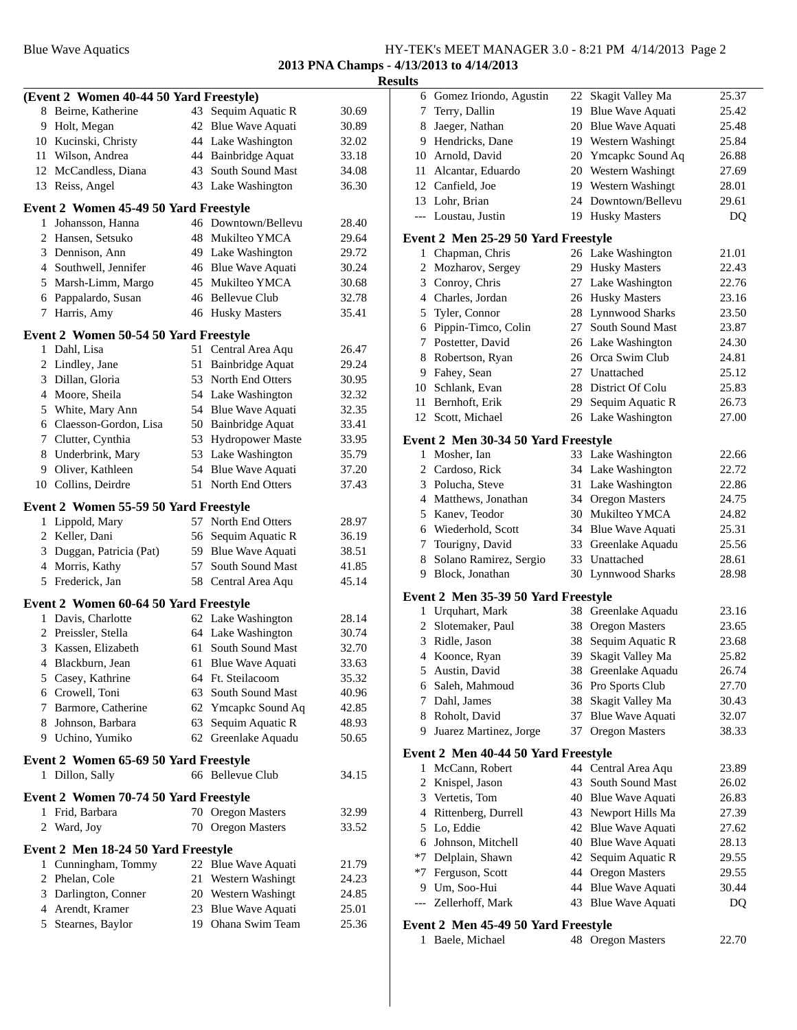2013 PNA Champs - 4/13/2013 to 4/14/2013

Results

### (Event 2 Women 40-44 50 Yard Freestyle)

| | | | | |
|---|---|---|---|---|
| 8 | Beirne, Katherine | 43 | Sequim Aquatic R | 30.69 |
| 9 | Holt, Megan | 42 | Blue Wave Aquati | 30.89 |
| 10 | Kucinski, Christy | 44 | Lake Washington | 32.02 |
| 11 | Wilson, Andrea | 44 | Bainbridge Aquat | 33.18 |
| 12 | McCandless, Diana | 43 | South Sound Mast | 34.08 |
| 13 | Reiss, Angel | 43 | Lake Washington | 36.30 |

### Event 2 Women 45-49 50 Yard Freestyle

| | | | | |
|---|---|---|---|---|
| 1 | Johansson, Hanna | 46 | Downtown/Bellevu | 28.40 |
| 2 | Hansen, Setsuko | 48 | Mukilteo YMCA | 29.64 |
| 3 | Dennison, Ann | 49 | Lake Washington | 29.72 |
| 4 | Southwell, Jennifer | 46 | Blue Wave Aquati | 30.24 |
| 5 | Marsh-Limm, Margo | 45 | Mukilteo YMCA | 30.68 |
| 6 | Pappalardo, Susan | 46 | Bellevue Club | 32.78 |
| 7 | Harris, Amy | 46 | Husky Masters | 35.41 |

### Event 2 Women 50-54 50 Yard Freestyle

| | | | | |
|---|---|---|---|---|
| 1 | Dahl, Lisa | 51 | Central Area Aqu | 26.47 |
| 2 | Lindley, Jane | 51 | Bainbridge Aquat | 29.24 |
| 3 | Dillan, Gloria | 53 | North End Otters | 30.95 |
| 4 | Moore, Sheila | 54 | Lake Washington | 32.32 |
| 5 | White, Mary Ann | 54 | Blue Wave Aquati | 32.35 |
| 6 | Claesson-Gordon, Lisa | 50 | Bainbridge Aquat | 33.41 |
| 7 | Clutter, Cynthia | 53 | Hydropower Maste | 33.95 |
| 8 | Underbrink, Mary | 53 | Lake Washington | 35.79 |
| 9 | Oliver, Kathleen | 54 | Blue Wave Aquati | 37.20 |
| 10 | Collins, Deirdre | 51 | North End Otters | 37.43 |

### Event 2 Women 55-59 50 Yard Freestyle

| | | | | |
|---|---|---|---|---|
| 1 | Lippold, Mary | 57 | North End Otters | 28.97 |
| 2 | Keller, Dani | 56 | Sequim Aquatic R | 36.19 |
| 3 | Duggan, Patricia (Pat) | 59 | Blue Wave Aquati | 38.51 |
| 4 | Morris, Kathy | 57 | South Sound Mast | 41.85 |
| 5 | Frederick, Jan | 58 | Central Area Aqu | 45.14 |

### Event 2 Women 60-64 50 Yard Freestyle

| | | | | |
|---|---|---|---|---|
| 1 | Davis, Charlotte | 62 | Lake Washington | 28.14 |
| 2 | Preissler, Stella | 64 | Lake Washington | 30.74 |
| 3 | Kassen, Elizabeth | 61 | South Sound Mast | 32.70 |
| 4 | Blackburn, Jean | 61 | Blue Wave Aquati | 33.63 |
| 5 | Casey, Kathrine | 64 | Ft. Steilacoom | 35.32 |
| 6 | Crowell, Toni | 63 | South Sound Mast | 40.96 |
| 7 | Barmore, Catherine | 62 | Ymcapkc Sound Aq | 42.85 |
| 8 | Johnson, Barbara | 63 | Sequim Aquatic R | 48.93 |
| 9 | Uchino, Yumiko | 62 | Greenlake Aquadu | 50.65 |

### Event 2 Women 65-69 50 Yard Freestyle

| | | | | |
|---|---|---|---|---|
| 1 | Dillon, Sally | 66 | Bellevue Club | 34.15 |

### Event 2 Women 70-74 50 Yard Freestyle

| | | | | |
|---|---|---|---|---|
| 1 | Frid, Barbara | 70 | Oregon Masters | 32.99 |
| 2 | Ward, Joy | 70 | Oregon Masters | 33.52 |

### Event 2 Men 18-24 50 Yard Freestyle

| | | | | |
|---|---|---|---|---|
| 1 | Cunningham, Tommy | 22 | Blue Wave Aquati | 21.79 |
| 2 | Phelan, Cole | 21 | Western Washingt | 24.23 |
| 3 | Darlington, Conner | 20 | Western Washingt | 24.85 |
| 4 | Arendt, Kramer | 23 | Blue Wave Aquati | 25.01 |
| 5 | Stearnes, Baylor | 19 | Ohana Swim Team | 25.36 |
| 6 | Gomez Iriondo, Agustin | 22 | Skagit Valley Ma | 25.37 |
| 7 | Terry, Dallin | 19 | Blue Wave Aquati | 25.42 |
| 8 | Jaeger, Nathan | 20 | Blue Wave Aquati | 25.48 |
| 9 | Hendricks, Dane | 19 | Western Washingt | 25.84 |
| 10 | Arnold, David | 20 | Ymcapkc Sound Aq | 26.88 |
| 11 | Alcantar, Eduardo | 20 | Western Washingt | 27.69 |
| 12 | Canfield, Joe | 19 | Western Washingt | 28.01 |
| 13 | Lohr, Brian | 24 | Downtown/Bellevu | 29.61 |
| --- | Loustau, Justin | 19 | Husky Masters | DQ |

### Event 2 Men 25-29 50 Yard Freestyle

| | | | | |
|---|---|---|---|---|
| 1 | Chapman, Chris | 26 | Lake Washington | 21.01 |
| 2 | Mozharov, Sergey | 29 | Husky Masters | 22.43 |
| 3 | Conroy, Chris | 27 | Lake Washington | 22.76 |
| 4 | Charles, Jordan | 26 | Husky Masters | 23.16 |
| 5 | Tyler, Connor | 28 | Lynnwood Sharks | 23.50 |
| 6 | Pippin-Timco, Colin | 27 | South Sound Mast | 23.87 |
| 7 | Postetter, David | 26 | Lake Washington | 24.30 |
| 8 | Robertson, Ryan | 26 | Orca Swim Club | 24.81 |
| 9 | Fahey, Sean | 27 | Unattached | 25.12 |
| 10 | Schlank, Evan | 28 | District Of Colu | 25.83 |
| 11 | Bernhoft, Erik | 29 | Sequim Aquatic R | 26.73 |
| 12 | Scott, Michael | 26 | Lake Washington | 27.00 |

### Event 2 Men 30-34 50 Yard Freestyle

| | | | | |
|---|---|---|---|---|
| 1 | Mosher, Ian | 33 | Lake Washington | 22.66 |
| 2 | Cardoso, Rick | 34 | Lake Washington | 22.72 |
| 3 | Polucha, Steve | 31 | Lake Washington | 22.86 |
| 4 | Matthews, Jonathan | 34 | Oregon Masters | 24.75 |
| 5 | Kanev, Teodor | 30 | Mukilteo YMCA | 24.82 |
| 6 | Wiederhold, Scott | 34 | Blue Wave Aquati | 25.31 |
| 7 | Tourigny, David | 33 | Greenlake Aquadu | 25.56 |
| 8 | Solano Ramirez, Sergio | 33 | Unattached | 28.61 |
| 9 | Block, Jonathan | 30 | Lynnwood Sharks | 28.98 |

### Event 2 Men 35-39 50 Yard Freestyle

| | | | | |
|---|---|---|---|---|
| 1 | Urquhart, Mark | 38 | Greenlake Aquadu | 23.16 |
| 2 | Slotemaker, Paul | 38 | Oregon Masters | 23.65 |
| 3 | Ridle, Jason | 38 | Sequim Aquatic R | 23.68 |
| 4 | Koonce, Ryan | 39 | Skagit Valley Ma | 25.82 |
| 5 | Austin, David | 38 | Greenlake Aquadu | 26.74 |
| 6 | Saleh, Mahmoud | 36 | Pro Sports Club | 27.70 |
| 7 | Dahl, James | 38 | Skagit Valley Ma | 30.43 |
| 8 | Roholt, David | 37 | Blue Wave Aquati | 32.07 |
| 9 | Juarez Martinez, Jorge | 37 | Oregon Masters | 38.33 |

### Event 2 Men 40-44 50 Yard Freestyle

| | | | | |
|---|---|---|---|---|
| 1 | McCann, Robert | 44 | Central Area Aqu | 23.89 |
| 2 | Knispel, Jason | 43 | South Sound Mast | 26.02 |
| 3 | Vertetis, Tom | 40 | Blue Wave Aquati | 26.83 |
| 4 | Rittenberg, Durrell | 43 | Newport Hills Ma | 27.39 |
| 5 | Lo, Eddie | 42 | Blue Wave Aquati | 27.62 |
| 6 | Johnson, Mitchell | 40 | Blue Wave Aquati | 28.13 |
| *7 | Delplain, Shawn | 42 | Sequim Aquatic R | 29.55 |
| *7 | Ferguson, Scott | 44 | Oregon Masters | 29.55 |
| 9 | Um, Soo-Hui | 44 | Blue Wave Aquati | 30.44 |
| --- | Zellerhoff, Mark | 43 | Blue Wave Aquati | DQ |

### Event 2 Men 45-49 50 Yard Freestyle

| | | | | |
|---|---|---|---|---|
| 1 | Baele, Michael | 48 | Oregon Masters | 22.70 |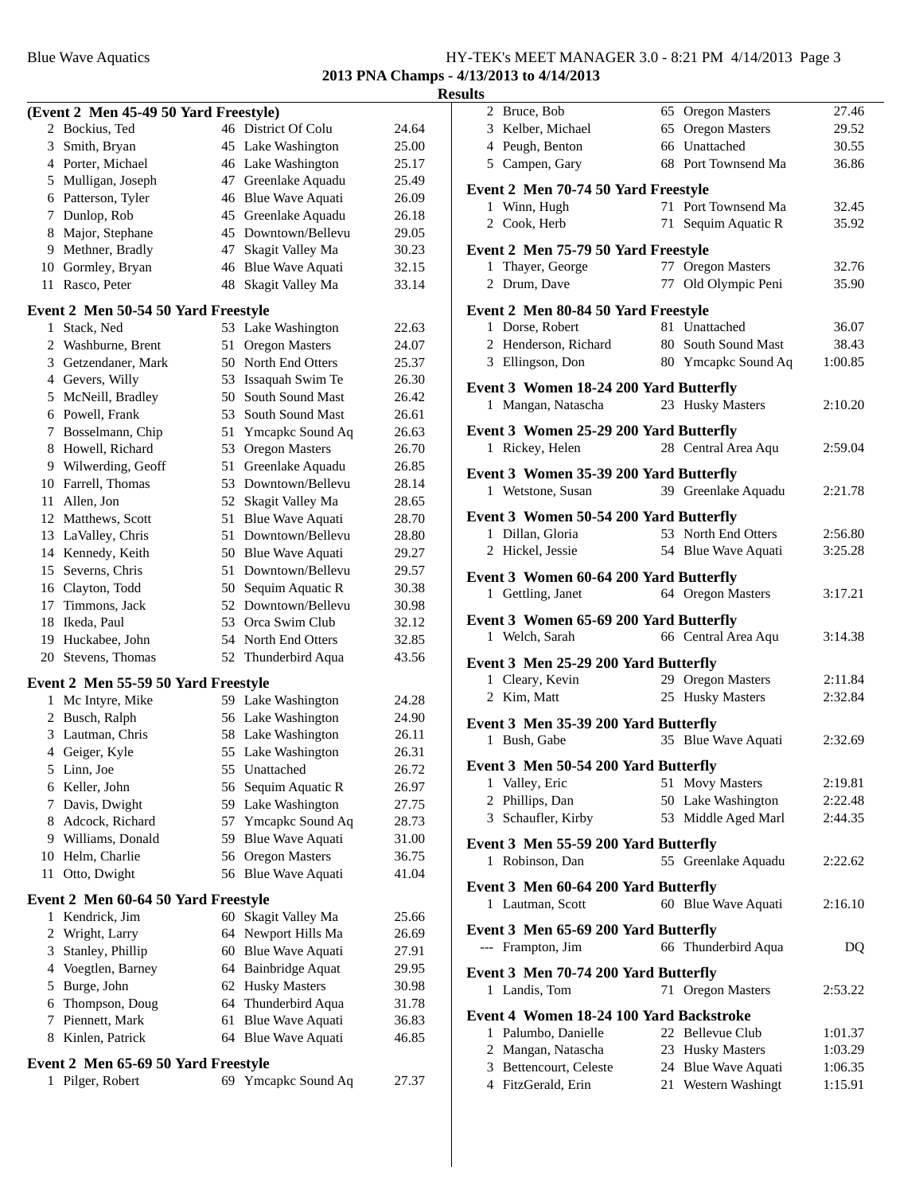## Results

### (Event 2 Men 45-49 50 Yard Freestyle)

| Place | Name | Age | Team | Time |
|---|---|---|---|---|
| 2 | Bockius, Ted | 46 | District Of Colu | 24.64 |
| 3 | Smith, Bryan | 45 | Lake Washington | 25.00 |
| 4 | Porter, Michael | 46 | Lake Washington | 25.17 |
| 5 | Mulligan, Joseph | 47 | Greenlake Aquadu | 25.49 |
| 6 | Patterson, Tyler | 46 | Blue Wave Aquati | 26.09 |
| 7 | Dunlop, Rob | 45 | Greenlake Aquadu | 26.18 |
| 8 | Major, Stephane | 45 | Downtown/Bellevu | 29.05 |
| 9 | Methner, Bradly | 47 | Skagit Valley Ma | 30.23 |
| 10 | Gormley, Bryan | 46 | Blue Wave Aquati | 32.15 |
| 11 | Rasco, Peter | 48 | Skagit Valley Ma | 33.14 |

### Event 2 Men 50-54 50 Yard Freestyle

| Place | Name | Age | Team | Time |
|---|---|---|---|---|
| 1 | Stack, Ned | 53 | Lake Washington | 22.63 |
| 2 | Washburne, Brent | 51 | Oregon Masters | 24.07 |
| 3 | Getzendaner, Mark | 50 | North End Otters | 25.37 |
| 4 | Gevers, Willy | 53 | Issaquah Swim Te | 26.30 |
| 5 | McNeill, Bradley | 50 | South Sound Mast | 26.42 |
| 6 | Powell, Frank | 53 | South Sound Mast | 26.61 |
| 7 | Bosselmann, Chip | 51 | Ymcapkc Sound Aq | 26.63 |
| 8 | Howell, Richard | 53 | Oregon Masters | 26.70 |
| 9 | Wilwerding, Geoff | 51 | Greenlake Aquadu | 26.85 |
| 10 | Farrell, Thomas | 53 | Downtown/Bellevu | 28.14 |
| 11 | Allen, Jon | 52 | Skagit Valley Ma | 28.65 |
| 12 | Matthews, Scott | 51 | Blue Wave Aquati | 28.70 |
| 13 | LaValley, Chris | 51 | Downtown/Bellevu | 28.80 |
| 14 | Kennedy, Keith | 50 | Blue Wave Aquati | 29.27 |
| 15 | Severns, Chris | 51 | Downtown/Bellevu | 29.57 |
| 16 | Clayton, Todd | 50 | Sequim Aquatic R | 30.38 |
| 17 | Timmons, Jack | 52 | Downtown/Bellevu | 30.98 |
| 18 | Ikeda, Paul | 53 | Orca Swim Club | 32.12 |
| 19 | Huckabee, John | 54 | North End Otters | 32.85 |
| 20 | Stevens, Thomas | 52 | Thunderbird Aqua | 43.56 |

### Event 2 Men 55-59 50 Yard Freestyle

| Place | Name | Age | Team | Time |
|---|---|---|---|---|
| 1 | Mc Intyre, Mike | 59 | Lake Washington | 24.28 |
| 2 | Busch, Ralph | 56 | Lake Washington | 24.90 |
| 3 | Lautman, Chris | 58 | Lake Washington | 26.11 |
| 4 | Geiger, Kyle | 55 | Lake Washington | 26.31 |
| 5 | Linn, Joe | 55 | Unattached | 26.72 |
| 6 | Keller, John | 56 | Sequim Aquatic R | 26.97 |
| 7 | Davis, Dwight | 59 | Lake Washington | 27.75 |
| 8 | Adcock, Richard | 57 | Ymcapkc Sound Aq | 28.73 |
| 9 | Williams, Donald | 59 | Blue Wave Aquati | 31.00 |
| 10 | Helm, Charlie | 56 | Oregon Masters | 36.75 |
| 11 | Otto, Dwight | 56 | Blue Wave Aquati | 41.04 |

### Event 2 Men 60-64 50 Yard Freestyle

| Place | Name | Age | Team | Time |
|---|---|---|---|---|
| 1 | Kendrick, Jim | 60 | Skagit Valley Ma | 25.66 |
| 2 | Wright, Larry | 64 | Newport Hills Ma | 26.69 |
| 3 | Stanley, Phillip | 60 | Blue Wave Aquati | 27.91 |
| 4 | Voegtlen, Barney | 64 | Bainbridge Aquat | 29.95 |
| 5 | Burge, John | 62 | Husky Masters | 30.98 |
| 6 | Thompson, Doug | 64 | Thunderbird Aqua | 31.78 |
| 7 | Piennett, Mark | 61 | Blue Wave Aquati | 36.83 |
| 8 | Kinlen, Patrick | 64 | Blue Wave Aquati | 46.85 |

### Event 2 Men 65-69 50 Yard Freestyle

| Place | Name | Age | Team | Time |
|---|---|---|---|---|
| 1 | Pilger, Robert | 69 | Ymcapkc Sound Aq | 27.37 |
| 2 | Bruce, Bob | 65 | Oregon Masters | 27.46 |
| 3 | Kelber, Michael | 65 | Oregon Masters | 29.52 |
| 4 | Peugh, Benton | 66 | Unattached | 30.55 |
| 5 | Campen, Gary | 68 | Port Townsend Ma | 36.86 |

### Event 2 Men 70-74 50 Yard Freestyle

| Place | Name | Age | Team | Time |
|---|---|---|---|---|
| 1 | Winn, Hugh | 71 | Port Townsend Ma | 32.45 |
| 2 | Cook, Herb | 71 | Sequim Aquatic R | 35.92 |

### Event 2 Men 75-79 50 Yard Freestyle

| Place | Name | Age | Team | Time |
|---|---|---|---|---|
| 1 | Thayer, George | 77 | Oregon Masters | 32.76 |
| 2 | Drum, Dave | 77 | Old Olympic Peni | 35.90 |

### Event 2 Men 80-84 50 Yard Freestyle

| Place | Name | Age | Team | Time |
|---|---|---|---|---|
| 1 | Dorse, Robert | 81 | Unattached | 36.07 |
| 2 | Henderson, Richard | 80 | South Sound Mast | 38.43 |
| 3 | Ellingson, Don | 80 | Ymcapkc Sound Aq | 1:00.85 |

### Event 3 Women 18-24 200 Yard Butterfly

| Place | Name | Age | Team | Time |
|---|---|---|---|---|
| 1 | Mangan, Natascha | 23 | Husky Masters | 2:10.20 |

### Event 3 Women 25-29 200 Yard Butterfly

| Place | Name | Age | Team | Time |
|---|---|---|---|---|
| 1 | Rickey, Helen | 28 | Central Area Aqu | 2:59.04 |

### Event 3 Women 35-39 200 Yard Butterfly

| Place | Name | Age | Team | Time |
|---|---|---|---|---|
| 1 | Wetstone, Susan | 39 | Greenlake Aquadu | 2:21.78 |

### Event 3 Women 50-54 200 Yard Butterfly

| Place | Name | Age | Team | Time |
|---|---|---|---|---|
| 1 | Dillan, Gloria | 53 | North End Otters | 2:56.80 |
| 2 | Hickel, Jessie | 54 | Blue Wave Aquati | 3:25.28 |

### Event 3 Women 60-64 200 Yard Butterfly

| Place | Name | Age | Team | Time |
|---|---|---|---|---|
| 1 | Gettling, Janet | 64 | Oregon Masters | 3:17.21 |

### Event 3 Women 65-69 200 Yard Butterfly

| Place | Name | Age | Team | Time |
|---|---|---|---|---|
| 1 | Welch, Sarah | 66 | Central Area Aqu | 3:14.38 |

### Event 3 Men 25-29 200 Yard Butterfly

| Place | Name | Age | Team | Time |
|---|---|---|---|---|
| 1 | Cleary, Kevin | 29 | Oregon Masters | 2:11.84 |
| 2 | Kim, Matt | 25 | Husky Masters | 2:32.84 |

### Event 3 Men 35-39 200 Yard Butterfly

| Place | Name | Age | Team | Time |
|---|---|---|---|---|
| 1 | Bush, Gabe | 35 | Blue Wave Aquati | 2:32.69 |

### Event 3 Men 50-54 200 Yard Butterfly

| Place | Name | Age | Team | Time |
|---|---|---|---|---|
| 1 | Valley, Eric | 51 | Movy Masters | 2:19.81 |
| 2 | Phillips, Dan | 50 | Lake Washington | 2:22.48 |
| 3 | Schaufler, Kirby | 53 | Middle Aged Marl | 2:44.35 |

### Event 3 Men 55-59 200 Yard Butterfly

| Place | Name | Age | Team | Time |
|---|---|---|---|---|
| 1 | Robinson, Dan | 55 | Greenlake Aquadu | 2:22.62 |

### Event 3 Men 60-64 200 Yard Butterfly

| Place | Name | Age | Team | Time |
|---|---|---|---|---|
| 1 | Lautman, Scott | 60 | Blue Wave Aquati | 2:16.10 |

### Event 3 Men 65-69 200 Yard Butterfly

| Place | Name | Age | Team | Time |
|---|---|---|---|---|
| --- | Frampton, Jim | 66 | Thunderbird Aqua | DQ |

### Event 3 Men 70-74 200 Yard Butterfly

| Place | Name | Age | Team | Time |
|---|---|---|---|---|
| 1 | Landis, Tom | 71 | Oregon Masters | 2:53.22 |

### Event 4 Women 18-24 100 Yard Backstroke

| Place | Name | Age | Team | Time |
|---|---|---|---|---|
| 1 | Palumbo, Danielle | 22 | Bellevue Club | 1:01.37 |
| 2 | Mangan, Natascha | 23 | Husky Masters | 1:03.29 |
| 3 | Bettencourt, Celeste | 24 | Blue Wave Aquati | 1:06.35 |
| 4 | FitzGerald, Erin | 21 | Western Washingt | 1:15.91 |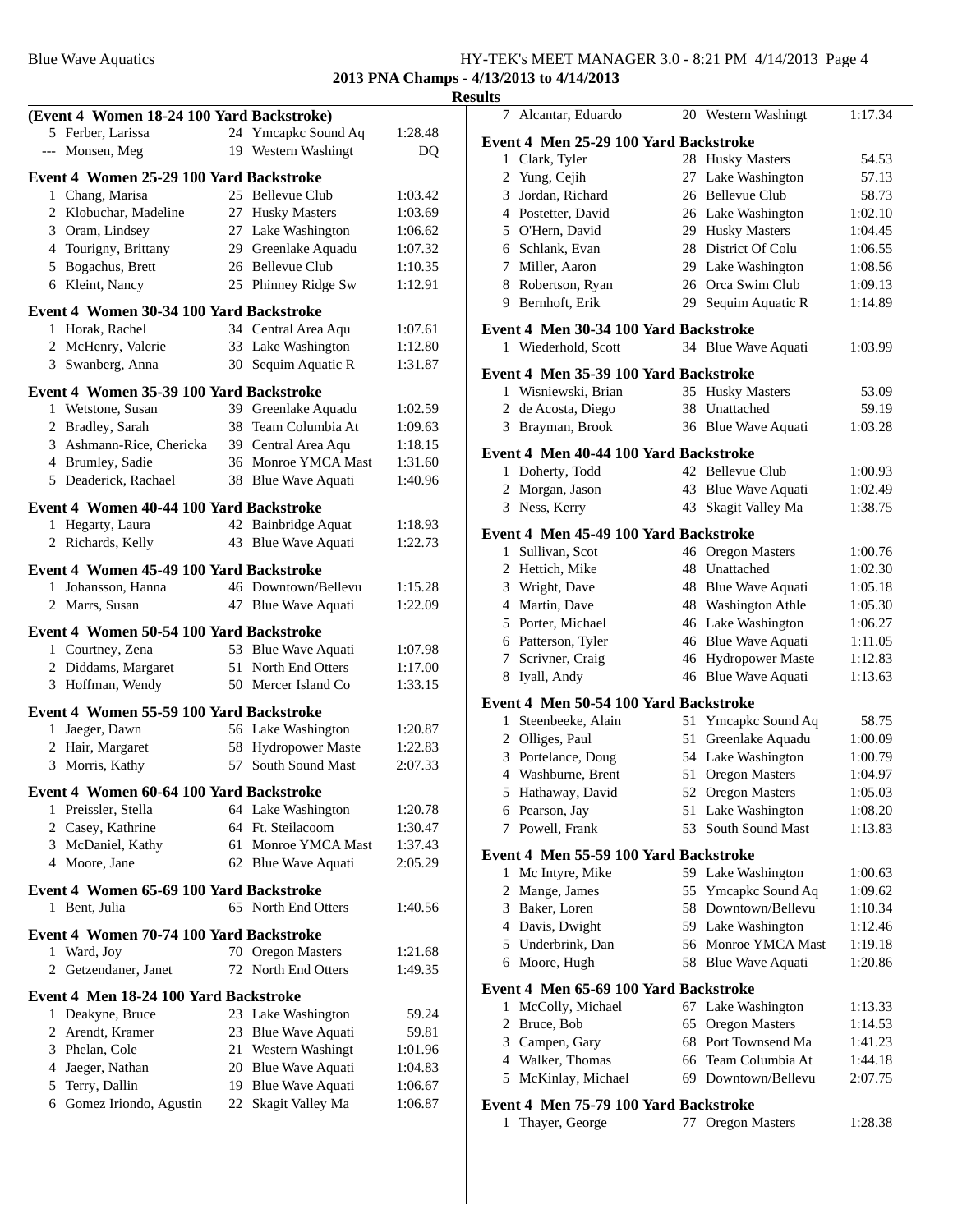## Results

**(Event 4 Women 18-24 100 Yard Backstroke)**

| | | | | |
|---|---|---|---|---|
| 5 | Ferber, Larissa | 24 | Ymcapkc Sound Aq | 1:28.48 |
| --- | Monsen, Meg | 19 | Western Washingt | DQ |

**Event 4 Women 25-29 100 Yard Backstroke**

| | | | | |
|---|---|---|---|---|
| 1 | Chang, Marisa | 25 | Bellevue Club | 1:03.42 |
| 2 | Klobuchar, Madeline | 27 | Husky Masters | 1:03.69 |
| 3 | Oram, Lindsey | 27 | Lake Washington | 1:06.62 |
| 4 | Tourigny, Brittany | 29 | Greenlake Aquadu | 1:07.32 |
| 5 | Bogachus, Brett | 26 | Bellevue Club | 1:10.35 |
| 6 | Kleint, Nancy | 25 | Phinney Ridge Sw | 1:12.91 |

**Event 4 Women 30-34 100 Yard Backstroke**

| | | | | |
|---|---|---|---|---|
| 1 | Horak, Rachel | 34 | Central Area Aqu | 1:07.61 |
| 2 | McHenry, Valerie | 33 | Lake Washington | 1:12.80 |
| 3 | Swanberg, Anna | 30 | Sequim Aquatic R | 1:31.87 |

**Event 4 Women 35-39 100 Yard Backstroke**

| | | | | |
|---|---|---|---|---|
| 1 | Wetstone, Susan | 39 | Greenlake Aquadu | 1:02.59 |
| 2 | Bradley, Sarah | 38 | Team Columbia At | 1:09.63 |
| 3 | Ashmann-Rice, Chericka | 39 | Central Area Aqu | 1:18.15 |
| 4 | Brumley, Sadie | 36 | Monroe YMCA Mast | 1:31.60 |
| 5 | Deaderick, Rachael | 38 | Blue Wave Aquati | 1:40.96 |

**Event 4 Women 40-44 100 Yard Backstroke**

| | | | | |
|---|---|---|---|---|
| 1 | Hegarty, Laura | 42 | Bainbridge Aquat | 1:18.93 |
| 2 | Richards, Kelly | 43 | Blue Wave Aquati | 1:22.73 |

**Event 4 Women 45-49 100 Yard Backstroke**

| | | | | |
|---|---|---|---|---|
| 1 | Johansson, Hanna | 46 | Downtown/Bellevu | 1:15.28 |
| 2 | Marrs, Susan | 47 | Blue Wave Aquati | 1:22.09 |

**Event 4 Women 50-54 100 Yard Backstroke**

| | | | | |
|---|---|---|---|---|
| 1 | Courtney, Zena | 53 | Blue Wave Aquati | 1:07.98 |
| 2 | Diddams, Margaret | 51 | North End Otters | 1:17.00 |
| 3 | Hoffman, Wendy | 50 | Mercer Island Co | 1:33.15 |

**Event 4 Women 55-59 100 Yard Backstroke**

| | | | | |
|---|---|---|---|---|
| 1 | Jaeger, Dawn | 56 | Lake Washington | 1:20.87 |
| 2 | Hair, Margaret | 58 | Hydropower Maste | 1:22.83 |
| 3 | Morris, Kathy | 57 | South Sound Mast | 2:07.33 |

**Event 4 Women 60-64 100 Yard Backstroke**

| | | | | |
|---|---|---|---|---|
| 1 | Preissler, Stella | 64 | Lake Washington | 1:20.78 |
| 2 | Casey, Kathrine | 64 | Ft. Steilacoom | 1:30.47 |
| 3 | McDaniel, Kathy | 61 | Monroe YMCA Mast | 1:37.43 |
| 4 | Moore, Jane | 62 | Blue Wave Aquati | 2:05.29 |

**Event 4 Women 65-69 100 Yard Backstroke**

| | | | | |
|---|---|---|---|---|
| 1 | Bent, Julia | 65 | North End Otters | 1:40.56 |

**Event 4 Women 70-74 100 Yard Backstroke**

| | | | | |
|---|---|---|---|---|
| 1 | Ward, Joy | 70 | Oregon Masters | 1:21.68 |
| 2 | Getzendaner, Janet | 72 | North End Otters | 1:49.35 |

**Event 4 Men 18-24 100 Yard Backstroke**

| | | | | |
|---|---|---|---|---|
| 1 | Deakyne, Bruce | 23 | Lake Washington | 59.24 |
| 2 | Arendt, Kramer | 23 | Blue Wave Aquati | 59.81 |
| 3 | Phelan, Cole | 21 | Western Washingt | 1:01.96 |
| 4 | Jaeger, Nathan | 20 | Blue Wave Aquati | 1:04.83 |
| 5 | Terry, Dallin | 19 | Blue Wave Aquati | 1:06.67 |
| 6 | Gomez Iriondo, Agustin | 22 | Skagit Valley Ma | 1:06.87 |
| 7 | Alcantar, Eduardo | 20 | Western Washingt | 1:17.34 |

**Event 4 Men 25-29 100 Yard Backstroke**

| | | | | |
|---|---|---|---|---|
| 1 | Clark, Tyler | 28 | Husky Masters | 54.53 |
| 2 | Yung, Cejih | 27 | Lake Washington | 57.13 |
| 3 | Jordan, Richard | 26 | Bellevue Club | 58.73 |
| 4 | Postetter, David | 26 | Lake Washington | 1:02.10 |
| 5 | O'Hern, David | 29 | Husky Masters | 1:04.45 |
| 6 | Schlank, Evan | 28 | District Of Colu | 1:06.55 |
| 7 | Miller, Aaron | 29 | Lake Washington | 1:08.56 |
| 8 | Robertson, Ryan | 26 | Orca Swim Club | 1:09.13 |
| 9 | Bernhoft, Erik | 29 | Sequim Aquatic R | 1:14.89 |

**Event 4 Men 30-34 100 Yard Backstroke**

| | | | | |
|---|---|---|---|---|
| 1 | Wiederhold, Scott | 34 | Blue Wave Aquati | 1:03.99 |

**Event 4 Men 35-39 100 Yard Backstroke**

| | | | | |
|---|---|---|---|---|
| 1 | Wisniewski, Brian | 35 | Husky Masters | 53.09 |
| 2 | de Acosta, Diego | 38 | Unattached | 59.19 |
| 3 | Brayman, Brook | 36 | Blue Wave Aquati | 1:03.28 |

**Event 4 Men 40-44 100 Yard Backstroke**

| | | | | |
|---|---|---|---|---|
| 1 | Doherty, Todd | 42 | Bellevue Club | 1:00.93 |
| 2 | Morgan, Jason | 43 | Blue Wave Aquati | 1:02.49 |
| 3 | Ness, Kerry | 43 | Skagit Valley Ma | 1:38.75 |

**Event 4 Men 45-49 100 Yard Backstroke**

| | | | | |
|---|---|---|---|---|
| 1 | Sullivan, Scot | 46 | Oregon Masters | 1:00.76 |
| 2 | Hettich, Mike | 48 | Unattached | 1:02.30 |
| 3 | Wright, Dave | 48 | Blue Wave Aquati | 1:05.18 |
| 4 | Martin, Dave | 48 | Washington Athle | 1:05.30 |
| 5 | Porter, Michael | 46 | Lake Washington | 1:06.27 |
| 6 | Patterson, Tyler | 46 | Blue Wave Aquati | 1:11.05 |
| 7 | Scrivner, Craig | 46 | Hydropower Maste | 1:12.83 |
| 8 | Iyall, Andy | 46 | Blue Wave Aquati | 1:13.63 |

**Event 4 Men 50-54 100 Yard Backstroke**

| | | | | |
|---|---|---|---|---|
| 1 | Steenbeeke, Alain | 51 | Ymcapkc Sound Aq | 58.75 |
| 2 | Olliges, Paul | 51 | Greenlake Aquadu | 1:00.09 |
| 3 | Portelance, Doug | 54 | Lake Washington | 1:00.79 |
| 4 | Washburne, Brent | 51 | Oregon Masters | 1:04.97 |
| 5 | Hathaway, David | 52 | Oregon Masters | 1:05.03 |
| 6 | Pearson, Jay | 51 | Lake Washington | 1:08.20 |
| 7 | Powell, Frank | 53 | South Sound Mast | 1:13.83 |

**Event 4 Men 55-59 100 Yard Backstroke**

| | | | | |
|---|---|---|---|---|
| 1 | Mc Intyre, Mike | 59 | Lake Washington | 1:00.63 |
| 2 | Mange, James | 55 | Ymcapkc Sound Aq | 1:09.62 |
| 3 | Baker, Loren | 58 | Downtown/Bellevu | 1:10.34 |
| 4 | Davis, Dwight | 59 | Lake Washington | 1:12.46 |
| 5 | Underbrink, Dan | 56 | Monroe YMCA Mast | 1:19.18 |
| 6 | Moore, Hugh | 58 | Blue Wave Aquati | 1:20.86 |

**Event 4 Men 65-69 100 Yard Backstroke**

| | | | | |
|---|---|---|---|---|
| 1 | McColly, Michael | 67 | Lake Washington | 1:13.33 |
| 2 | Bruce, Bob | 65 | Oregon Masters | 1:14.53 |
| 3 | Campen, Gary | 68 | Port Townsend Ma | 1:41.23 |
| 4 | Walker, Thomas | 66 | Team Columbia At | 1:44.18 |
| 5 | McKinlay, Michael | 69 | Downtown/Bellevu | 2:07.75 |

**Event 4 Men 75-79 100 Yard Backstroke**

| | | | | |
|---|---|---|---|---|
| 1 | Thayer, George | 77 | Oregon Masters | 1:28.38 |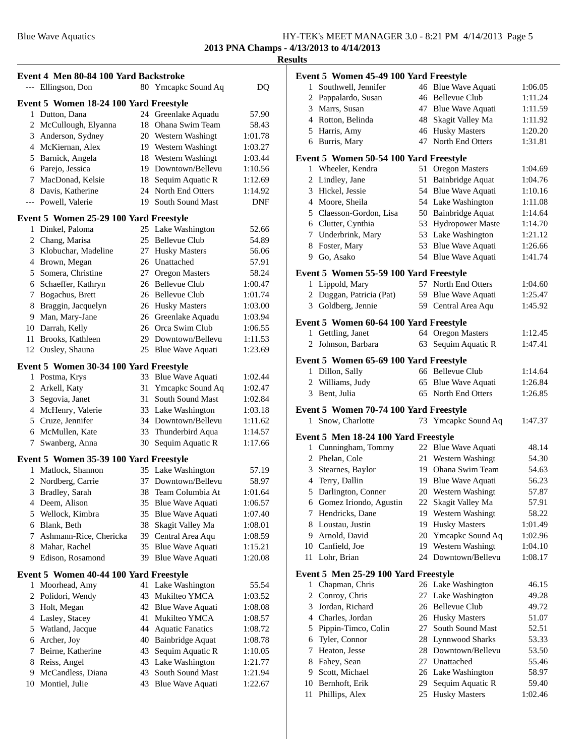**Results**

### Event 4 Men 80-84 100 Yard Backstroke

| | | | | |
|---|---|---|---|---|
| --- | Ellingson, Don | 80 | Ymcapkc Sound Aq | DQ |

### Event 5 Women 18-24 100 Yard Freestyle

| | | | | |
|---|---|---|---|---|
| 1 | Dutton, Dana | 24 | Greenlake Aquadu | 57.90 |
| 2 | McCullough, Elyanna | 18 | Ohana Swim Team | 58.43 |
| 3 | Anderson, Sydney | 20 | Western Washingt | 1:01.78 |
| 4 | McKiernan, Alex | 19 | Western Washingt | 1:03.27 |
| 5 | Barnick, Angela | 18 | Western Washingt | 1:03.44 |
| 6 | Parejo, Jessica | 19 | Downtown/Bellevu | 1:10.56 |
| 7 | MacDonad, Kelsie | 18 | Sequim Aquatic R | 1:12.69 |
| 8 | Davis, Katherine | 24 | North End Otters | 1:14.92 |
| --- | Powell, Valerie | 19 | South Sound Mast | DNF |

### Event 5 Women 25-29 100 Yard Freestyle

| | | | | |
|---|---|---|---|---|
| 1 | Dinkel, Paloma | 25 | Lake Washington | 52.66 |
| 2 | Chang, Marisa | 25 | Bellevue Club | 54.89 |
| 3 | Klobuchar, Madeline | 27 | Husky Masters | 56.06 |
| 4 | Brown, Megan | 26 | Unattached | 57.91 |
| 5 | Somera, Christine | 27 | Oregon Masters | 58.24 |
| 6 | Schaeffer, Kathryn | 26 | Bellevue Club | 1:00.47 |
| 7 | Bogachus, Brett | 26 | Bellevue Club | 1:01.74 |
| 8 | Braggin, Jacquelyn | 26 | Husky Masters | 1:03.00 |
| 9 | Man, Mary-Jane | 26 | Greenlake Aquadu | 1:03.94 |
| 10 | Darrah, Kelly | 26 | Orca Swim Club | 1:06.55 |
| 11 | Brooks, Kathleen | 29 | Downtown/Bellevu | 1:11.53 |
| 12 | Ousley, Shauna | 25 | Blue Wave Aquati | 1:23.69 |

### Event 5 Women 30-34 100 Yard Freestyle

| | | | | |
|---|---|---|---|---|
| 1 | Postma, Krys | 33 | Blue Wave Aquati | 1:02.44 |
| 2 | Arkell, Katy | 31 | Ymcapkc Sound Aq | 1:02.47 |
| 3 | Segovia, Janet | 31 | South Sound Mast | 1:02.84 |
| 4 | McHenry, Valerie | 33 | Lake Washington | 1:03.18 |
| 5 | Cruze, Jennifer | 34 | Downtown/Bellevu | 1:11.62 |
| 6 | McMullen, Kate | 33 | Thunderbird Aqua | 1:14.57 |
| 7 | Swanberg, Anna | 30 | Sequim Aquatic R | 1:17.66 |

### Event 5 Women 35-39 100 Yard Freestyle

| | | | | |
|---|---|---|---|---|
| 1 | Matlock, Shannon | 35 | Lake Washington | 57.19 |
| 2 | Nordberg, Carrie | 37 | Downtown/Bellevu | 58.97 |
| 3 | Bradley, Sarah | 38 | Team Columbia At | 1:01.64 |
| 4 | Deem, Alison | 35 | Blue Wave Aquati | 1:06.57 |
| 5 | Wellock, Kimbra | 35 | Blue Wave Aquati | 1:07.40 |
| 6 | Blank, Beth | 38 | Skagit Valley Ma | 1:08.01 |
| 7 | Ashmann-Rice, Chericka | 39 | Central Area Aqu | 1:08.59 |
| 8 | Mahar, Rachel | 35 | Blue Wave Aquati | 1:15.21 |
| 9 | Edison, Rosamond | 39 | Blue Wave Aquati | 1:20.08 |

### Event 5 Women 40-44 100 Yard Freestyle

| | | | | |
|---|---|---|---|---|
| 1 | Moorhead, Amy | 41 | Lake Washington | 55.54 |
| 2 | Polidori, Wendy | 43 | Mukilteo YMCA | 1:03.52 |
| 3 | Holt, Megan | 42 | Blue Wave Aquati | 1:08.08 |
| 4 | Lasley, Stacey | 41 | Mukilteo YMCA | 1:08.57 |
| 5 | Watland, Jacque | 44 | Aquatic Fanatics | 1:08.72 |
| 6 | Archer, Joy | 40 | Bainbridge Aquat | 1:08.78 |
| 7 | Beirne, Katherine | 43 | Sequim Aquatic R | 1:10.05 |
| 8 | Reiss, Angel | 43 | Lake Washington | 1:21.77 |
| 9 | McCandless, Diana | 43 | South Sound Mast | 1:21.94 |
| 10 | Montiel, Julie | 43 | Blue Wave Aquati | 1:22.67 |

### Event 5 Women 45-49 100 Yard Freestyle

| | | | | |
|---|---|---|---|---|
| 1 | Southwell, Jennifer | 46 | Blue Wave Aquati | 1:06.05 |
| 2 | Pappalardo, Susan | 46 | Bellevue Club | 1:11.24 |
| 3 | Marrs, Susan | 47 | Blue Wave Aquati | 1:11.59 |
| 4 | Rotton, Belinda | 48 | Skagit Valley Ma | 1:11.92 |
| 5 | Harris, Amy | 46 | Husky Masters | 1:20.20 |
| 6 | Burris, Mary | 47 | North End Otters | 1:31.81 |

### Event 5 Women 50-54 100 Yard Freestyle

| | | | | |
|---|---|---|---|---|
| 1 | Wheeler, Kendra | 51 | Oregon Masters | 1:04.69 |
| 2 | Lindley, Jane | 51 | Bainbridge Aquat | 1:04.76 |
| 3 | Hickel, Jessie | 54 | Blue Wave Aquati | 1:10.16 |
| 4 | Moore, Sheila | 54 | Lake Washington | 1:11.08 |
| 5 | Claesson-Gordon, Lisa | 50 | Bainbridge Aquat | 1:14.64 |
| 6 | Clutter, Cynthia | 53 | Hydropower Maste | 1:14.70 |
| 7 | Underbrink, Mary | 53 | Lake Washington | 1:21.12 |
| 8 | Foster, Mary | 53 | Blue Wave Aquati | 1:26.66 |
| 9 | Go, Asako | 54 | Blue Wave Aquati | 1:41.74 |

### Event 5 Women 55-59 100 Yard Freestyle

| | | | | |
|---|---|---|---|---|
| 1 | Lippold, Mary | 57 | North End Otters | 1:04.60 |
| 2 | Duggan, Patricia (Pat) | 59 | Blue Wave Aquati | 1:25.47 |
| 3 | Goldberg, Jennie | 59 | Central Area Aqu | 1:45.92 |

### Event 5 Women 60-64 100 Yard Freestyle

| | | | | |
|---|---|---|---|---|
| 1 | Gettling, Janet | 64 | Oregon Masters | 1:12.45 |
| 2 | Johnson, Barbara | 63 | Sequim Aquatic R | 1:47.41 |

### Event 5 Women 65-69 100 Yard Freestyle

| | | | | |
|---|---|---|---|---|
| 1 | Dillon, Sally | 66 | Bellevue Club | 1:14.64 |
| 2 | Williams, Judy | 65 | Blue Wave Aquati | 1:26.84 |
| 3 | Bent, Julia | 65 | North End Otters | 1:26.85 |

### Event 5 Women 70-74 100 Yard Freestyle

| | | | | |
|---|---|---|---|---|
| 1 | Snow, Charlotte | 73 | Ymcapkc Sound Aq | 1:47.37 |

### Event 5 Men 18-24 100 Yard Freestyle

| | | | | |
|---|---|---|---|---|
| 1 | Cunningham, Tommy | 22 | Blue Wave Aquati | 48.14 |
| 2 | Phelan, Cole | 21 | Western Washingt | 54.30 |
| 3 | Stearnes, Baylor | 19 | Ohana Swim Team | 54.63 |
| 4 | Terry, Dallin | 19 | Blue Wave Aquati | 56.23 |
| 5 | Darlington, Conner | 20 | Western Washingt | 57.87 |
| 6 | Gomez Iriondo, Agustin | 22 | Skagit Valley Ma | 57.91 |
| 7 | Hendricks, Dane | 19 | Western Washingt | 58.22 |
| 8 | Loustau, Justin | 19 | Husky Masters | 1:01.49 |
| 9 | Arnold, David | 20 | Ymcapkc Sound Aq | 1:02.96 |
| 10 | Canfield, Joe | 19 | Western Washingt | 1:04.10 |
| 11 | Lohr, Brian | 24 | Downtown/Bellevu | 1:08.17 |

### Event 5 Men 25-29 100 Yard Freestyle

| | | | | |
|---|---|---|---|---|
| 1 | Chapman, Chris | 26 | Lake Washington | 46.15 |
| 2 | Conroy, Chris | 27 | Lake Washington | 49.28 |
| 3 | Jordan, Richard | 26 | Bellevue Club | 49.72 |
| 4 | Charles, Jordan | 26 | Husky Masters | 51.07 |
| 5 | Pippin-Timco, Colin | 27 | South Sound Mast | 52.51 |
| 6 | Tyler, Connor | 28 | Lynnwood Sharks | 53.33 |
| 7 | Heaton, Jesse | 28 | Downtown/Bellevu | 53.50 |
| 8 | Fahey, Sean | 27 | Unattached | 55.46 |
| 9 | Scott, Michael | 26 | Lake Washington | 58.97 |
| 10 | Bernhoft, Erik | 29 | Sequim Aquatic R | 59.40 |
| 11 | Phillips, Alex | 25 | Husky Masters | 1:02.46 |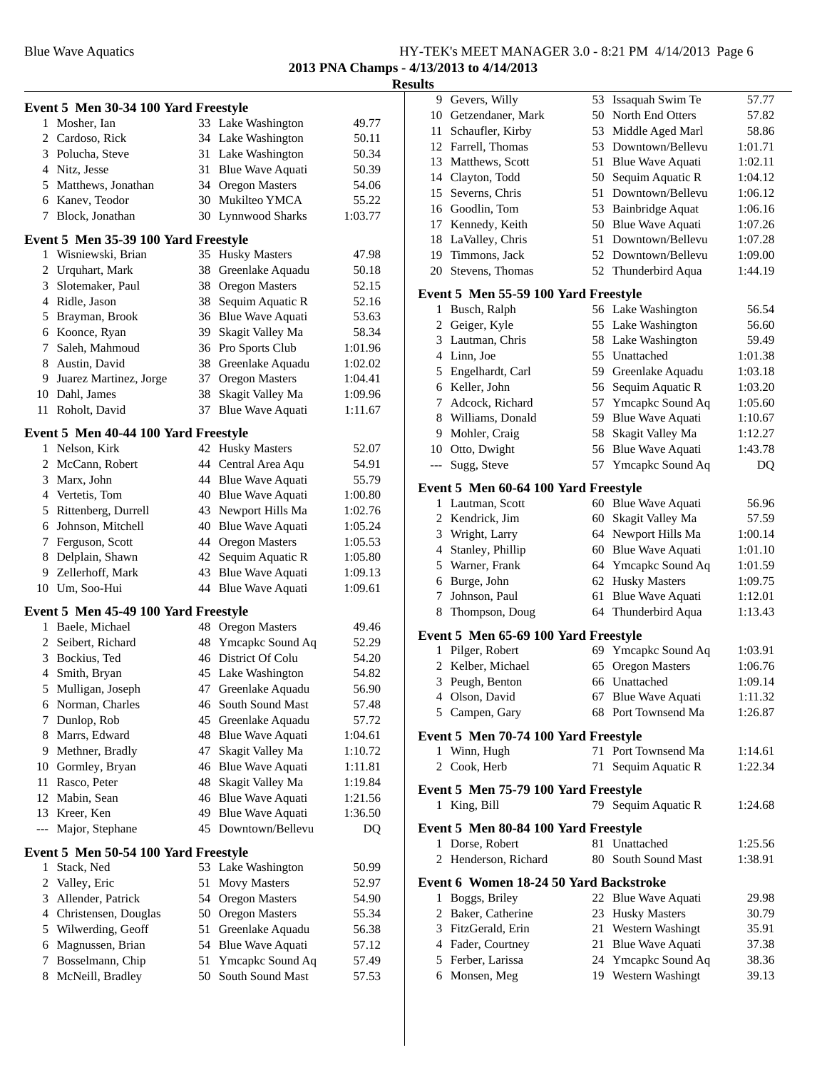## Results

### Event 5 Men 30-34 100 Yard Freestyle

| | | | | |
|---|---|---|---|---|
| 1 | Mosher, Ian | 33 | Lake Washington | 49.77 |
| 2 | Cardoso, Rick | 34 | Lake Washington | 50.11 |
| 3 | Polucha, Steve | 31 | Lake Washington | 50.34 |
| 4 | Nitz, Jesse | 31 | Blue Wave Aquati | 50.39 |
| 5 | Matthews, Jonathan | 34 | Oregon Masters | 54.06 |
| 6 | Kanev, Teodor | 30 | Mukilteo YMCA | 55.22 |
| 7 | Block, Jonathan | 30 | Lynnwood Sharks | 1:03.77 |

### Event 5 Men 35-39 100 Yard Freestyle

| | | | | |
|---|---|---|---|---|
| 1 | Wisniewski, Brian | 35 | Husky Masters | 47.98 |
| 2 | Urquhart, Mark | 38 | Greenlake Aquadu | 50.18 |
| 3 | Slotemaker, Paul | 38 | Oregon Masters | 52.15 |
| 4 | Ridle, Jason | 38 | Sequim Aquatic R | 52.16 |
| 5 | Brayman, Brook | 36 | Blue Wave Aquati | 53.63 |
| 6 | Koonce, Ryan | 39 | Skagit Valley Ma | 58.34 |
| 7 | Saleh, Mahmoud | 36 | Pro Sports Club | 1:01.96 |
| 8 | Austin, David | 38 | Greenlake Aquadu | 1:02.02 |
| 9 | Juarez Martinez, Jorge | 37 | Oregon Masters | 1:04.41 |
| 10 | Dahl, James | 38 | Skagit Valley Ma | 1:09.96 |
| 11 | Roholt, David | 37 | Blue Wave Aquati | 1:11.67 |

### Event 5 Men 40-44 100 Yard Freestyle

| | | | | |
|---|---|---|---|---|
| 1 | Nelson, Kirk | 42 | Husky Masters | 52.07 |
| 2 | McCann, Robert | 44 | Central Area Aqu | 54.91 |
| 3 | Marx, John | 44 | Blue Wave Aquati | 55.79 |
| 4 | Vertetis, Tom | 40 | Blue Wave Aquati | 1:00.80 |
| 5 | Rittenberg, Durrell | 43 | Newport Hills Ma | 1:02.76 |
| 6 | Johnson, Mitchell | 40 | Blue Wave Aquati | 1:05.24 |
| 7 | Ferguson, Scott | 44 | Oregon Masters | 1:05.53 |
| 8 | Delplain, Shawn | 42 | Sequim Aquatic R | 1:05.80 |
| 9 | Zellerhoff, Mark | 43 | Blue Wave Aquati | 1:09.13 |
| 10 | Um, Soo-Hui | 44 | Blue Wave Aquati | 1:09.61 |

### Event 5 Men 45-49 100 Yard Freestyle

| | | | | |
|---|---|---|---|---|
| 1 | Baele, Michael | 48 | Oregon Masters | 49.46 |
| 2 | Seibert, Richard | 48 | Ymcapkc Sound Aq | 52.29 |
| 3 | Bockius, Ted | 46 | District Of Colu | 54.20 |
| 4 | Smith, Bryan | 45 | Lake Washington | 54.82 |
| 5 | Mulligan, Joseph | 47 | Greenlake Aquadu | 56.90 |
| 6 | Norman, Charles | 46 | South Sound Mast | 57.48 |
| 7 | Dunlop, Rob | 45 | Greenlake Aquadu | 57.72 |
| 8 | Marrs, Edward | 48 | Blue Wave Aquati | 1:04.61 |
| 9 | Methner, Bradly | 47 | Skagit Valley Ma | 1:10.72 |
| 10 | Gormley, Bryan | 46 | Blue Wave Aquati | 1:11.81 |
| 11 | Rasco, Peter | 48 | Skagit Valley Ma | 1:19.84 |
| 12 | Mabin, Sean | 46 | Blue Wave Aquati | 1:21.56 |
| 13 | Kreer, Ken | 49 | Blue Wave Aquati | 1:36.50 |
| --- | Major, Stephane | 45 | Downtown/Bellevu | DQ |

### Event 5 Men 50-54 100 Yard Freestyle

| | | | | |
|---|---|---|---|---|
| 1 | Stack, Ned | 53 | Lake Washington | 50.99 |
| 2 | Valley, Eric | 51 | Movy Masters | 52.97 |
| 3 | Allender, Patrick | 54 | Oregon Masters | 54.90 |
| 4 | Christensen, Douglas | 50 | Oregon Masters | 55.34 |
| 5 | Wilwerding, Geoff | 51 | Greenlake Aquadu | 56.38 |
| 6 | Magnussen, Brian | 54 | Blue Wave Aquati | 57.12 |
| 7 | Bosselmann, Chip | 51 | Ymcapkc Sound Aq | 57.49 |
| 8 | McNeill, Bradley | 50 | South Sound Mast | 57.53 |
| 9 | Gevers, Willy | 53 | Issaquah Swim Te | 57.77 |
| 10 | Getzendaner, Mark | 50 | North End Otters | 57.82 |
| 11 | Schaufler, Kirby | 53 | Middle Aged Marl | 58.86 |
| 12 | Farrell, Thomas | 53 | Downtown/Bellevu | 1:01.71 |
| 13 | Matthews, Scott | 51 | Blue Wave Aquati | 1:02.11 |
| 14 | Clayton, Todd | 50 | Sequim Aquatic R | 1:04.12 |
| 15 | Severns, Chris | 51 | Downtown/Bellevu | 1:06.12 |
| 16 | Goodlin, Tom | 53 | Bainbridge Aquat | 1:06.16 |
| 17 | Kennedy, Keith | 50 | Blue Wave Aquati | 1:07.26 |
| 18 | LaValley, Chris | 51 | Downtown/Bellevu | 1:07.28 |
| 19 | Timmons, Jack | 52 | Downtown/Bellevu | 1:09.00 |
| 20 | Stevens, Thomas | 52 | Thunderbird Aqua | 1:44.19 |

### Event 5 Men 55-59 100 Yard Freestyle

| | | | | |
|---|---|---|---|---|
| 1 | Busch, Ralph | 56 | Lake Washington | 56.54 |
| 2 | Geiger, Kyle | 55 | Lake Washington | 56.60 |
| 3 | Lautman, Chris | 58 | Lake Washington | 59.49 |
| 4 | Linn, Joe | 55 | Unattached | 1:01.38 |
| 5 | Engelhardt, Carl | 59 | Greenlake Aquadu | 1:03.18 |
| 6 | Keller, John | 56 | Sequim Aquatic R | 1:03.20 |
| 7 | Adcock, Richard | 57 | Ymcapkc Sound Aq | 1:05.60 |
| 8 | Williams, Donald | 59 | Blue Wave Aquati | 1:10.67 |
| 9 | Mohler, Craig | 58 | Skagit Valley Ma | 1:12.27 |
| 10 | Otto, Dwight | 56 | Blue Wave Aquati | 1:43.78 |
| --- | Sugg, Steve | 57 | Ymcapkc Sound Aq | DQ |

### Event 5 Men 60-64 100 Yard Freestyle

| | | | | |
|---|---|---|---|---|
| 1 | Lautman, Scott | 60 | Blue Wave Aquati | 56.96 |
| 2 | Kendrick, Jim | 60 | Skagit Valley Ma | 57.59 |
| 3 | Wright, Larry | 64 | Newport Hills Ma | 1:00.14 |
| 4 | Stanley, Phillip | 60 | Blue Wave Aquati | 1:01.10 |
| 5 | Warner, Frank | 64 | Ymcapkc Sound Aq | 1:01.59 |
| 6 | Burge, John | 62 | Husky Masters | 1:09.75 |
| 7 | Johnson, Paul | 61 | Blue Wave Aquati | 1:12.01 |
| 8 | Thompson, Doug | 64 | Thunderbird Aqua | 1:13.43 |

### Event 5 Men 65-69 100 Yard Freestyle

| | | | | |
|---|---|---|---|---|
| 1 | Pilger, Robert | 69 | Ymcapkc Sound Aq | 1:03.91 |
| 2 | Kelber, Michael | 65 | Oregon Masters | 1:06.76 |
| 3 | Peugh, Benton | 66 | Unattached | 1:09.14 |
| 4 | Olson, David | 67 | Blue Wave Aquati | 1:11.32 |
| 5 | Campen, Gary | 68 | Port Townsend Ma | 1:26.87 |

### Event 5 Men 70-74 100 Yard Freestyle

| | | | | |
|---|---|---|---|---|
| 1 | Winn, Hugh | 71 | Port Townsend Ma | 1:14.61 |
| 2 | Cook, Herb | 71 | Sequim Aquatic R | 1:22.34 |

### Event 5 Men 75-79 100 Yard Freestyle

| | | | | |
|---|---|---|---|---|
| 1 | King, Bill | 79 | Sequim Aquatic R | 1:24.68 |

### Event 5 Men 80-84 100 Yard Freestyle

| | | | | |
|---|---|---|---|---|
| 1 | Dorse, Robert | 81 | Unattached | 1:25.56 |
| 2 | Henderson, Richard | 80 | South Sound Mast | 1:38.91 |

### Event 6 Women 18-24 50 Yard Backstroke

| | | | | |
|---|---|---|---|---|
| 1 | Boggs, Briley | 22 | Blue Wave Aquati | 29.98 |
| 2 | Baker, Catherine | 23 | Husky Masters | 30.79 |
| 3 | FitzGerald, Erin | 21 | Western Washingt | 35.91 |
| 4 | Fader, Courtney | 21 | Blue Wave Aquati | 37.38 |
| 5 | Ferber, Larissa | 24 | Ymcapkc Sound Aq | 38.36 |
| 6 | Monsen, Meg | 19 | Western Washingt | 39.13 |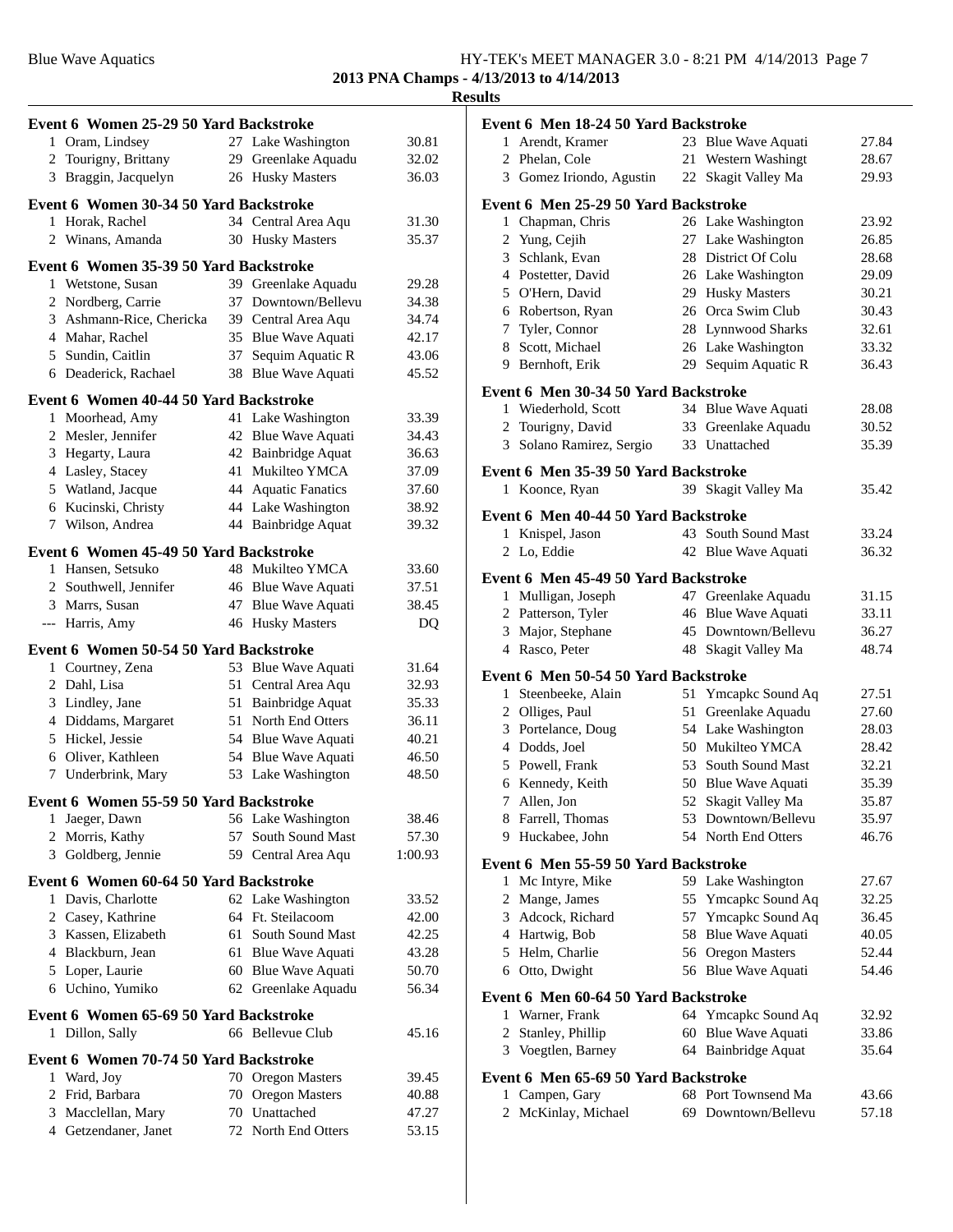**2013 PNA Champs - 4/13/2013 to 4/14/2013**

**Results**

### Event 6 Women 25-29 50 Yard Backstroke

| | | | | |
|---|---|---|---|---|
| 1 | Oram, Lindsey | 27 | Lake Washington | 30.81 |
| 2 | Tourigny, Brittany | 29 | Greenlake Aquadu | 32.02 |
| 3 | Braggin, Jacquelyn | 26 | Husky Masters | 36.03 |

### Event 6 Women 30-34 50 Yard Backstroke

| | | | | |
|---|---|---|---|---|
| 1 | Horak, Rachel | 34 | Central Area Aqu | 31.30 |
| 2 | Winans, Amanda | 30 | Husky Masters | 35.37 |

### Event 6 Women 35-39 50 Yard Backstroke

| | | | | |
|---|---|---|---|---|
| 1 | Wetstone, Susan | 39 | Greenlake Aquadu | 29.28 |
| 2 | Nordberg, Carrie | 37 | Downtown/Bellevu | 34.38 |
| 3 | Ashmann-Rice, Chericka | 39 | Central Area Aqu | 34.74 |
| 4 | Mahar, Rachel | 35 | Blue Wave Aquati | 42.17 |
| 5 | Sundin, Caitlin | 37 | Sequim Aquatic R | 43.06 |
| 6 | Deaderick, Rachael | 38 | Blue Wave Aquati | 45.52 |

### Event 6 Women 40-44 50 Yard Backstroke

| | | | | |
|---|---|---|---|---|
| 1 | Moorhead, Amy | 41 | Lake Washington | 33.39 |
| 2 | Mesler, Jennifer | 42 | Blue Wave Aquati | 34.43 |
| 3 | Hegarty, Laura | 42 | Bainbridge Aquat | 36.63 |
| 4 | Lasley, Stacey | 41 | Mukilteo YMCA | 37.09 |
| 5 | Watland, Jacque | 44 | Aquatic Fanatics | 37.60 |
| 6 | Kucinski, Christy | 44 | Lake Washington | 38.92 |
| 7 | Wilson, Andrea | 44 | Bainbridge Aquat | 39.32 |

### Event 6 Women 45-49 50 Yard Backstroke

| | | | | |
|---|---|---|---|---|
| 1 | Hansen, Setsuko | 48 | Mukilteo YMCA | 33.60 |
| 2 | Southwell, Jennifer | 46 | Blue Wave Aquati | 37.51 |
| 3 | Marrs, Susan | 47 | Blue Wave Aquati | 38.45 |
| --- | Harris, Amy | 46 | Husky Masters | DQ |

### Event 6 Women 50-54 50 Yard Backstroke

| | | | | |
|---|---|---|---|---|
| 1 | Courtney, Zena | 53 | Blue Wave Aquati | 31.64 |
| 2 | Dahl, Lisa | 51 | Central Area Aqu | 32.93 |
| 3 | Lindley, Jane | 51 | Bainbridge Aquat | 35.33 |
| 4 | Diddams, Margaret | 51 | North End Otters | 36.11 |
| 5 | Hickel, Jessie | 54 | Blue Wave Aquati | 40.21 |
| 6 | Oliver, Kathleen | 54 | Blue Wave Aquati | 46.50 |
| 7 | Underbrink, Mary | 53 | Lake Washington | 48.50 |

### Event 6 Women 55-59 50 Yard Backstroke

| | | | | |
|---|---|---|---|---|
| 1 | Jaeger, Dawn | 56 | Lake Washington | 38.46 |
| 2 | Morris, Kathy | 57 | South Sound Mast | 57.30 |
| 3 | Goldberg, Jennie | 59 | Central Area Aqu | 1:00.93 |

### Event 6 Women 60-64 50 Yard Backstroke

| | | | | |
|---|---|---|---|---|
| 1 | Davis, Charlotte | 62 | Lake Washington | 33.52 |
| 2 | Casey, Kathrine | 64 | Ft. Steilacoom | 42.00 |
| 3 | Kassen, Elizabeth | 61 | South Sound Mast | 42.25 |
| 4 | Blackburn, Jean | 61 | Blue Wave Aquati | 43.28 |
| 5 | Loper, Laurie | 60 | Blue Wave Aquati | 50.70 |
| 6 | Uchino, Yumiko | 62 | Greenlake Aquadu | 56.34 |

### Event 6 Women 65-69 50 Yard Backstroke

| | | | | |
|---|---|---|---|---|
| 1 | Dillon, Sally | 66 | Bellevue Club | 45.16 |

### Event 6 Women 70-74 50 Yard Backstroke

| | | | | |
|---|---|---|---|---|
| 1 | Ward, Joy | 70 | Oregon Masters | 39.45 |
| 2 | Frid, Barbara | 70 | Oregon Masters | 40.88 |
| 3 | Macclellan, Mary | 70 | Unattached | 47.27 |
| 4 | Getzendaner, Janet | 72 | North End Otters | 53.15 |

### Event 6 Men 18-24 50 Yard Backstroke

| | | | | |
|---|---|---|---|---|
| 1 | Arendt, Kramer | 23 | Blue Wave Aquati | 27.84 |
| 2 | Phelan, Cole | 21 | Western Washingt | 28.67 |
| 3 | Gomez Iriondo, Agustin | 22 | Skagit Valley Ma | 29.93 |

### Event 6 Men 25-29 50 Yard Backstroke

| | | | | |
|---|---|---|---|---|
| 1 | Chapman, Chris | 26 | Lake Washington | 23.92 |
| 2 | Yung, Cejih | 27 | Lake Washington | 26.85 |
| 3 | Schlank, Evan | 28 | District Of Colu | 28.68 |
| 4 | Postetter, David | 26 | Lake Washington | 29.09 |
| 5 | O'Hern, David | 29 | Husky Masters | 30.21 |
| 6 | Robertson, Ryan | 26 | Orca Swim Club | 30.43 |
| 7 | Tyler, Connor | 28 | Lynnwood Sharks | 32.61 |
| 8 | Scott, Michael | 26 | Lake Washington | 33.32 |
| 9 | Bernhoft, Erik | 29 | Sequim Aquatic R | 36.43 |

### Event 6 Men 30-34 50 Yard Backstroke

| | | | | |
|---|---|---|---|---|
| 1 | Wiederhold, Scott | 34 | Blue Wave Aquati | 28.08 |
| 2 | Tourigny, David | 33 | Greenlake Aquadu | 30.52 |
| 3 | Solano Ramirez, Sergio | 33 | Unattached | 35.39 |

### Event 6 Men 35-39 50 Yard Backstroke

| | | | | |
|---|---|---|---|---|
| 1 | Koonce, Ryan | 39 | Skagit Valley Ma | 35.42 |

### Event 6 Men 40-44 50 Yard Backstroke

| | | | | |
|---|---|---|---|---|
| 1 | Knispel, Jason | 43 | South Sound Mast | 33.24 |
| 2 | Lo, Eddie | 42 | Blue Wave Aquati | 36.32 |

### Event 6 Men 45-49 50 Yard Backstroke

| | | | | |
|---|---|---|---|---|
| 1 | Mulligan, Joseph | 47 | Greenlake Aquadu | 31.15 |
| 2 | Patterson, Tyler | 46 | Blue Wave Aquati | 33.11 |
| 3 | Major, Stephane | 45 | Downtown/Bellevu | 36.27 |
| 4 | Rasco, Peter | 48 | Skagit Valley Ma | 48.74 |

### Event 6 Men 50-54 50 Yard Backstroke

| | | | | |
|---|---|---|---|---|
| 1 | Steenbeeke, Alain | 51 | Ymcapkc Sound Aq | 27.51 |
| 2 | Olliges, Paul | 51 | Greenlake Aquadu | 27.60 |
| 3 | Portelance, Doug | 54 | Lake Washington | 28.03 |
| 4 | Dodds, Joel | 50 | Mukilteo YMCA | 28.42 |
| 5 | Powell, Frank | 53 | South Sound Mast | 32.21 |
| 6 | Kennedy, Keith | 50 | Blue Wave Aquati | 35.39 |
| 7 | Allen, Jon | 52 | Skagit Valley Ma | 35.87 |
| 8 | Farrell, Thomas | 53 | Downtown/Bellevu | 35.97 |
| 9 | Huckabee, John | 54 | North End Otters | 46.76 |

### Event 6 Men 55-59 50 Yard Backstroke

| | | | | |
|---|---|---|---|---|
| 1 | Mc Intyre, Mike | 59 | Lake Washington | 27.67 |
| 2 | Mange, James | 55 | Ymcapkc Sound Aq | 32.25 |
| 3 | Adcock, Richard | 57 | Ymcapkc Sound Aq | 36.45 |
| 4 | Hartwig, Bob | 58 | Blue Wave Aquati | 40.05 |
| 5 | Helm, Charlie | 56 | Oregon Masters | 52.44 |
| 6 | Otto, Dwight | 56 | Blue Wave Aquati | 54.46 |

### Event 6 Men 60-64 50 Yard Backstroke

| | | | | |
|---|---|---|---|---|
| 1 | Warner, Frank | 64 | Ymcapkc Sound Aq | 32.92 |
| 2 | Stanley, Phillip | 60 | Blue Wave Aquati | 33.86 |
| 3 | Voegtlen, Barney | 64 | Bainbridge Aquat | 35.64 |

### Event 6 Men 65-69 50 Yard Backstroke

| | | | | |
|---|---|---|---|---|
| 1 | Campen, Gary | 68 | Port Townsend Ma | 43.66 |
| 2 | McKinlay, Michael | 69 | Downtown/Bellevu | 57.18 |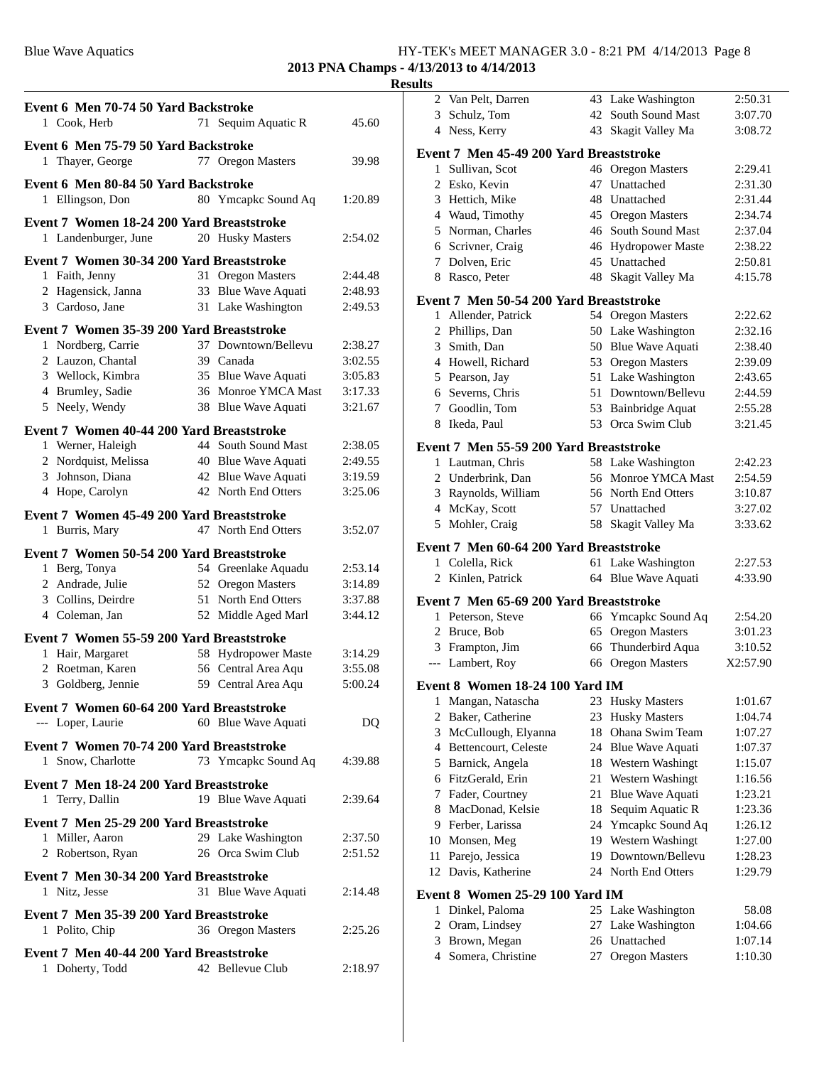### Event 6 Men 70-74 50 Yard Backstroke

| | | | | |
|---|---|---|---|---|
| 1 | Cook, Herb | 71 | Sequim Aquatic R | 45.60 |

### Event 6 Men 75-79 50 Yard Backstroke

| | | | | |
|---|---|---|---|---|
| 1 | Thayer, George | 77 | Oregon Masters | 39.98 |

### Event 6 Men 80-84 50 Yard Backstroke

| | | | | |
|---|---|---|---|---|
| 1 | Ellingson, Don | 80 | Ymcapkc Sound Aq | 1:20.89 |

### Event 7 Women 18-24 200 Yard Breaststroke

| | | | | |
|---|---|---|---|---|
| 1 | Landenburger, June | 20 | Husky Masters | 2:54.02 |

### Event 7 Women 30-34 200 Yard Breaststroke

| | | | | |
|---|---|---|---|---|
| 1 | Faith, Jenny | 31 | Oregon Masters | 2:44.48 |
| 2 | Hagensick, Janna | 33 | Blue Wave Aquati | 2:48.93 |
| 3 | Cardoso, Jane | 31 | Lake Washington | 2:49.53 |

### Event 7 Women 35-39 200 Yard Breaststroke

| | | | | |
|---|---|---|---|---|
| 1 | Nordberg, Carrie | 37 | Downtown/Bellevu | 2:38.27 |
| 2 | Lauzon, Chantal | 39 | Canada | 3:02.55 |
| 3 | Wellock, Kimbra | 35 | Blue Wave Aquati | 3:05.83 |
| 4 | Brumley, Sadie | 36 | Monroe YMCA Mast | 3:17.33 |
| 5 | Neely, Wendy | 38 | Blue Wave Aquati | 3:21.67 |

### Event 7 Women 40-44 200 Yard Breaststroke

| | | | | |
|---|---|---|---|---|
| 1 | Werner, Haleigh | 44 | South Sound Mast | 2:38.05 |
| 2 | Nordquist, Melissa | 40 | Blue Wave Aquati | 2:49.55 |
| 3 | Johnson, Diana | 42 | Blue Wave Aquati | 3:19.59 |
| 4 | Hope, Carolyn | 42 | North End Otters | 3:25.06 |

### Event 7 Women 45-49 200 Yard Breaststroke

| | | | | |
|---|---|---|---|---|
| 1 | Burris, Mary | 47 | North End Otters | 3:52.07 |

### Event 7 Women 50-54 200 Yard Breaststroke

| | | | | |
|---|---|---|---|---|
| 1 | Berg, Tonya | 54 | Greenlake Aquadu | 2:53.14 |
| 2 | Andrade, Julie | 52 | Oregon Masters | 3:14.89 |
| 3 | Collins, Deirdre | 51 | North End Otters | 3:37.88 |
| 4 | Coleman, Jan | 52 | Middle Aged Marl | 3:44.12 |

### Event 7 Women 55-59 200 Yard Breaststroke

| | | | | |
|---|---|---|---|---|
| 1 | Hair, Margaret | 58 | Hydropower Maste | 3:14.29 |
| 2 | Roetman, Karen | 56 | Central Area Aqu | 3:55.08 |
| 3 | Goldberg, Jennie | 59 | Central Area Aqu | 5:00.24 |

### Event 7 Women 60-64 200 Yard Breaststroke

| | | | | |
|---|---|---|---|---|
| --- | Loper, Laurie | 60 | Blue Wave Aquati | DQ |

### Event 7 Women 70-74 200 Yard Breaststroke

| | | | | |
|---|---|---|---|---|
| 1 | Snow, Charlotte | 73 | Ymcapkc Sound Aq | 4:39.88 |

### Event 7 Men 18-24 200 Yard Breaststroke

| | | | | |
|---|---|---|---|---|
| 1 | Terry, Dallin | 19 | Blue Wave Aquati | 2:39.64 |

### Event 7 Men 25-29 200 Yard Breaststroke

| | | | | |
|---|---|---|---|---|
| 1 | Miller, Aaron | 29 | Lake Washington | 2:37.50 |
| 2 | Robertson, Ryan | 26 | Orca Swim Club | 2:51.52 |

### Event 7 Men 30-34 200 Yard Breaststroke

| | | | | |
|---|---|---|---|---|
| 1 | Nitz, Jesse | 31 | Blue Wave Aquati | 2:14.48 |

### Event 7 Men 35-39 200 Yard Breaststroke

| | | | | |
|---|---|---|---|---|
| 1 | Polito, Chip | 36 | Oregon Masters | 2:25.26 |

### Event 7 Men 40-44 200 Yard Breaststroke

| | | | | |
|---|---|---|---|---|
| 1 | Doherty, Todd | 42 | Bellevue Club | 2:18.97 |
| 2 | Van Pelt, Darren | 43 | Lake Washington | 2:50.31 |
| 3 | Schulz, Tom | 42 | South Sound Mast | 3:07.70 |
| 4 | Ness, Kerry | 43 | Skagit Valley Ma | 3:08.72 |

### Event 7 Men 45-49 200 Yard Breaststroke

| | | | | |
|---|---|---|---|---|
| 1 | Sullivan, Scot | 46 | Oregon Masters | 2:29.41 |
| 2 | Esko, Kevin | 47 | Unattached | 2:31.30 |
| 3 | Hettich, Mike | 48 | Unattached | 2:31.44 |
| 4 | Waud, Timothy | 45 | Oregon Masters | 2:34.74 |
| 5 | Norman, Charles | 46 | South Sound Mast | 2:37.04 |
| 6 | Scrivner, Craig | 46 | Hydropower Maste | 2:38.22 |
| 7 | Dolven, Eric | 45 | Unattached | 2:50.81 |
| 8 | Rasco, Peter | 48 | Skagit Valley Ma | 4:15.78 |

### Event 7 Men 50-54 200 Yard Breaststroke

| | | | | |
|---|---|---|---|---|
| 1 | Allender, Patrick | 54 | Oregon Masters | 2:22.62 |
| 2 | Phillips, Dan | 50 | Lake Washington | 2:32.16 |
| 3 | Smith, Dan | 50 | Blue Wave Aquati | 2:38.40 |
| 4 | Howell, Richard | 53 | Oregon Masters | 2:39.09 |
| 5 | Pearson, Jay | 51 | Lake Washington | 2:43.65 |
| 6 | Severns, Chris | 51 | Downtown/Bellevu | 2:44.59 |
| 7 | Goodlin, Tom | 53 | Bainbridge Aquat | 2:55.28 |
| 8 | Ikeda, Paul | 53 | Orca Swim Club | 3:21.45 |

### Event 7 Men 55-59 200 Yard Breaststroke

| | | | | |
|---|---|---|---|---|
| 1 | Lautman, Chris | 58 | Lake Washington | 2:42.23 |
| 2 | Underbrink, Dan | 56 | Monroe YMCA Mast | 2:54.59 |
| 3 | Raynolds, William | 56 | North End Otters | 3:10.87 |
| 4 | McKay, Scott | 57 | Unattached | 3:27.02 |
| 5 | Mohler, Craig | 58 | Skagit Valley Ma | 3:33.62 |

### Event 7 Men 60-64 200 Yard Breaststroke

| | | | | |
|---|---|---|---|---|
| 1 | Colella, Rick | 61 | Lake Washington | 2:27.53 |
| 2 | Kinlen, Patrick | 64 | Blue Wave Aquati | 4:33.90 |

### Event 7 Men 65-69 200 Yard Breaststroke

| | | | | |
|---|---|---|---|---|
| 1 | Peterson, Steve | 66 | Ymcapkc Sound Aq | 2:54.20 |
| 2 | Bruce, Bob | 65 | Oregon Masters | 3:01.23 |
| 3 | Frampton, Jim | 66 | Thunderbird Aqua | 3:10.52 |
| --- | Lambert, Roy | 66 | Oregon Masters | X2:57.90 |

### Event 8 Women 18-24 100 Yard IM

| | | | | |
|---|---|---|---|---|
| 1 | Mangan, Natascha | 23 | Husky Masters | 1:01.67 |
| 2 | Baker, Catherine | 23 | Husky Masters | 1:04.74 |
| 3 | McCullough, Elyanna | 18 | Ohana Swim Team | 1:07.27 |
| 4 | Bettencourt, Celeste | 24 | Blue Wave Aquati | 1:07.37 |
| 5 | Barnick, Angela | 18 | Western Washingt | 1:15.07 |
| 6 | FitzGerald, Erin | 21 | Western Washingt | 1:16.56 |
| 7 | Fader, Courtney | 21 | Blue Wave Aquati | 1:23.21 |
| 8 | MacDonad, Kelsie | 18 | Sequim Aquatic R | 1:23.36 |
| 9 | Ferber, Larissa | 24 | Ymcapkc Sound Aq | 1:26.12 |
| 10 | Monsen, Meg | 19 | Western Washingt | 1:27.00 |
| 11 | Parejo, Jessica | 19 | Downtown/Bellevu | 1:28.23 |
| 12 | Davis, Katherine | 24 | North End Otters | 1:29.79 |

### Event 8 Women 25-29 100 Yard IM

| | | | | |
|---|---|---|---|---|
| 1 | Dinkel, Paloma | 25 | Lake Washington | 58.08 |
| 2 | Oram, Lindsey | 27 | Lake Washington | 1:04.66 |
| 3 | Brown, Megan | 26 | Unattached | 1:07.14 |
| 4 | Somera, Christine | 27 | Oregon Masters | 1:10.30 |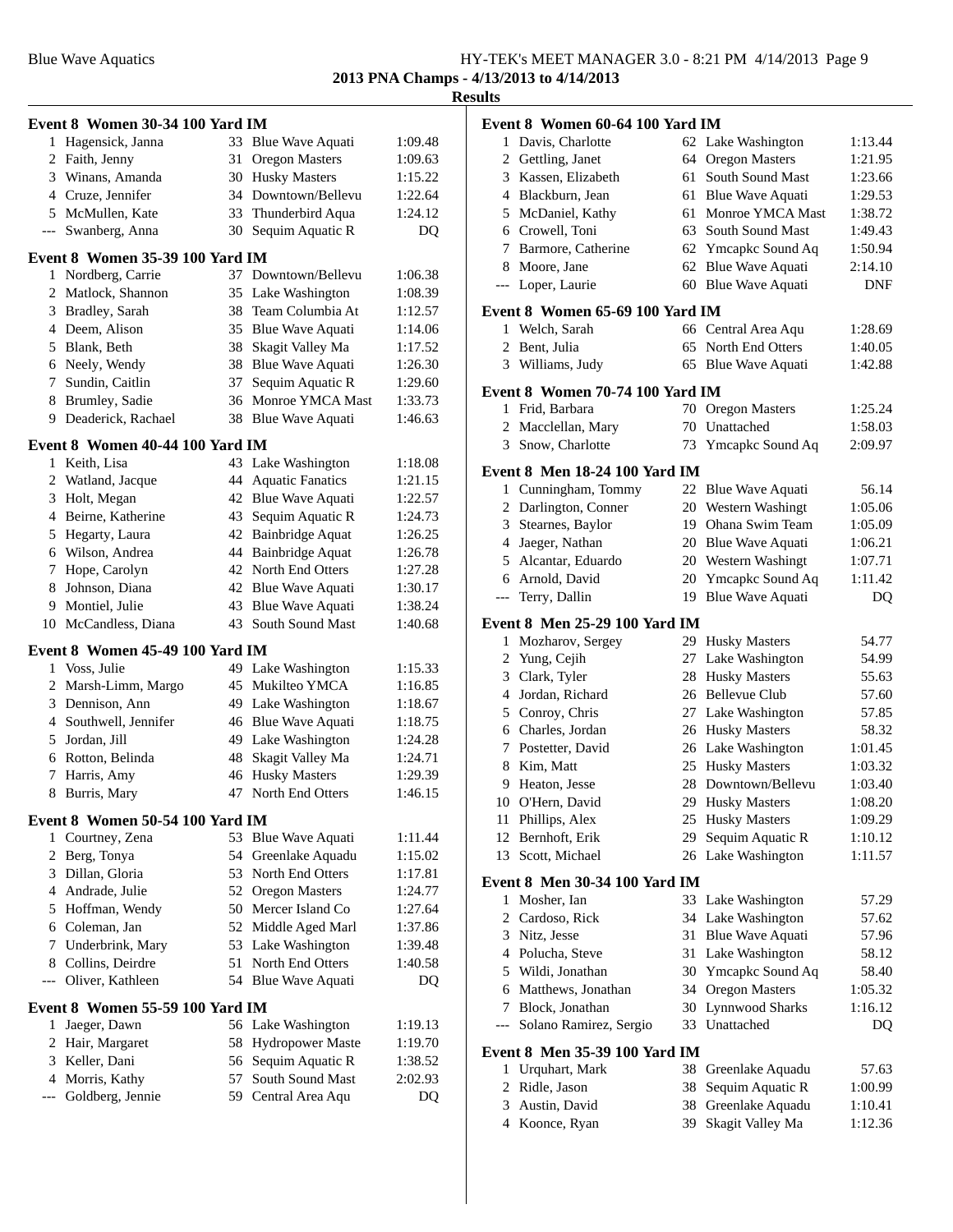## 2013 PNA Champs - 4/13/2013 to 4/14/2013

### Results

**Event 8 Women 30-34 100 Yard IM**

| | | | | |
|---|---|---|---|---|
| 1 | Hagensick, Janna | 33 | Blue Wave Aquati | 1:09.48 |
| 2 | Faith, Jenny | 31 | Oregon Masters | 1:09.63 |
| 3 | Winans, Amanda | 30 | Husky Masters | 1:15.22 |
| 4 | Cruze, Jennifer | 34 | Downtown/Bellevu | 1:22.64 |
| 5 | McMullen, Kate | 33 | Thunderbird Aqua | 1:24.12 |
| --- | Swanberg, Anna | 30 | Sequim Aquatic R | DQ |

**Event 8 Women 35-39 100 Yard IM**

| | | | | |
|---|---|---|---|---|
| 1 | Nordberg, Carrie | 37 | Downtown/Bellevu | 1:06.38 |
| 2 | Matlock, Shannon | 35 | Lake Washington | 1:08.39 |
| 3 | Bradley, Sarah | 38 | Team Columbia At | 1:12.57 |
| 4 | Deem, Alison | 35 | Blue Wave Aquati | 1:14.06 |
| 5 | Blank, Beth | 38 | Skagit Valley Ma | 1:17.52 |
| 6 | Neely, Wendy | 38 | Blue Wave Aquati | 1:26.30 |
| 7 | Sundin, Caitlin | 37 | Sequim Aquatic R | 1:29.60 |
| 8 | Brumley, Sadie | 36 | Monroe YMCA Mast | 1:33.73 |
| 9 | Deaderick, Rachael | 38 | Blue Wave Aquati | 1:46.63 |

**Event 8 Women 40-44 100 Yard IM**

| | | | | |
|---|---|---|---|---|
| 1 | Keith, Lisa | 43 | Lake Washington | 1:18.08 |
| 2 | Watland, Jacque | 44 | Aquatic Fanatics | 1:21.15 |
| 3 | Holt, Megan | 42 | Blue Wave Aquati | 1:22.57 |
| 4 | Beirne, Katherine | 43 | Sequim Aquatic R | 1:24.73 |
| 5 | Hegarty, Laura | 42 | Bainbridge Aquat | 1:26.25 |
| 6 | Wilson, Andrea | 44 | Bainbridge Aquat | 1:26.78 |
| 7 | Hope, Carolyn | 42 | North End Otters | 1:27.28 |
| 8 | Johnson, Diana | 42 | Blue Wave Aquati | 1:30.17 |
| 9 | Montiel, Julie | 43 | Blue Wave Aquati | 1:38.24 |
| 10 | McCandless, Diana | 43 | South Sound Mast | 1:40.68 |

**Event 8 Women 45-49 100 Yard IM**

| | | | | |
|---|---|---|---|---|
| 1 | Voss, Julie | 49 | Lake Washington | 1:15.33 |
| 2 | Marsh-Limm, Margo | 45 | Mukilteo YMCA | 1:16.85 |
| 3 | Dennison, Ann | 49 | Lake Washington | 1:18.67 |
| 4 | Southwell, Jennifer | 46 | Blue Wave Aquati | 1:18.75 |
| 5 | Jordan, Jill | 49 | Lake Washington | 1:24.28 |
| 6 | Rotton, Belinda | 48 | Skagit Valley Ma | 1:24.71 |
| 7 | Harris, Amy | 46 | Husky Masters | 1:29.39 |
| 8 | Burris, Mary | 47 | North End Otters | 1:46.15 |

**Event 8 Women 50-54 100 Yard IM**

| | | | | |
|---|---|---|---|---|
| 1 | Courtney, Zena | 53 | Blue Wave Aquati | 1:11.44 |
| 2 | Berg, Tonya | 54 | Greenlake Aquadu | 1:15.02 |
| 3 | Dillan, Gloria | 53 | North End Otters | 1:17.81 |
| 4 | Andrade, Julie | 52 | Oregon Masters | 1:24.77 |
| 5 | Hoffman, Wendy | 50 | Mercer Island Co | 1:27.64 |
| 6 | Coleman, Jan | 52 | Middle Aged Marl | 1:37.86 |
| 7 | Underbrink, Mary | 53 | Lake Washington | 1:39.48 |
| 8 | Collins, Deirdre | 51 | North End Otters | 1:40.58 |
| --- | Oliver, Kathleen | 54 | Blue Wave Aquati | DQ |

**Event 8 Women 55-59 100 Yard IM**

| | | | | |
|---|---|---|---|---|
| 1 | Jaeger, Dawn | 56 | Lake Washington | 1:19.13 |
| 2 | Hair, Margaret | 58 | Hydropower Maste | 1:19.70 |
| 3 | Keller, Dani | 56 | Sequim Aquatic R | 1:38.52 |
| 4 | Morris, Kathy | 57 | South Sound Mast | 2:02.93 |
| --- | Goldberg, Jennie | 59 | Central Area Aqu | DQ |

**Event 8 Women 60-64 100 Yard IM**

| | | | | |
|---|---|---|---|---|
| 1 | Davis, Charlotte | 62 | Lake Washington | 1:13.44 |
| 2 | Gettling, Janet | 64 | Oregon Masters | 1:21.95 |
| 3 | Kassen, Elizabeth | 61 | South Sound Mast | 1:23.66 |
| 4 | Blackburn, Jean | 61 | Blue Wave Aquati | 1:29.53 |
| 5 | McDaniel, Kathy | 61 | Monroe YMCA Mast | 1:38.72 |
| 6 | Crowell, Toni | 63 | South Sound Mast | 1:49.43 |
| 7 | Barmore, Catherine | 62 | Ymcapkc Sound Aq | 1:50.94 |
| 8 | Moore, Jane | 62 | Blue Wave Aquati | 2:14.10 |
| --- | Loper, Laurie | 60 | Blue Wave Aquati | DNF |

**Event 8 Women 65-69 100 Yard IM**

| | | | | |
|---|---|---|---|---|
| 1 | Welch, Sarah | 66 | Central Area Aqu | 1:28.69 |
| 2 | Bent, Julia | 65 | North End Otters | 1:40.05 |
| 3 | Williams, Judy | 65 | Blue Wave Aquati | 1:42.88 |

**Event 8 Women 70-74 100 Yard IM**

| | | | | |
|---|---|---|---|---|
| 1 | Frid, Barbara | 70 | Oregon Masters | 1:25.24 |
| 2 | Macclellan, Mary | 70 | Unattached | 1:58.03 |
| 3 | Snow, Charlotte | 73 | Ymcapkc Sound Aq | 2:09.97 |

**Event 8 Men 18-24 100 Yard IM**

| | | | | |
|---|---|---|---|---|
| 1 | Cunningham, Tommy | 22 | Blue Wave Aquati | 56.14 |
| 2 | Darlington, Conner | 20 | Western Washingt | 1:05.06 |
| 3 | Stearnes, Baylor | 19 | Ohana Swim Team | 1:05.09 |
| 4 | Jaeger, Nathan | 20 | Blue Wave Aquati | 1:06.21 |
| 5 | Alcantar, Eduardo | 20 | Western Washingt | 1:07.71 |
| 6 | Arnold, David | 20 | Ymcapkc Sound Aq | 1:11.42 |
| --- | Terry, Dallin | 19 | Blue Wave Aquati | DQ |

**Event 8 Men 25-29 100 Yard IM**

| | | | | |
|---|---|---|---|---|
| 1 | Mozharov, Sergey | 29 | Husky Masters | 54.77 |
| 2 | Yung, Cejih | 27 | Lake Washington | 54.99 |
| 3 | Clark, Tyler | 28 | Husky Masters | 55.63 |
| 4 | Jordan, Richard | 26 | Bellevue Club | 57.60 |
| 5 | Conroy, Chris | 27 | Lake Washington | 57.85 |
| 6 | Charles, Jordan | 26 | Husky Masters | 58.32 |
| 7 | Postetter, David | 26 | Lake Washington | 1:01.45 |
| 8 | Kim, Matt | 25 | Husky Masters | 1:03.32 |
| 9 | Heaton, Jesse | 28 | Downtown/Bellevu | 1:03.40 |
| 10 | O'Hern, David | 29 | Husky Masters | 1:08.20 |
| 11 | Phillips, Alex | 25 | Husky Masters | 1:09.29 |
| 12 | Bernhoft, Erik | 29 | Sequim Aquatic R | 1:10.12 |
| 13 | Scott, Michael | 26 | Lake Washington | 1:11.57 |

**Event 8 Men 30-34 100 Yard IM**

| | | | | |
|---|---|---|---|---|
| 1 | Mosher, Ian | 33 | Lake Washington | 57.29 |
| 2 | Cardoso, Rick | 34 | Lake Washington | 57.62 |
| 3 | Nitz, Jesse | 31 | Blue Wave Aquati | 57.96 |
| 4 | Polucha, Steve | 31 | Lake Washington | 58.12 |
| 5 | Wildi, Jonathan | 30 | Ymcapkc Sound Aq | 58.40 |
| 6 | Matthews, Jonathan | 34 | Oregon Masters | 1:05.32 |
| 7 | Block, Jonathan | 30 | Lynnwood Sharks | 1:16.12 |
| --- | Solano Ramirez, Sergio | 33 | Unattached | DQ |

**Event 8 Men 35-39 100 Yard IM**

| | | | | |
|---|---|---|---|---|
| 1 | Urquhart, Mark | 38 | Greenlake Aquadu | 57.63 |
| 2 | Ridle, Jason | 38 | Sequim Aquatic R | 1:00.99 |
| 3 | Austin, David | 38 | Greenlake Aquadu | 1:10.41 |
| 4 | Koonce, Ryan | 39 | Skagit Valley Ma | 1:12.36 |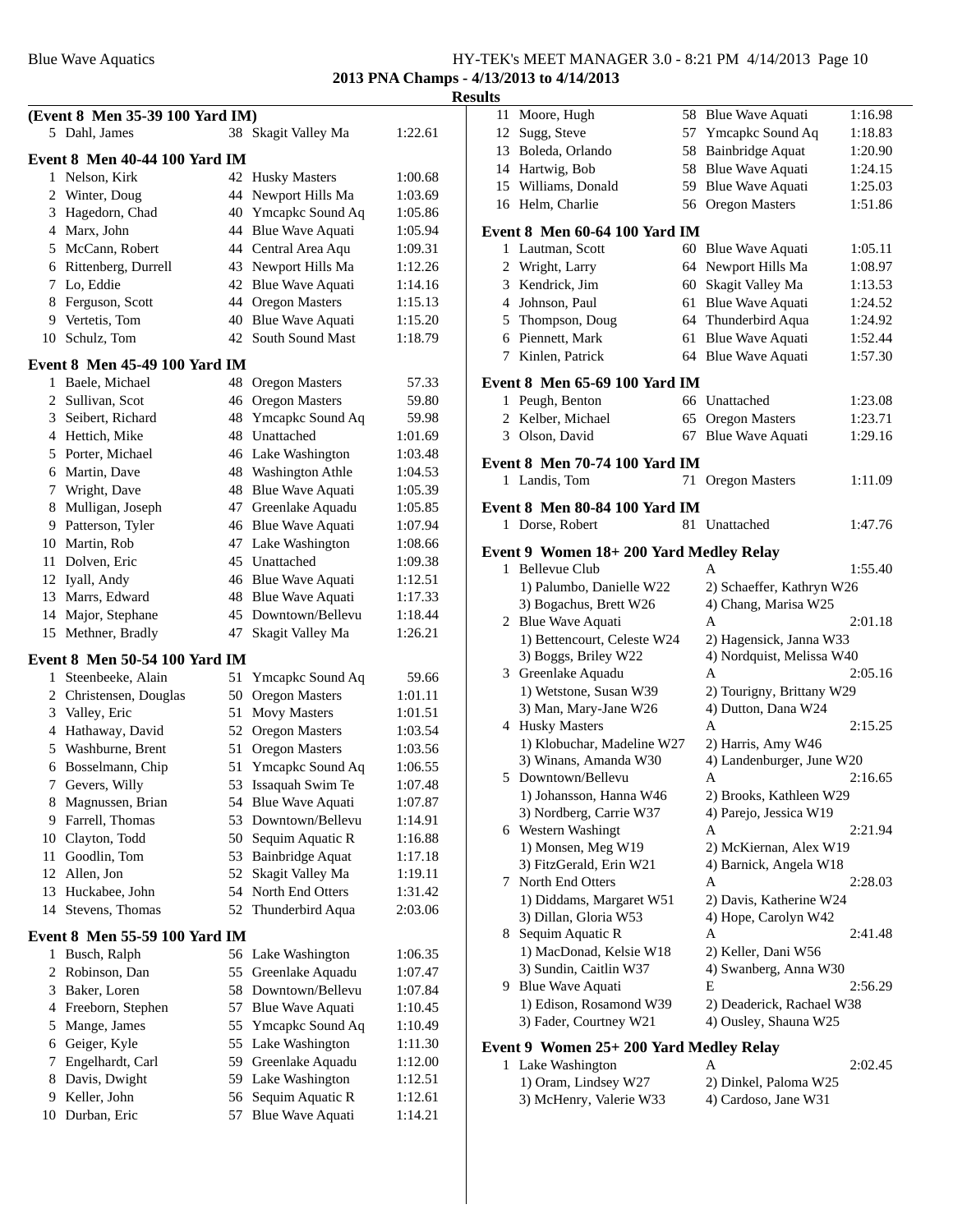## 2013 PNA Champs - 4/13/2013 to 4/14/2013

### Results

**(Event 8 Men 35-39 100 Yard IM)**

| | | | | |
|---|---|---|---|---|
| 5 | Dahl, James | 38 | Skagit Valley Ma | 1:22.61 |

**Event 8 Men 40-44 100 Yard IM**

| | | | | |
|---|---|---|---|---|
| 1 | Nelson, Kirk | 42 | Husky Masters | 1:00.68 |
| 2 | Winter, Doug | 44 | Newport Hills Ma | 1:03.69 |
| 3 | Hagedorn, Chad | 40 | Ymcapkc Sound Aq | 1:05.86 |
| 4 | Marx, John | 44 | Blue Wave Aquati | 1:05.94 |
| 5 | McCann, Robert | 44 | Central Area Aqu | 1:09.31 |
| 6 | Rittenberg, Durrell | 43 | Newport Hills Ma | 1:12.26 |
| 7 | Lo, Eddie | 42 | Blue Wave Aquati | 1:14.16 |
| 8 | Ferguson, Scott | 44 | Oregon Masters | 1:15.13 |
| 9 | Vertetis, Tom | 40 | Blue Wave Aquati | 1:15.20 |
| 10 | Schulz, Tom | 42 | South Sound Mast | 1:18.79 |

**Event 8 Men 45-49 100 Yard IM**

| | | | | |
|---|---|---|---|---|
| 1 | Baele, Michael | 48 | Oregon Masters | 57.33 |
| 2 | Sullivan, Scot | 46 | Oregon Masters | 59.80 |
| 3 | Seibert, Richard | 48 | Ymcapkc Sound Aq | 59.98 |
| 4 | Hettich, Mike | 48 | Unattached | 1:01.69 |
| 5 | Porter, Michael | 46 | Lake Washington | 1:03.48 |
| 6 | Martin, Dave | 48 | Washington Athle | 1:04.53 |
| 7 | Wright, Dave | 48 | Blue Wave Aquati | 1:05.39 |
| 8 | Mulligan, Joseph | 47 | Greenlake Aquadu | 1:05.85 |
| 9 | Patterson, Tyler | 46 | Blue Wave Aquati | 1:07.94 |
| 10 | Martin, Rob | 47 | Lake Washington | 1:08.66 |
| 11 | Dolven, Eric | 45 | Unattached | 1:09.38 |
| 12 | Iyall, Andy | 46 | Blue Wave Aquati | 1:12.51 |
| 13 | Marrs, Edward | 48 | Blue Wave Aquati | 1:17.33 |
| 14 | Major, Stephane | 45 | Downtown/Bellevu | 1:18.44 |
| 15 | Methner, Bradly | 47 | Skagit Valley Ma | 1:26.21 |

**Event 8 Men 50-54 100 Yard IM**

| | | | | |
|---|---|---|---|---|
| 1 | Steenbeeke, Alain | 51 | Ymcapkc Sound Aq | 59.66 |
| 2 | Christensen, Douglas | 50 | Oregon Masters | 1:01.11 |
| 3 | Valley, Eric | 51 | Movy Masters | 1:01.51 |
| 4 | Hathaway, David | 52 | Oregon Masters | 1:03.54 |
| 5 | Washburne, Brent | 51 | Oregon Masters | 1:03.56 |
| 6 | Bosselmann, Chip | 51 | Ymcapkc Sound Aq | 1:06.55 |
| 7 | Gevers, Willy | 53 | Issaquah Swim Te | 1:07.48 |
| 8 | Magnussen, Brian | 54 | Blue Wave Aquati | 1:07.87 |
| 9 | Farrell, Thomas | 53 | Downtown/Bellevu | 1:14.91 |
| 10 | Clayton, Todd | 50 | Sequim Aquatic R | 1:16.88 |
| 11 | Goodlin, Tom | 53 | Bainbridge Aquat | 1:17.18 |
| 12 | Allen, Jon | 52 | Skagit Valley Ma | 1:19.11 |
| 13 | Huckabee, John | 54 | North End Otters | 1:31.42 |
| 14 | Stevens, Thomas | 52 | Thunderbird Aqua | 2:03.06 |

**Event 8 Men 55-59 100 Yard IM**

| | | | | |
|---|---|---|---|---|
| 1 | Busch, Ralph | 56 | Lake Washington | 1:06.35 |
| 2 | Robinson, Dan | 55 | Greenlake Aquadu | 1:07.47 |
| 3 | Baker, Loren | 58 | Downtown/Bellevu | 1:07.84 |
| 4 | Freeborn, Stephen | 57 | Blue Wave Aquati | 1:10.45 |
| 5 | Mange, James | 55 | Ymcapkc Sound Aq | 1:10.49 |
| 6 | Geiger, Kyle | 55 | Lake Washington | 1:11.30 |
| 7 | Engelhardt, Carl | 59 | Greenlake Aquadu | 1:12.00 |
| 8 | Davis, Dwight | 59 | Lake Washington | 1:12.51 |
| 9 | Keller, John | 56 | Sequim Aquatic R | 1:12.61 |
| 10 | Durban, Eric | 57 | Blue Wave Aquati | 1:14.21 |
| 11 | Moore, Hugh | 58 | Blue Wave Aquati | 1:16.98 |
| 12 | Sugg, Steve | 57 | Ymcapkc Sound Aq | 1:18.83 |
| 13 | Boleda, Orlando | 58 | Bainbridge Aquat | 1:20.90 |
| 14 | Hartwig, Bob | 58 | Blue Wave Aquati | 1:24.15 |
| 15 | Williams, Donald | 59 | Blue Wave Aquati | 1:25.03 |
| 16 | Helm, Charlie | 56 | Oregon Masters | 1:51.86 |

**Event 8 Men 60-64 100 Yard IM**

| | | | | |
|---|---|---|---|---|
| 1 | Lautman, Scott | 60 | Blue Wave Aquati | 1:05.11 |
| 2 | Wright, Larry | 64 | Newport Hills Ma | 1:08.97 |
| 3 | Kendrick, Jim | 60 | Skagit Valley Ma | 1:13.53 |
| 4 | Johnson, Paul | 61 | Blue Wave Aquati | 1:24.52 |
| 5 | Thompson, Doug | 64 | Thunderbird Aqua | 1:24.92 |
| 6 | Piennett, Mark | 61 | Blue Wave Aquati | 1:52.44 |
| 7 | Kinlen, Patrick | 64 | Blue Wave Aquati | 1:57.30 |

**Event 8 Men 65-69 100 Yard IM**

| | | | | |
|---|---|---|---|---|
| 1 | Peugh, Benton | 66 | Unattached | 1:23.08 |
| 2 | Kelber, Michael | 65 | Oregon Masters | 1:23.71 |
| 3 | Olson, David | 67 | Blue Wave Aquati | 1:29.16 |

**Event 8 Men 70-74 100 Yard IM**

| | | | | |
|---|---|---|---|---|
| 1 | Landis, Tom | 71 | Oregon Masters | 1:11.09 |

**Event 8 Men 80-84 100 Yard IM**

| | | | | |
|---|---|---|---|---|
| 1 | Dorse, Robert | 81 | Unattached | 1:47.76 |

**Event 9 Women 18+ 200 Yard Medley Relay**

| | | | |
|---|---|---|---|
| 1 | Bellevue Club | A | 1:55.40 |
| | 1) Palumbo, Danielle W22 | 2) Schaeffer, Kathryn W26 | |
| | 3) Bogachus, Brett W26 | 4) Chang, Marisa W25 | |
| 2 | Blue Wave Aquati | A | 2:01.18 |
| | 1) Bettencourt, Celeste W24 | 2) Hagensick, Janna W33 | |
| | 3) Boggs, Briley W22 | 4) Nordquist, Melissa W40 | |
| 3 | Greenlake Aquadu | A | 2:05.16 |
| | 1) Wetstone, Susan W39 | 2) Tourigny, Brittany W29 | |
| | 3) Man, Mary-Jane W26 | 4) Dutton, Dana W24 | |
| 4 | Husky Masters | A | 2:15.25 |
| | 1) Klobuchar, Madeline W27 | 2) Harris, Amy W46 | |
| | 3) Winans, Amanda W30 | 4) Landenburger, June W20 | |
| 5 | Downtown/Bellevu | A | 2:16.65 |
| | 1) Johansson, Hanna W46 | 2) Brooks, Kathleen W29 | |
| | 3) Nordberg, Carrie W37 | 4) Parejo, Jessica W19 | |
| 6 | Western Washingt | A | 2:21.94 |
| | 1) Monsen, Meg W19 | 2) McKiernan, Alex W19 | |
| | 3) FitzGerald, Erin W21 | 4) Barnick, Angela W18 | |
| 7 | North End Otters | A | 2:28.03 |
| | 1) Diddams, Margaret W51 | 2) Davis, Katherine W24 | |
| | 3) Dillan, Gloria W53 | 4) Hope, Carolyn W42 | |
| 8 | Sequim Aquatic R | A | 2:41.48 |
| | 1) MacDonad, Kelsie W18 | 2) Keller, Dani W56 | |
| | 3) Sundin, Caitlin W37 | 4) Swanberg, Anna W30 | |
| 9 | Blue Wave Aquati | E | 2:56.29 |
| | 1) Edison, Rosamond W39 | 2) Deaderick, Rachael W38 | |
| | 3) Fader, Courtney W21 | 4) Ousley, Shauna W25 | |

**Event 9 Women 25+ 200 Yard Medley Relay**

| | | | |
|---|---|---|---|
| 1 | Lake Washington | A | 2:02.45 |
| | 1) Oram, Lindsey W27 | 2) Dinkel, Paloma W25 | |
| | 3) McHenry, Valerie W33 | 4) Cardoso, Jane W31 | |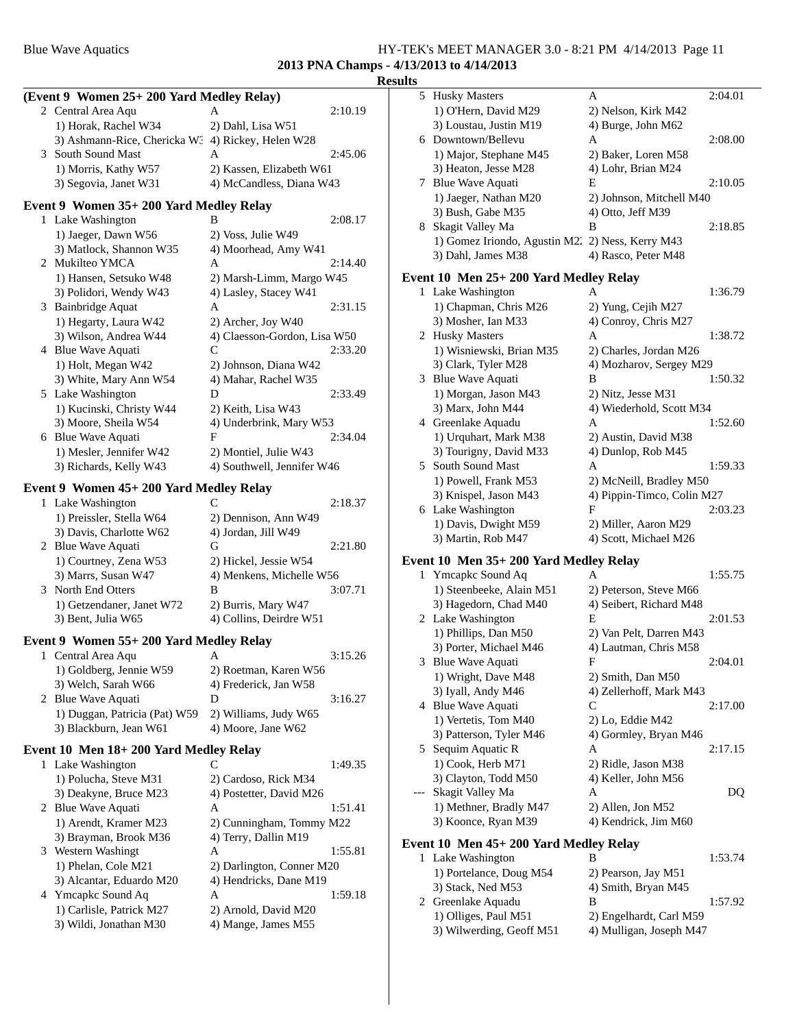## 2013 PNA Champs - 4/13/2013 to 4/14/2013

### Results

**(Event 9 Women 25+ 200 Yard Medley Relay)**

2 Central Area Aqu — A — 2:10.19
1) Horak, Rachel W34 2) Dahl, Lisa W51
3) Ashmann-Rice, Chericka W3 4) Rickey, Helen W28

3 South Sound Mast — A — 2:45.06
1) Morris, Kathy W57 2) Kassen, Elizabeth W61
3) Segovia, Janet W31 4) McCandless, Diana W43

### Event 9 Women 35+ 200 Yard Medley Relay

1 Lake Washington — B — 2:08.17
1) Jaeger, Dawn W56 2) Voss, Julie W49
3) Matlock, Shannon W35 4) Moorhead, Amy W41

2 Mukilteo YMCA — A — 2:14.40
1) Hansen, Setsuko W48 2) Marsh-Limm, Margo W45
3) Polidori, Wendy W43 4) Lasley, Stacey W41

3 Bainbridge Aquat — A — 2:31.15
1) Hegarty, Laura W42 2) Archer, Joy W40
3) Wilson, Andrea W44 4) Claesson-Gordon, Lisa W50

4 Blue Wave Aquati — C — 2:33.20
1) Holt, Megan W42 2) Johnson, Diana W42
3) White, Mary Ann W54 4) Mahar, Rachel W35

5 Lake Washington — D — 2:33.49
1) Kucinski, Christy W44 2) Keith, Lisa W43
3) Moore, Sheila W54 4) Underbrink, Mary W53

6 Blue Wave Aquati — F — 2:34.04
1) Mesler, Jennifer W42 2) Montiel, Julie W43
3) Richards, Kelly W43 4) Southwell, Jennifer W46

### Event 9 Women 45+ 200 Yard Medley Relay

1 Lake Washington — C — 2:18.37
1) Preissler, Stella W64 2) Dennison, Ann W49
3) Davis, Charlotte W62 4) Jordan, Jill W49

2 Blue Wave Aquati — G — 2:21.80
1) Courtney, Zena W53 2) Hickel, Jessie W54
3) Marrs, Susan W47 4) Menkens, Michelle W56

3 North End Otters — B — 3:07.71
1) Getzendaner, Janet W72 2) Burris, Mary W47
3) Bent, Julia W65 4) Collins, Deirdre W51

### Event 9 Women 55+ 200 Yard Medley Relay

1 Central Area Aqu — A — 3:15.26
1) Goldberg, Jennie W59 2) Roetman, Karen W56
3) Welch, Sarah W66 4) Frederick, Jan W58

2 Blue Wave Aquati — D — 3:16.27
1) Duggan, Patricia (Pat) W59 2) Williams, Judy W65
3) Blackburn, Jean W61 4) Moore, Jane W62

### Event 10 Men 18+ 200 Yard Medley Relay

1 Lake Washington — C — 1:49.35
1) Polucha, Steve M31 2) Cardoso, Rick M34
3) Deakyne, Bruce M23 4) Postetter, David M26

2 Blue Wave Aquati — A — 1:51.41
1) Arendt, Kramer M23 2) Cunningham, Tommy M22
3) Brayman, Brook M36 4) Terry, Dallin M19

3 Western Washingt — A — 1:55.81
1) Phelan, Cole M21 2) Darlington, Conner M20
3) Alcantar, Eduardo M20 4) Hendricks, Dane M19

4 Ymcapkc Sound Aq — A — 1:59.18
1) Carlisle, Patrick M27 2) Arnold, David M20
3) Wildi, Jonathan M30 4) Mange, James M55

5 Husky Masters — A — 2:04.01
1) O'Hern, David M29 2) Nelson, Kirk M42
3) Loustau, Justin M19 4) Burge, John M62

6 Downtown/Bellevu — A — 2:08.00
1) Major, Stephane M45 2) Baker, Loren M58
3) Heaton, Jesse M28 4) Lohr, Brian M24

7 Blue Wave Aquati — E — 2:10.05
1) Jaeger, Nathan M20 2) Johnson, Mitchell M40
3) Bush, Gabe M35 4) Otto, Jeff M39

8 Skagit Valley Ma — B — 2:18.85
1) Gomez Iriondo, Agustin M2: 2) Ness, Kerry M43
3) Dahl, James M38 4) Rasco, Peter M48

### Event 10 Men 25+ 200 Yard Medley Relay

1 Lake Washington — A — 1:36.79
1) Chapman, Chris M26 2) Yung, Cejih M27
3) Mosher, Ian M33 4) Conroy, Chris M27

2 Husky Masters — A — 1:38.72
1) Wisniewski, Brian M35 2) Charles, Jordan M26
3) Clark, Tyler M28 4) Mozharov, Sergey M29

3 Blue Wave Aquati — B — 1:50.32
1) Morgan, Jason M43 2) Nitz, Jesse M31
3) Marx, John M44 4) Wiederhold, Scott M34

4 Greenlake Aquadu — A — 1:52.60
1) Urquhart, Mark M38 2) Austin, David M38
3) Tourigny, David M33 4) Dunlop, Rob M45

5 South Sound Mast — A — 1:59.33
1) Powell, Frank M53 2) McNeill, Bradley M50
3) Knispel, Jason M43 4) Pippin-Timco, Colin M27

6 Lake Washington — F — 2:03.23
1) Davis, Dwight M59 2) Miller, Aaron M29
3) Martin, Rob M47 4) Scott, Michael M26

### Event 10 Men 35+ 200 Yard Medley Relay

1 Ymcapkc Sound Aq — A — 1:55.75
1) Steenbeeke, Alain M51 2) Peterson, Steve M66
3) Hagedorn, Chad M40 4) Seibert, Richard M48

2 Lake Washington — E — 2:01.53
1) Phillips, Dan M50 2) Van Pelt, Darren M43
3) Porter, Michael M46 4) Lautman, Chris M58

3 Blue Wave Aquati — F — 2:04.01
1) Wright, Dave M48 2) Smith, Dan M50
3) Iyall, Andy M46 4) Zellerhoff, Mark M43

4 Blue Wave Aquati — C — 2:17.00
1) Vertetis, Tom M40 2) Lo, Eddie M42
3) Patterson, Tyler M46 4) Gormley, Bryan M46

5 Sequim Aquatic R — A — 2:17.15
1) Cook, Herb M71 2) Ridle, Jason M38
3) Clayton, Todd M50 4) Keller, John M56

--- Skagit Valley Ma — A — DQ
1) Methner, Bradly M47 2) Allen, Jon M52
3) Koonce, Ryan M39 4) Kendrick, Jim M60

### Event 10 Men 45+ 200 Yard Medley Relay

1 Lake Washington — B — 1:53.74
1) Portelance, Doug M54 2) Pearson, Jay M51
3) Stack, Ned M53 4) Smith, Bryan M45

2 Greenlake Aquadu — B — 1:57.92
1) Olliges, Paul M51 2) Engelhardt, Carl M59
3) Wilwerding, Geoff M51 4) Mulligan, Joseph M47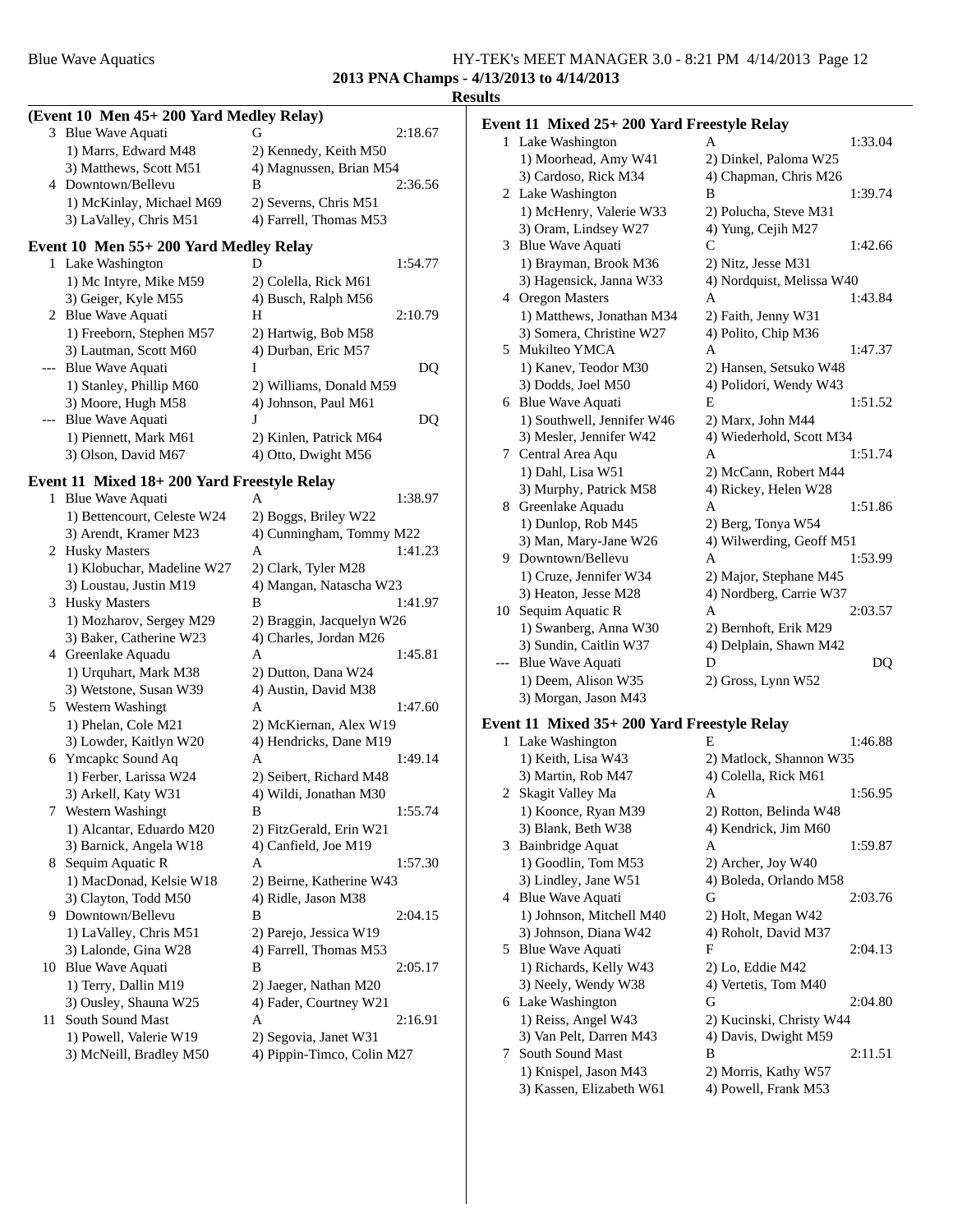## 2013 PNA Champs - 4/13/2013 to 4/14/2013

### Results

**(Event 10 Men 45+ 200 Yard Medley Relay)**

| | | | |
|---|---|---|---|
| 3 | Blue Wave Aquati | G | 2:18.67 |
| | 1) Marrs, Edward M48 | 2) Kennedy, Keith M50 | |
| | 3) Matthews, Scott M51 | 4) Magnussen, Brian M54 | |
| 4 | Downtown/Bellevu | B | 2:36.56 |
| | 1) McKinlay, Michael M69 | 2) Severns, Chris M51 | |
| | 3) LaValley, Chris M51 | 4) Farrell, Thomas M53 | |

**Event 10 Men 55+ 200 Yard Medley Relay**

| | | | |
|---|---|---|---|
| 1 | Lake Washington | D | 1:54.77 |
| | 1) Mc Intyre, Mike M59 | 2) Colella, Rick M61 | |
| | 3) Geiger, Kyle M55 | 4) Busch, Ralph M56 | |
| 2 | Blue Wave Aquati | H | 2:10.79 |
| | 1) Freeborn, Stephen M57 | 2) Hartwig, Bob M58 | |
| | 3) Lautman, Scott M60 | 4) Durban, Eric M57 | |
| --- | Blue Wave Aquati | I | DQ |
| | 1) Stanley, Phillip M60 | 2) Williams, Donald M59 | |
| | 3) Moore, Hugh M58 | 4) Johnson, Paul M61 | |
| --- | Blue Wave Aquati | J | DQ |
| | 1) Piennett, Mark M61 | 2) Kinlen, Patrick M64 | |
| | 3) Olson, David M67 | 4) Otto, Dwight M56 | |

**Event 11 Mixed 18+ 200 Yard Freestyle Relay**

| | | | |
|---|---|---|---|
| 1 | Blue Wave Aquati | A | 1:38.97 |
| | 1) Bettencourt, Celeste W24 | 2) Boggs, Briley W22 | |
| | 3) Arendt, Kramer M23 | 4) Cunningham, Tommy M22 | |
| 2 | Husky Masters | A | 1:41.23 |
| | 1) Klobuchar, Madeline W27 | 2) Clark, Tyler M28 | |
| | 3) Loustau, Justin M19 | 4) Mangan, Natascha W23 | |
| 3 | Husky Masters | B | 1:41.97 |
| | 1) Mozharov, Sergey M29 | 2) Braggin, Jacquelyn W26 | |
| | 3) Baker, Catherine W23 | 4) Charles, Jordan M26 | |
| 4 | Greenlake Aquadu | A | 1:45.81 |
| | 1) Urquhart, Mark M38 | 2) Dutton, Dana W24 | |
| | 3) Wetstone, Susan W39 | 4) Austin, David M38 | |
| 5 | Western Washingt | A | 1:47.60 |
| | 1) Phelan, Cole M21 | 2) McKiernan, Alex W19 | |
| | 3) Lowder, Kaitlyn W20 | 4) Hendricks, Dane M19 | |
| 6 | Ymcapkc Sound Aq | A | 1:49.14 |
| | 1) Ferber, Larissa W24 | 2) Seibert, Richard M48 | |
| | 3) Arkell, Katy W31 | 4) Wildi, Jonathan M30 | |
| 7 | Western Washingt | B | 1:55.74 |
| | 1) Alcantar, Eduardo M20 | 2) FitzGerald, Erin W21 | |
| | 3) Barnick, Angela W18 | 4) Canfield, Joe M19 | |
| 8 | Sequim Aquatic R | A | 1:57.30 |
| | 1) MacDonad, Kelsie W18 | 2) Beirne, Katherine W43 | |
| | 3) Clayton, Todd M50 | 4) Ridle, Jason M38 | |
| 9 | Downtown/Bellevu | B | 2:04.15 |
| | 1) LaValley, Chris M51 | 2) Parejo, Jessica W19 | |
| | 3) Lalonde, Gina W28 | 4) Farrell, Thomas M53 | |
| 10 | Blue Wave Aquati | B | 2:05.17 |
| | 1) Terry, Dallin M19 | 2) Jaeger, Nathan M20 | |
| | 3) Ousley, Shauna W25 | 4) Fader, Courtney W21 | |
| 11 | South Sound Mast | A | 2:16.91 |
| | 1) Powell, Valerie W19 | 2) Segovia, Janet W31 | |
| | 3) McNeill, Bradley M50 | 4) Pippin-Timco, Colin M27 | |

**Event 11 Mixed 25+ 200 Yard Freestyle Relay**

| | | | |
|---|---|---|---|
| 1 | Lake Washington | A | 1:33.04 |
| | 1) Moorhead, Amy W41 | 2) Dinkel, Paloma W25 | |
| | 3) Cardoso, Rick M34 | 4) Chapman, Chris M26 | |
| 2 | Lake Washington | B | 1:39.74 |
| | 1) McHenry, Valerie W33 | 2) Polucha, Steve M31 | |
| | 3) Oram, Lindsey W27 | 4) Yung, Cejih M27 | |
| 3 | Blue Wave Aquati | C | 1:42.66 |
| | 1) Brayman, Brook M36 | 2) Nitz, Jesse M31 | |
| | 3) Hagensick, Janna W33 | 4) Nordquist, Melissa W40 | |
| 4 | Oregon Masters | A | 1:43.84 |
| | 1) Matthews, Jonathan M34 | 2) Faith, Jenny W31 | |
| | 3) Somera, Christine W27 | 4) Polito, Chip M36 | |
| 5 | Mukilteo YMCA | A | 1:47.37 |
| | 1) Kanev, Teodor M30 | 2) Hansen, Setsuko W48 | |
| | 3) Dodds, Joel M50 | 4) Polidori, Wendy W43 | |
| 6 | Blue Wave Aquati | E | 1:51.52 |
| | 1) Southwell, Jennifer W46 | 2) Marx, John M44 | |
| | 3) Mesler, Jennifer W42 | 4) Wiederhold, Scott M34 | |
| 7 | Central Area Aqu | A | 1:51.74 |
| | 1) Dahl, Lisa W51 | 2) McCann, Robert M44 | |
| | 3) Murphy, Patrick M58 | 4) Rickey, Helen W28 | |
| 8 | Greenlake Aquadu | A | 1:51.86 |
| | 1) Dunlop, Rob M45 | 2) Berg, Tonya W54 | |
| | 3) Man, Mary-Jane W26 | 4) Wilwerding, Geoff M51 | |
| 9 | Downtown/Bellevu | A | 1:53.99 |
| | 1) Cruze, Jennifer W34 | 2) Major, Stephane M45 | |
| | 3) Heaton, Jesse M28 | 4) Nordberg, Carrie W37 | |
| 10 | Sequim Aquatic R | A | 2:03.57 |
| | 1) Swanberg, Anna W30 | 2) Bernhoft, Erik M29 | |
| | 3) Sundin, Caitlin W37 | 4) Delplain, Shawn M42 | |
| --- | Blue Wave Aquati | D | DQ |
| | 1) Deem, Alison W35 | 2) Gross, Lynn W52 | |
| | 3) Morgan, Jason M43 | | |

**Event 11 Mixed 35+ 200 Yard Freestyle Relay**

| | | | |
|---|---|---|---|
| 1 | Lake Washington | E | 1:46.88 |
| | 1) Keith, Lisa W43 | 2) Matlock, Shannon W35 | |
| | 3) Martin, Rob M47 | 4) Colella, Rick M61 | |
| 2 | Skagit Valley Ma | A | 1:56.95 |
| | 1) Koonce, Ryan M39 | 2) Rotton, Belinda W48 | |
| | 3) Blank, Beth W38 | 4) Kendrick, Jim M60 | |
| 3 | Bainbridge Aquat | A | 1:59.87 |
| | 1) Goodlin, Tom M53 | 2) Archer, Joy W40 | |
| | 3) Lindley, Jane W51 | 4) Boleda, Orlando M58 | |
| 4 | Blue Wave Aquati | G | 2:03.76 |
| | 1) Johnson, Mitchell M40 | 2) Holt, Megan W42 | |
| | 3) Johnson, Diana W42 | 4) Roholt, David M37 | |
| 5 | Blue Wave Aquati | F | 2:04.13 |
| | 1) Richards, Kelly W43 | 2) Lo, Eddie M42 | |
| | 3) Neely, Wendy W38 | 4) Vertetis, Tom M40 | |
| 6 | Lake Washington | G | 2:04.80 |
| | 1) Reiss, Angel W43 | 2) Kucinski, Christy W44 | |
| | 3) Van Pelt, Darren M43 | 4) Davis, Dwight M59 | |
| 7 | South Sound Mast | B | 2:11.51 |
| | 1) Knispel, Jason M43 | 2) Morris, Kathy W57 | |
| | 3) Kassen, Elizabeth W61 | 4) Powell, Frank M53 | |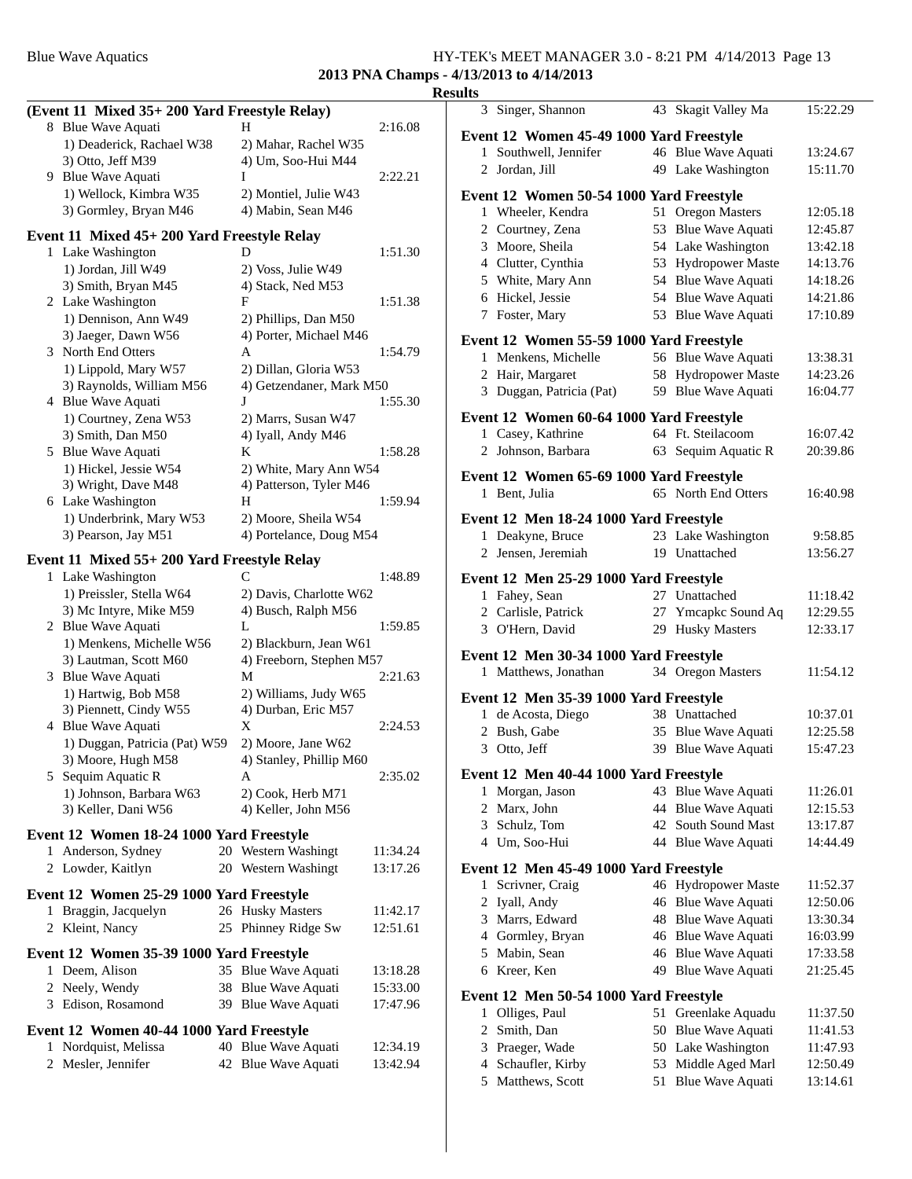## Results

### (Event 11 Mixed 35+ 200 Yard Freestyle Relay)

| | | | |
|---|---|---|---|
| 8 | Blue Wave Aquati | H | 2:16.08 |
| | 1) Deaderick, Rachael W38 | 2) Mahar, Rachel W35 | |
| | 3) Otto, Jeff M39 | 4) Um, Soo-Hui M44 | |
| 9 | Blue Wave Aquati | I | 2:22.21 |
| | 1) Wellock, Kimbra W35 | 2) Montiel, Julie W43 | |
| | 3) Gormley, Bryan M46 | 4) Mabin, Sean M46 | |

### Event 11 Mixed 45+ 200 Yard Freestyle Relay

| | | | |
|---|---|---|---|
| 1 | Lake Washington | D | 1:51.30 |
| | 1) Jordan, Jill W49 | 2) Voss, Julie W49 | |
| | 3) Smith, Bryan M45 | 4) Stack, Ned M53 | |
| 2 | Lake Washington | F | 1:51.38 |
| | 1) Dennison, Ann W49 | 2) Phillips, Dan M50 | |
| | 3) Jaeger, Dawn W56 | 4) Porter, Michael M46 | |
| 3 | North End Otters | A | 1:54.79 |
| | 1) Lippold, Mary W57 | 2) Dillan, Gloria W53 | |
| | 3) Raynolds, William M56 | 4) Getzendaner, Mark M50 | |
| 4 | Blue Wave Aquati | J | 1:55.30 |
| | 1) Courtney, Zena W53 | 2) Marrs, Susan W47 | |
| | 3) Smith, Dan M50 | 4) Iyall, Andy M46 | |
| 5 | Blue Wave Aquati | K | 1:58.28 |
| | 1) Hickel, Jessie W54 | 2) White, Mary Ann W54 | |
| | 3) Wright, Dave M48 | 4) Patterson, Tyler M46 | |
| 6 | Lake Washington | H | 1:59.94 |
| | 1) Underbrink, Mary W53 | 2) Moore, Sheila W54 | |
| | 3) Pearson, Jay M51 | 4) Portelance, Doug M54 | |

### Event 11 Mixed 55+ 200 Yard Freestyle Relay

| | | | |
|---|---|---|---|
| 1 | Lake Washington | C | 1:48.89 |
| | 1) Preissler, Stella W64 | 2) Davis, Charlotte W62 | |
| | 3) Mc Intyre, Mike M59 | 4) Busch, Ralph M56 | |
| 2 | Blue Wave Aquati | L | 1:59.85 |
| | 1) Menkens, Michelle W56 | 2) Blackburn, Jean W61 | |
| | 3) Lautman, Scott M60 | 4) Freeborn, Stephen M57 | |
| 3 | Blue Wave Aquati | M | 2:21.63 |
| | 1) Hartwig, Bob M58 | 2) Williams, Judy W65 | |
| | 3) Piennett, Cindy W55 | 4) Durban, Eric M57 | |
| 4 | Blue Wave Aquati | X | 2:24.53 |
| | 1) Duggan, Patricia (Pat) W59 | 2) Moore, Jane W62 | |
| | 3) Moore, Hugh M58 | 4) Stanley, Phillip M60 | |
| 5 | Sequim Aquatic R | A | 2:35.02 |
| | 1) Johnson, Barbara W63 | 2) Cook, Herb M71 | |
| | 3) Keller, Dani W56 | 4) Keller, John M56 | |

### Event 12 Women 18-24 1000 Yard Freestyle

| | | | | |
|---|---|---|---|---|
| 1 | Anderson, Sydney | 20 | Western Washingt | 11:34.24 |
| 2 | Lowder, Kaitlyn | 20 | Western Washingt | 13:17.26 |

### Event 12 Women 25-29 1000 Yard Freestyle

| | | | | |
|---|---|---|---|---|
| 1 | Braggin, Jacquelyn | 26 | Husky Masters | 11:42.17 |
| 2 | Kleint, Nancy | 25 | Phinney Ridge Sw | 12:51.61 |

### Event 12 Women 35-39 1000 Yard Freestyle

| | | | | |
|---|---|---|---|---|
| 1 | Deem, Alison | 35 | Blue Wave Aquati | 13:18.28 |
| 2 | Neely, Wendy | 38 | Blue Wave Aquati | 15:33.00 |
| 3 | Edison, Rosamond | 39 | Blue Wave Aquati | 17:47.96 |

### Event 12 Women 40-44 1000 Yard Freestyle

| | | | | |
|---|---|---|---|---|
| 1 | Nordquist, Melissa | 40 | Blue Wave Aquati | 12:34.19 |
| 2 | Mesler, Jennifer | 42 | Blue Wave Aquati | 13:42.94 |
| 3 | Singer, Shannon | 43 | Skagit Valley Ma | 15:22.29 |

### Event 12 Women 45-49 1000 Yard Freestyle

| | | | | |
|---|---|---|---|---|
| 1 | Southwell, Jennifer | 46 | Blue Wave Aquati | 13:24.67 |
| 2 | Jordan, Jill | 49 | Lake Washington | 15:11.70 |

### Event 12 Women 50-54 1000 Yard Freestyle

| | | | | |
|---|---|---|---|---|
| 1 | Wheeler, Kendra | 51 | Oregon Masters | 12:05.18 |
| 2 | Courtney, Zena | 53 | Blue Wave Aquati | 12:45.87 |
| 3 | Moore, Sheila | 54 | Lake Washington | 13:42.18 |
| 4 | Clutter, Cynthia | 53 | Hydropower Maste | 14:13.76 |
| 5 | White, Mary Ann | 54 | Blue Wave Aquati | 14:18.26 |
| 6 | Hickel, Jessie | 54 | Blue Wave Aquati | 14:21.86 |
| 7 | Foster, Mary | 53 | Blue Wave Aquati | 17:10.89 |

### Event 12 Women 55-59 1000 Yard Freestyle

| | | | | |
|---|---|---|---|---|
| 1 | Menkens, Michelle | 56 | Blue Wave Aquati | 13:38.31 |
| 2 | Hair, Margaret | 58 | Hydropower Maste | 14:23.26 |
| 3 | Duggan, Patricia (Pat) | 59 | Blue Wave Aquati | 16:04.77 |

### Event 12 Women 60-64 1000 Yard Freestyle

| | | | | |
|---|---|---|---|---|
| 1 | Casey, Kathrine | 64 | Ft. Steilacoom | 16:07.42 |
| 2 | Johnson, Barbara | 63 | Sequim Aquatic R | 20:39.86 |

### Event 12 Women 65-69 1000 Yard Freestyle

| | | | | |
|---|---|---|---|---|
| 1 | Bent, Julia | 65 | North End Otters | 16:40.98 |

### Event 12 Men 18-24 1000 Yard Freestyle

| | | | | |
|---|---|---|---|---|
| 1 | Deakyne, Bruce | 23 | Lake Washington | 9:58.85 |
| 2 | Jensen, Jeremiah | 19 | Unattached | 13:56.27 |

### Event 12 Men 25-29 1000 Yard Freestyle

| | | | | |
|---|---|---|---|---|
| 1 | Fahey, Sean | 27 | Unattached | 11:18.42 |
| 2 | Carlisle, Patrick | 27 | Ymcapkc Sound Aq | 12:29.55 |
| 3 | O'Hern, David | 29 | Husky Masters | 12:33.17 |

### Event 12 Men 30-34 1000 Yard Freestyle

| | | | | |
|---|---|---|---|---|
| 1 | Matthews, Jonathan | 34 | Oregon Masters | 11:54.12 |

### Event 12 Men 35-39 1000 Yard Freestyle

| | | | | |
|---|---|---|---|---|
| 1 | de Acosta, Diego | 38 | Unattached | 10:37.01 |
| 2 | Bush, Gabe | 35 | Blue Wave Aquati | 12:25.58 |
| 3 | Otto, Jeff | 39 | Blue Wave Aquati | 15:47.23 |

### Event 12 Men 40-44 1000 Yard Freestyle

| | | | | |
|---|---|---|---|---|
| 1 | Morgan, Jason | 43 | Blue Wave Aquati | 11:26.01 |
| 2 | Marx, John | 44 | Blue Wave Aquati | 12:15.53 |
| 3 | Schulz, Tom | 42 | South Sound Mast | 13:17.87 |
| 4 | Um, Soo-Hui | 44 | Blue Wave Aquati | 14:44.49 |

### Event 12 Men 45-49 1000 Yard Freestyle

| | | | | |
|---|---|---|---|---|
| 1 | Scrivner, Craig | 46 | Hydropower Maste | 11:52.37 |
| 2 | Iyall, Andy | 46 | Blue Wave Aquati | 12:50.06 |
| 3 | Marrs, Edward | 48 | Blue Wave Aquati | 13:30.34 |
| 4 | Gormley, Bryan | 46 | Blue Wave Aquati | 16:03.99 |
| 5 | Mabin, Sean | 46 | Blue Wave Aquati | 17:33.58 |
| 6 | Kreer, Ken | 49 | Blue Wave Aquati | 21:25.45 |

### Event 12 Men 50-54 1000 Yard Freestyle

| | | | | |
|---|---|---|---|---|
| 1 | Olliges, Paul | 51 | Greenlake Aquadu | 11:37.50 |
| 2 | Smith, Dan | 50 | Blue Wave Aquati | 11:41.53 |
| 3 | Praeger, Wade | 50 | Lake Washington | 11:47.93 |
| 4 | Schaufler, Kirby | 53 | Middle Aged Marl | 12:50.49 |
| 5 | Matthews, Scott | 51 | Blue Wave Aquati | 13:14.61 |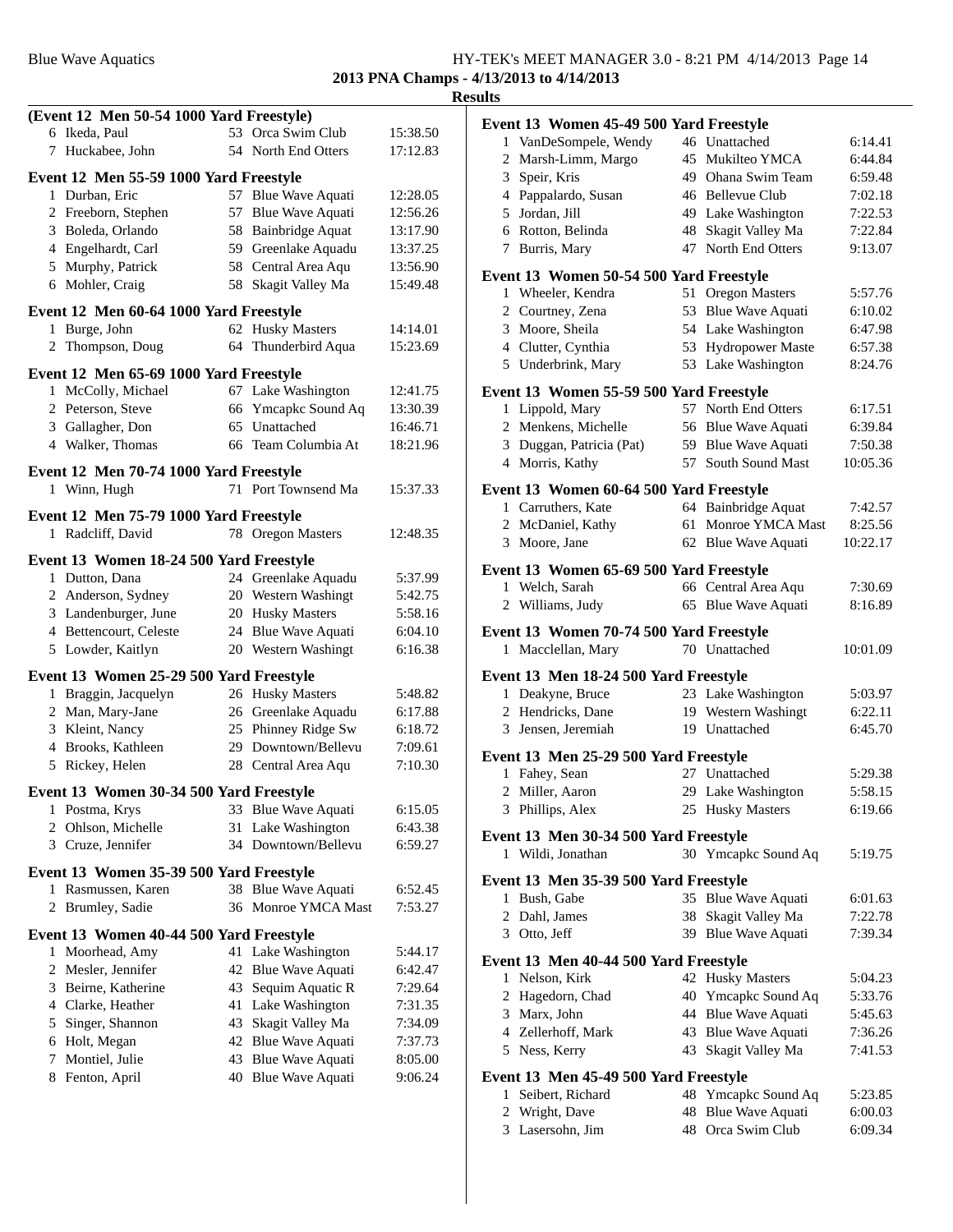**Results**

### (Event 12 Men 50-54 1000 Yard Freestyle)

| | | | | |
|---|---|---|---|---|
| 6 | Ikeda, Paul | 53 | Orca Swim Club | 15:38.50 |
| 7 | Huckabee, John | 54 | North End Otters | 17:12.83 |

### Event 12 Men 55-59 1000 Yard Freestyle

| | | | | |
|---|---|---|---|---|
| 1 | Durban, Eric | 57 | Blue Wave Aquati | 12:28.05 |
| 2 | Freeborn, Stephen | 57 | Blue Wave Aquati | 12:56.26 |
| 3 | Boleda, Orlando | 58 | Bainbridge Aquat | 13:17.90 |
| 4 | Engelhardt, Carl | 59 | Greenlake Aquadu | 13:37.25 |
| 5 | Murphy, Patrick | 58 | Central Area Aqu | 13:56.90 |
| 6 | Mohler, Craig | 58 | Skagit Valley Ma | 15:49.48 |

### Event 12 Men 60-64 1000 Yard Freestyle

| | | | | |
|---|---|---|---|---|
| 1 | Burge, John | 62 | Husky Masters | 14:14.01 |
| 2 | Thompson, Doug | 64 | Thunderbird Aqua | 15:23.69 |

### Event 12 Men 65-69 1000 Yard Freestyle

| | | | | |
|---|---|---|---|---|
| 1 | McColly, Michael | 67 | Lake Washington | 12:41.75 |
| 2 | Peterson, Steve | 66 | Ymcapkc Sound Aq | 13:30.39 |
| 3 | Gallagher, Don | 65 | Unattached | 16:46.71 |
| 4 | Walker, Thomas | 66 | Team Columbia At | 18:21.96 |

### Event 12 Men 70-74 1000 Yard Freestyle

| | | | | |
|---|---|---|---|---|
| 1 | Winn, Hugh | 71 | Port Townsend Ma | 15:37.33 |

### Event 12 Men 75-79 1000 Yard Freestyle

| | | | | |
|---|---|---|---|---|
| 1 | Radcliff, David | 78 | Oregon Masters | 12:48.35 |

### Event 13 Women 18-24 500 Yard Freestyle

| | | | | |
|---|---|---|---|---|
| 1 | Dutton, Dana | 24 | Greenlake Aquadu | 5:37.99 |
| 2 | Anderson, Sydney | 20 | Western Washingt | 5:42.75 |
| 3 | Landenburger, June | 20 | Husky Masters | 5:58.16 |
| 4 | Bettencourt, Celeste | 24 | Blue Wave Aquati | 6:04.10 |
| 5 | Lowder, Kaitlyn | 20 | Western Washingt | 6:16.38 |

### Event 13 Women 25-29 500 Yard Freestyle

| | | | | |
|---|---|---|---|---|
| 1 | Braggin, Jacquelyn | 26 | Husky Masters | 5:48.82 |
| 2 | Man, Mary-Jane | 26 | Greenlake Aquadu | 6:17.88 |
| 3 | Kleint, Nancy | 25 | Phinney Ridge Sw | 6:18.72 |
| 4 | Brooks, Kathleen | 29 | Downtown/Bellevu | 7:09.61 |
| 5 | Rickey, Helen | 28 | Central Area Aqu | 7:10.30 |

### Event 13 Women 30-34 500 Yard Freestyle

| | | | | |
|---|---|---|---|---|
| 1 | Postma, Krys | 33 | Blue Wave Aquati | 6:15.05 |
| 2 | Ohlson, Michelle | 31 | Lake Washington | 6:43.38 |
| 3 | Cruze, Jennifer | 34 | Downtown/Bellevu | 6:59.27 |

### Event 13 Women 35-39 500 Yard Freestyle

| | | | | |
|---|---|---|---|---|
| 1 | Rasmussen, Karen | 38 | Blue Wave Aquati | 6:52.45 |
| 2 | Brumley, Sadie | 36 | Monroe YMCA Mast | 7:53.27 |

### Event 13 Women 40-44 500 Yard Freestyle

| | | | | |
|---|---|---|---|---|
| 1 | Moorhead, Amy | 41 | Lake Washington | 5:44.17 |
| 2 | Mesler, Jennifer | 42 | Blue Wave Aquati | 6:42.47 |
| 3 | Beirne, Katherine | 43 | Sequim Aquatic R | 7:29.64 |
| 4 | Clarke, Heather | 41 | Lake Washington | 7:31.35 |
| 5 | Singer, Shannon | 43 | Skagit Valley Ma | 7:34.09 |
| 6 | Holt, Megan | 42 | Blue Wave Aquati | 7:37.73 |
| 7 | Montiel, Julie | 43 | Blue Wave Aquati | 8:05.00 |
| 8 | Fenton, April | 40 | Blue Wave Aquati | 9:06.24 |

### Event 13 Women 45-49 500 Yard Freestyle

| | | | | |
|---|---|---|---|---|
| 1 | VanDeSompele, Wendy | 46 | Unattached | 6:14.41 |
| 2 | Marsh-Limm, Margo | 45 | Mukilteo YMCA | 6:44.84 |
| 3 | Speir, Kris | 49 | Ohana Swim Team | 6:59.48 |
| 4 | Pappalardo, Susan | 46 | Bellevue Club | 7:02.18 |
| 5 | Jordan, Jill | 49 | Lake Washington | 7:22.53 |
| 6 | Rotton, Belinda | 48 | Skagit Valley Ma | 7:22.84 |
| 7 | Burris, Mary | 47 | North End Otters | 9:13.07 |

### Event 13 Women 50-54 500 Yard Freestyle

| | | | | |
|---|---|---|---|---|
| 1 | Wheeler, Kendra | 51 | Oregon Masters | 5:57.76 |
| 2 | Courtney, Zena | 53 | Blue Wave Aquati | 6:10.02 |
| 3 | Moore, Sheila | 54 | Lake Washington | 6:47.98 |
| 4 | Clutter, Cynthia | 53 | Hydropower Maste | 6:57.38 |
| 5 | Underbrink, Mary | 53 | Lake Washington | 8:24.76 |

### Event 13 Women 55-59 500 Yard Freestyle

| | | | | |
|---|---|---|---|---|
| 1 | Lippold, Mary | 57 | North End Otters | 6:17.51 |
| 2 | Menkens, Michelle | 56 | Blue Wave Aquati | 6:39.84 |
| 3 | Duggan, Patricia (Pat) | 59 | Blue Wave Aquati | 7:50.38 |
| 4 | Morris, Kathy | 57 | South Sound Mast | 10:05.36 |

### Event 13 Women 60-64 500 Yard Freestyle

| | | | | |
|---|---|---|---|---|
| 1 | Carruthers, Kate | 64 | Bainbridge Aquat | 7:42.57 |
| 2 | McDaniel, Kathy | 61 | Monroe YMCA Mast | 8:25.56 |
| 3 | Moore, Jane | 62 | Blue Wave Aquati | 10:22.17 |

### Event 13 Women 65-69 500 Yard Freestyle

| | | | | |
|---|---|---|---|---|
| 1 | Welch, Sarah | 66 | Central Area Aqu | 7:30.69 |
| 2 | Williams, Judy | 65 | Blue Wave Aquati | 8:16.89 |

### Event 13 Women 70-74 500 Yard Freestyle

| | | | | |
|---|---|---|---|---|
| 1 | Macclellan, Mary | 70 | Unattached | 10:01.09 |

### Event 13 Men 18-24 500 Yard Freestyle

| | | | | |
|---|---|---|---|---|
| 1 | Deakyne, Bruce | 23 | Lake Washington | 5:03.97 |
| 2 | Hendricks, Dane | 19 | Western Washingt | 6:22.11 |
| 3 | Jensen, Jeremiah | 19 | Unattached | 6:45.70 |

### Event 13 Men 25-29 500 Yard Freestyle

| | | | | |
|---|---|---|---|---|
| 1 | Fahey, Sean | 27 | Unattached | 5:29.38 |
| 2 | Miller, Aaron | 29 | Lake Washington | 5:58.15 |
| 3 | Phillips, Alex | 25 | Husky Masters | 6:19.66 |

### Event 13 Men 30-34 500 Yard Freestyle

| | | | | |
|---|---|---|---|---|
| 1 | Wildi, Jonathan | 30 | Ymcapkc Sound Aq | 5:19.75 |

### Event 13 Men 35-39 500 Yard Freestyle

| | | | | |
|---|---|---|---|---|
| 1 | Bush, Gabe | 35 | Blue Wave Aquati | 6:01.63 |
| 2 | Dahl, James | 38 | Skagit Valley Ma | 7:22.78 |
| 3 | Otto, Jeff | 39 | Blue Wave Aquati | 7:39.34 |

### Event 13 Men 40-44 500 Yard Freestyle

| | | | | |
|---|---|---|---|---|
| 1 | Nelson, Kirk | 42 | Husky Masters | 5:04.23 |
| 2 | Hagedorn, Chad | 40 | Ymcapkc Sound Aq | 5:33.76 |
| 3 | Marx, John | 44 | Blue Wave Aquati | 5:45.63 |
| 4 | Zellerhoff, Mark | 43 | Blue Wave Aquati | 7:36.26 |
| 5 | Ness, Kerry | 43 | Skagit Valley Ma | 7:41.53 |

### Event 13 Men 45-49 500 Yard Freestyle

| | | | | |
|---|---|---|---|---|
| 1 | Seibert, Richard | 48 | Ymcapkc Sound Aq | 5:23.85 |
| 2 | Wright, Dave | 48 | Blue Wave Aquati | 6:00.03 |
| 3 | Lasersohn, Jim | 48 | Orca Swim Club | 6:09.34 |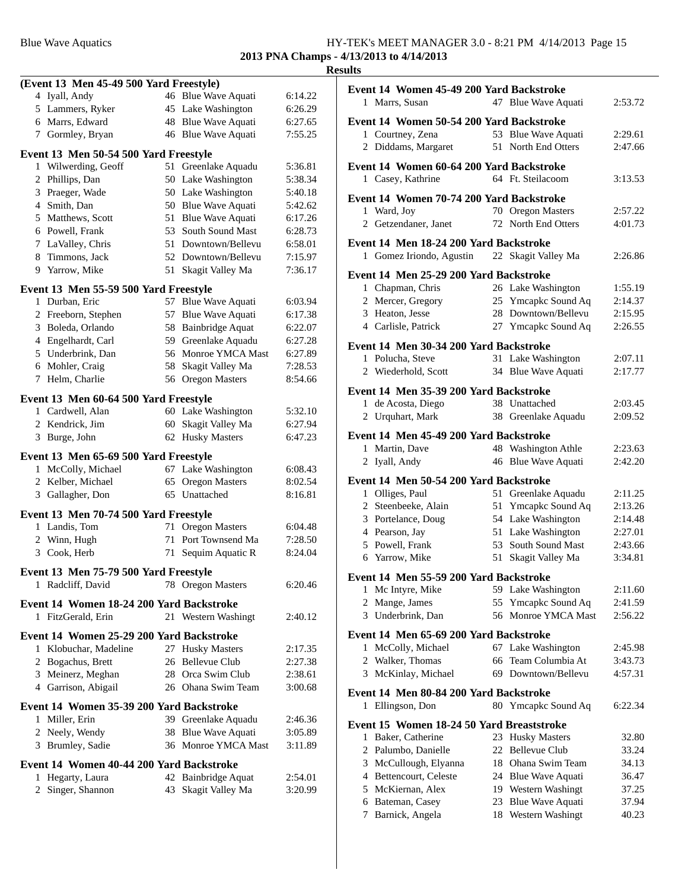**Results**

### (Event 13 Men 45-49 500 Yard Freestyle)

| | | | | |
|---|---|---|---|---|
| 4 | Iyall, Andy | 46 | Blue Wave Aquati | 6:14.22 |
| 5 | Lammers, Ryker | 45 | Lake Washington | 6:26.29 |
| 6 | Marrs, Edward | 48 | Blue Wave Aquati | 6:27.65 |
| 7 | Gormley, Bryan | 46 | Blue Wave Aquati | 7:55.25 |

### Event 13 Men 50-54 500 Yard Freestyle

| | | | | |
|---|---|---|---|---|
| 1 | Wilwerding, Geoff | 51 | Greenlake Aquadu | 5:36.81 |
| 2 | Phillips, Dan | 50 | Lake Washington | 5:38.34 |
| 3 | Praeger, Wade | 50 | Lake Washington | 5:40.18 |
| 4 | Smith, Dan | 50 | Blue Wave Aquati | 5:42.62 |
| 5 | Matthews, Scott | 51 | Blue Wave Aquati | 6:17.26 |
| 6 | Powell, Frank | 53 | South Sound Mast | 6:28.73 |
| 7 | LaValley, Chris | 51 | Downtown/Bellevu | 6:58.01 |
| 8 | Timmons, Jack | 52 | Downtown/Bellevu | 7:15.97 |
| 9 | Yarrow, Mike | 51 | Skagit Valley Ma | 7:36.17 |

### Event 13 Men 55-59 500 Yard Freestyle

| | | | | |
|---|---|---|---|---|
| 1 | Durban, Eric | 57 | Blue Wave Aquati | 6:03.94 |
| 2 | Freeborn, Stephen | 57 | Blue Wave Aquati | 6:17.38 |
| 3 | Boleda, Orlando | 58 | Bainbridge Aquat | 6:22.07 |
| 4 | Engelhardt, Carl | 59 | Greenlake Aquadu | 6:27.28 |
| 5 | Underbrink, Dan | 56 | Monroe YMCA Mast | 6:27.89 |
| 6 | Mohler, Craig | 58 | Skagit Valley Ma | 7:28.53 |
| 7 | Helm, Charlie | 56 | Oregon Masters | 8:54.66 |

### Event 13 Men 60-64 500 Yard Freestyle

| | | | | |
|---|---|---|---|---|
| 1 | Cardwell, Alan | 60 | Lake Washington | 5:32.10 |
| 2 | Kendrick, Jim | 60 | Skagit Valley Ma | 6:27.94 |
| 3 | Burge, John | 62 | Husky Masters | 6:47.23 |

### Event 13 Men 65-69 500 Yard Freestyle

| | | | | |
|---|---|---|---|---|
| 1 | McColly, Michael | 67 | Lake Washington | 6:08.43 |
| 2 | Kelber, Michael | 65 | Oregon Masters | 8:02.54 |
| 3 | Gallagher, Don | 65 | Unattached | 8:16.81 |

### Event 13 Men 70-74 500 Yard Freestyle

| | | | | |
|---|---|---|---|---|
| 1 | Landis, Tom | 71 | Oregon Masters | 6:04.48 |
| 2 | Winn, Hugh | 71 | Port Townsend Ma | 7:28.50 |
| 3 | Cook, Herb | 71 | Sequim Aquatic R | 8:24.04 |

### Event 13 Men 75-79 500 Yard Freestyle

| | | | | |
|---|---|---|---|---|
| 1 | Radcliff, David | 78 | Oregon Masters | 6:20.46 |

### Event 14 Women 18-24 200 Yard Backstroke

| | | | | |
|---|---|---|---|---|
| 1 | FitzGerald, Erin | 21 | Western Washingt | 2:40.12 |

### Event 14 Women 25-29 200 Yard Backstroke

| | | | | |
|---|---|---|---|---|
| 1 | Klobuchar, Madeline | 27 | Husky Masters | 2:17.35 |
| 2 | Bogachus, Brett | 26 | Bellevue Club | 2:27.38 |
| 3 | Meinerz, Meghan | 28 | Orca Swim Club | 2:38.61 |
| 4 | Garrison, Abigail | 26 | Ohana Swim Team | 3:00.68 |

### Event 14 Women 35-39 200 Yard Backstroke

| | | | | |
|---|---|---|---|---|
| 1 | Miller, Erin | 39 | Greenlake Aquadu | 2:46.36 |
| 2 | Neely, Wendy | 38 | Blue Wave Aquati | 3:05.89 |
| 3 | Brumley, Sadie | 36 | Monroe YMCA Mast | 3:11.89 |

### Event 14 Women 40-44 200 Yard Backstroke

| | | | | |
|---|---|---|---|---|
| 1 | Hegarty, Laura | 42 | Bainbridge Aquat | 2:54.01 |
| 2 | Singer, Shannon | 43 | Skagit Valley Ma | 3:20.99 |

### Event 14 Women 45-49 200 Yard Backstroke

| | | | | |
|---|---|---|---|---|
| 1 | Marrs, Susan | 47 | Blue Wave Aquati | 2:53.72 |

### Event 14 Women 50-54 200 Yard Backstroke

| | | | | |
|---|---|---|---|---|
| 1 | Courtney, Zena | 53 | Blue Wave Aquati | 2:29.61 |
| 2 | Diddams, Margaret | 51 | North End Otters | 2:47.66 |

### Event 14 Women 60-64 200 Yard Backstroke

| | | | | |
|---|---|---|---|---|
| 1 | Casey, Kathrine | 64 | Ft. Steilacoom | 3:13.53 |

### Event 14 Women 70-74 200 Yard Backstroke

| | | | | |
|---|---|---|---|---|
| 1 | Ward, Joy | 70 | Oregon Masters | 2:57.22 |
| 2 | Getzendaner, Janet | 72 | North End Otters | 4:01.73 |

### Event 14 Men 18-24 200 Yard Backstroke

| | | | | |
|---|---|---|---|---|
| 1 | Gomez Iriondo, Agustin | 22 | Skagit Valley Ma | 2:26.86 |

### Event 14 Men 25-29 200 Yard Backstroke

| | | | | |
|---|---|---|---|---|
| 1 | Chapman, Chris | 26 | Lake Washington | 1:55.19 |
| 2 | Mercer, Gregory | 25 | Ymcapkc Sound Aq | 2:14.37 |
| 3 | Heaton, Jesse | 28 | Downtown/Bellevu | 2:15.95 |
| 4 | Carlisle, Patrick | 27 | Ymcapkc Sound Aq | 2:26.55 |

### Event 14 Men 30-34 200 Yard Backstroke

| | | | | |
|---|---|---|---|---|
| 1 | Polucha, Steve | 31 | Lake Washington | 2:07.11 |
| 2 | Wiederhold, Scott | 34 | Blue Wave Aquati | 2:17.77 |

### Event 14 Men 35-39 200 Yard Backstroke

| | | | | |
|---|---|---|---|---|
| 1 | de Acosta, Diego | 38 | Unattached | 2:03.45 |
| 2 | Urquhart, Mark | 38 | Greenlake Aquadu | 2:09.52 |

### Event 14 Men 45-49 200 Yard Backstroke

| | | | | |
|---|---|---|---|---|
| 1 | Martin, Dave | 48 | Washington Athle | 2:23.63 |
| 2 | Iyall, Andy | 46 | Blue Wave Aquati | 2:42.20 |

### Event 14 Men 50-54 200 Yard Backstroke

| | | | | |
|---|---|---|---|---|
| 1 | Olliges, Paul | 51 | Greenlake Aquadu | 2:11.25 |
| 2 | Steenbeeke, Alain | 51 | Ymcapkc Sound Aq | 2:13.26 |
| 3 | Portelance, Doug | 54 | Lake Washington | 2:14.48 |
| 4 | Pearson, Jay | 51 | Lake Washington | 2:27.01 |
| 5 | Powell, Frank | 53 | South Sound Mast | 2:43.66 |
| 6 | Yarrow, Mike | 51 | Skagit Valley Ma | 3:34.81 |

### Event 14 Men 55-59 200 Yard Backstroke

| | | | | |
|---|---|---|---|---|
| 1 | Mc Intyre, Mike | 59 | Lake Washington | 2:11.60 |
| 2 | Mange, James | 55 | Ymcapkc Sound Aq | 2:41.59 |
| 3 | Underbrink, Dan | 56 | Monroe YMCA Mast | 2:56.22 |

### Event 14 Men 65-69 200 Yard Backstroke

| | | | | |
|---|---|---|---|---|
| 1 | McColly, Michael | 67 | Lake Washington | 2:45.98 |
| 2 | Walker, Thomas | 66 | Team Columbia At | 3:43.73 |
| 3 | McKinlay, Michael | 69 | Downtown/Bellevu | 4:57.31 |

### Event 14 Men 80-84 200 Yard Backstroke

| | | | | |
|---|---|---|---|---|
| 1 | Ellingson, Don | 80 | Ymcapkc Sound Aq | 6:22.34 |

### Event 15 Women 18-24 50 Yard Breaststroke

| | | | | |
|---|---|---|---|---|
| 1 | Baker, Catherine | 23 | Husky Masters | 32.80 |
| 2 | Palumbo, Danielle | 22 | Bellevue Club | 33.24 |
| 3 | McCullough, Elyanna | 18 | Ohana Swim Team | 34.13 |
| 4 | Bettencourt, Celeste | 24 | Blue Wave Aquati | 36.47 |
| 5 | McKiernan, Alex | 19 | Western Washingt | 37.25 |
| 6 | Bateman, Casey | 23 | Blue Wave Aquati | 37.94 |
| 7 | Barnick, Angela | 18 | Western Washingt | 40.23 |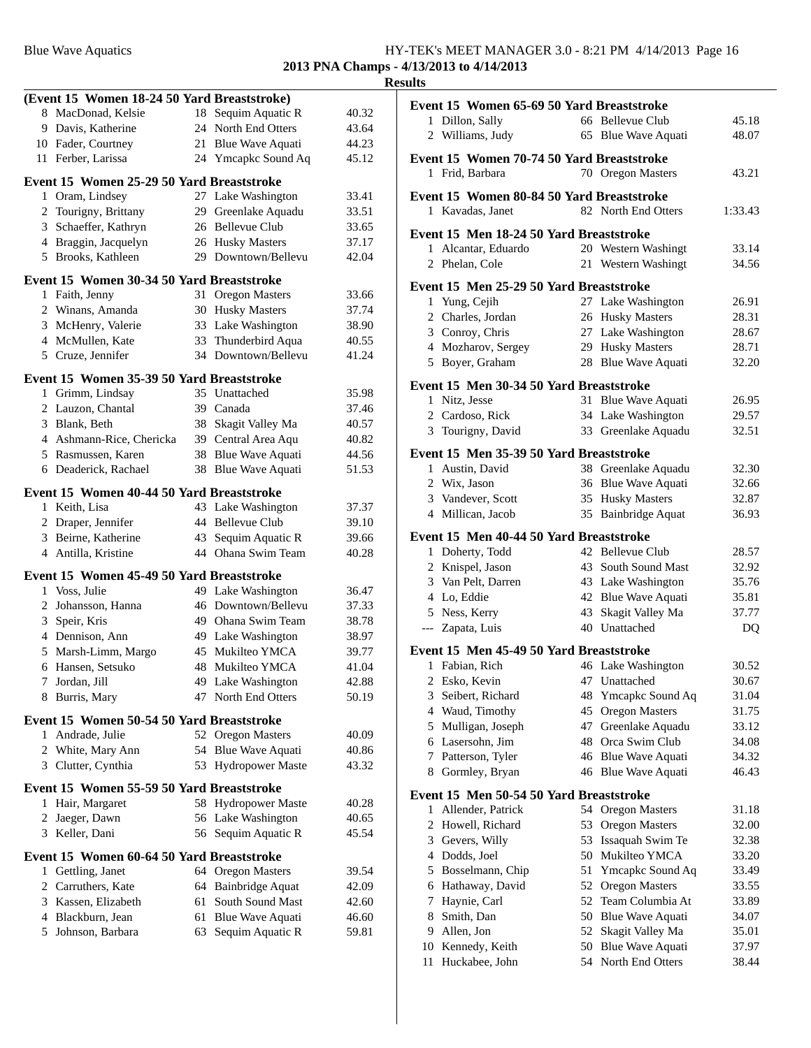## 2013 PNA Champs - 4/13/2013 to 4/14/2013

### Results

**(Event 15 Women 18-24 50 Yard Breaststroke)**

| | | | | |
|---|---|---|---|---|
| 8 | MacDonad, Kelsie | 18 | Sequim Aquatic R | 40.32 |
| 9 | Davis, Katherine | 24 | North End Otters | 43.64 |
| 10 | Fader, Courtney | 21 | Blue Wave Aquati | 44.23 |
| 11 | Ferber, Larissa | 24 | Ymcapkc Sound Aq | 45.12 |

**Event 15 Women 25-29 50 Yard Breaststroke**

| | | | | |
|---|---|---|---|---|
| 1 | Oram, Lindsey | 27 | Lake Washington | 33.41 |
| 2 | Tourigny, Brittany | 29 | Greenlake Aquadu | 33.51 |
| 3 | Schaeffer, Kathryn | 26 | Bellevue Club | 33.65 |
| 4 | Braggin, Jacquelyn | 26 | Husky Masters | 37.17 |
| 5 | Brooks, Kathleen | 29 | Downtown/Bellevu | 42.04 |

**Event 15 Women 30-34 50 Yard Breaststroke**

| | | | | |
|---|---|---|---|---|
| 1 | Faith, Jenny | 31 | Oregon Masters | 33.66 |
| 2 | Winans, Amanda | 30 | Husky Masters | 37.74 |
| 3 | McHenry, Valerie | 33 | Lake Washington | 38.90 |
| 4 | McMullen, Kate | 33 | Thunderbird Aqua | 40.55 |
| 5 | Cruze, Jennifer | 34 | Downtown/Bellevu | 41.24 |

**Event 15 Women 35-39 50 Yard Breaststroke**

| | | | | |
|---|---|---|---|---|
| 1 | Grimm, Lindsay | 35 | Unattached | 35.98 |
| 2 | Lauzon, Chantal | 39 | Canada | 37.46 |
| 3 | Blank, Beth | 38 | Skagit Valley Ma | 40.57 |
| 4 | Ashmann-Rice, Chericka | 39 | Central Area Aqu | 40.82 |
| 5 | Rasmussen, Karen | 38 | Blue Wave Aquati | 44.56 |
| 6 | Deaderick, Rachael | 38 | Blue Wave Aquati | 51.53 |

**Event 15 Women 40-44 50 Yard Breaststroke**

| | | | | |
|---|---|---|---|---|
| 1 | Keith, Lisa | 43 | Lake Washington | 37.37 |
| 2 | Draper, Jennifer | 44 | Bellevue Club | 39.10 |
| 3 | Beirne, Katherine | 43 | Sequim Aquatic R | 39.66 |
| 4 | Antilla, Kristine | 44 | Ohana Swim Team | 40.28 |

**Event 15 Women 45-49 50 Yard Breaststroke**

| | | | | |
|---|---|---|---|---|
| 1 | Voss, Julie | 49 | Lake Washington | 36.47 |
| 2 | Johansson, Hanna | 46 | Downtown/Bellevu | 37.33 |
| 3 | Speir, Kris | 49 | Ohana Swim Team | 38.78 |
| 4 | Dennison, Ann | 49 | Lake Washington | 38.97 |
| 5 | Marsh-Limm, Margo | 45 | Mukilteo YMCA | 39.77 |
| 6 | Hansen, Setsuko | 48 | Mukilteo YMCA | 41.04 |
| 7 | Jordan, Jill | 49 | Lake Washington | 42.88 |
| 8 | Burris, Mary | 47 | North End Otters | 50.19 |

**Event 15 Women 50-54 50 Yard Breaststroke**

| | | | | |
|---|---|---|---|---|
| 1 | Andrade, Julie | 52 | Oregon Masters | 40.09 |
| 2 | White, Mary Ann | 54 | Blue Wave Aquati | 40.86 |
| 3 | Clutter, Cynthia | 53 | Hydropower Maste | 43.32 |

**Event 15 Women 55-59 50 Yard Breaststroke**

| | | | | |
|---|---|---|---|---|
| 1 | Hair, Margaret | 58 | Hydropower Maste | 40.28 |
| 2 | Jaeger, Dawn | 56 | Lake Washington | 40.65 |
| 3 | Keller, Dani | 56 | Sequim Aquatic R | 45.54 |

**Event 15 Women 60-64 50 Yard Breaststroke**

| | | | | |
|---|---|---|---|---|
| 1 | Gettling, Janet | 64 | Oregon Masters | 39.54 |
| 2 | Carruthers, Kate | 64 | Bainbridge Aquat | 42.09 |
| 3 | Kassen, Elizabeth | 61 | South Sound Mast | 42.60 |
| 4 | Blackburn, Jean | 61 | Blue Wave Aquati | 46.60 |
| 5 | Johnson, Barbara | 63 | Sequim Aquatic R | 59.81 |

**Event 15 Women 65-69 50 Yard Breaststroke**

| | | | | |
|---|---|---|---|---|
| 1 | Dillon, Sally | 66 | Bellevue Club | 45.18 |
| 2 | Williams, Judy | 65 | Blue Wave Aquati | 48.07 |

**Event 15 Women 70-74 50 Yard Breaststroke**

| | | | | |
|---|---|---|---|---|
| 1 | Frid, Barbara | 70 | Oregon Masters | 43.21 |

**Event 15 Women 80-84 50 Yard Breaststroke**

| | | | | |
|---|---|---|---|---|
| 1 | Kavadas, Janet | 82 | North End Otters | 1:33.43 |

**Event 15 Men 18-24 50 Yard Breaststroke**

| | | | | |
|---|---|---|---|---|
| 1 | Alcantar, Eduardo | 20 | Western Washingt | 33.14 |
| 2 | Phelan, Cole | 21 | Western Washingt | 34.56 |

**Event 15 Men 25-29 50 Yard Breaststroke**

| | | | | |
|---|---|---|---|---|
| 1 | Yung, Cejih | 27 | Lake Washington | 26.91 |
| 2 | Charles, Jordan | 26 | Husky Masters | 28.31 |
| 3 | Conroy, Chris | 27 | Lake Washington | 28.67 |
| 4 | Mozharov, Sergey | 29 | Husky Masters | 28.71 |
| 5 | Boyer, Graham | 28 | Blue Wave Aquati | 32.20 |

**Event 15 Men 30-34 50 Yard Breaststroke**

| | | | | |
|---|---|---|---|---|
| 1 | Nitz, Jesse | 31 | Blue Wave Aquati | 26.95 |
| 2 | Cardoso, Rick | 34 | Lake Washington | 29.57 |
| 3 | Tourigny, David | 33 | Greenlake Aquadu | 32.51 |

**Event 15 Men 35-39 50 Yard Breaststroke**

| | | | | |
|---|---|---|---|---|
| 1 | Austin, David | 38 | Greenlake Aquadu | 32.30 |
| 2 | Wix, Jason | 36 | Blue Wave Aquati | 32.66 |
| 3 | Vandever, Scott | 35 | Husky Masters | 32.87 |
| 4 | Millican, Jacob | 35 | Bainbridge Aquat | 36.93 |

**Event 15 Men 40-44 50 Yard Breaststroke**

| | | | | |
|---|---|---|---|---|
| 1 | Doherty, Todd | 42 | Bellevue Club | 28.57 |
| 2 | Knispel, Jason | 43 | South Sound Mast | 32.92 |
| 3 | Van Pelt, Darren | 43 | Lake Washington | 35.76 |
| 4 | Lo, Eddie | 42 | Blue Wave Aquati | 35.81 |
| 5 | Ness, Kerry | 43 | Skagit Valley Ma | 37.77 |
| --- | Zapata, Luis | 40 | Unattached | DQ |

**Event 15 Men 45-49 50 Yard Breaststroke**

| | | | | |
|---|---|---|---|---|
| 1 | Fabian, Rich | 46 | Lake Washington | 30.52 |
| 2 | Esko, Kevin | 47 | Unattached | 30.67 |
| 3 | Seibert, Richard | 48 | Ymcapkc Sound Aq | 31.04 |
| 4 | Waud, Timothy | 45 | Oregon Masters | 31.75 |
| 5 | Mulligan, Joseph | 47 | Greenlake Aquadu | 33.12 |
| 6 | Lasersohn, Jim | 48 | Orca Swim Club | 34.08 |
| 7 | Patterson, Tyler | 46 | Blue Wave Aquati | 34.32 |
| 8 | Gormley, Bryan | 46 | Blue Wave Aquati | 46.43 |

**Event 15 Men 50-54 50 Yard Breaststroke**

| | | | | |
|---|---|---|---|---|
| 1 | Allender, Patrick | 54 | Oregon Masters | 31.18 |
| 2 | Howell, Richard | 53 | Oregon Masters | 32.00 |
| 3 | Gevers, Willy | 53 | Issaquah Swim Te | 32.38 |
| 4 | Dodds, Joel | 50 | Mukilteo YMCA | 33.20 |
| 5 | Bosselmann, Chip | 51 | Ymcapkc Sound Aq | 33.49 |
| 6 | Hathaway, David | 52 | Oregon Masters | 33.55 |
| 7 | Haynie, Carl | 52 | Team Columbia At | 33.89 |
| 8 | Smith, Dan | 50 | Blue Wave Aquati | 34.07 |
| 9 | Allen, Jon | 52 | Skagit Valley Ma | 35.01 |
| 10 | Kennedy, Keith | 50 | Blue Wave Aquati | 37.97 |
| 11 | Huckabee, John | 54 | North End Otters | 38.44 |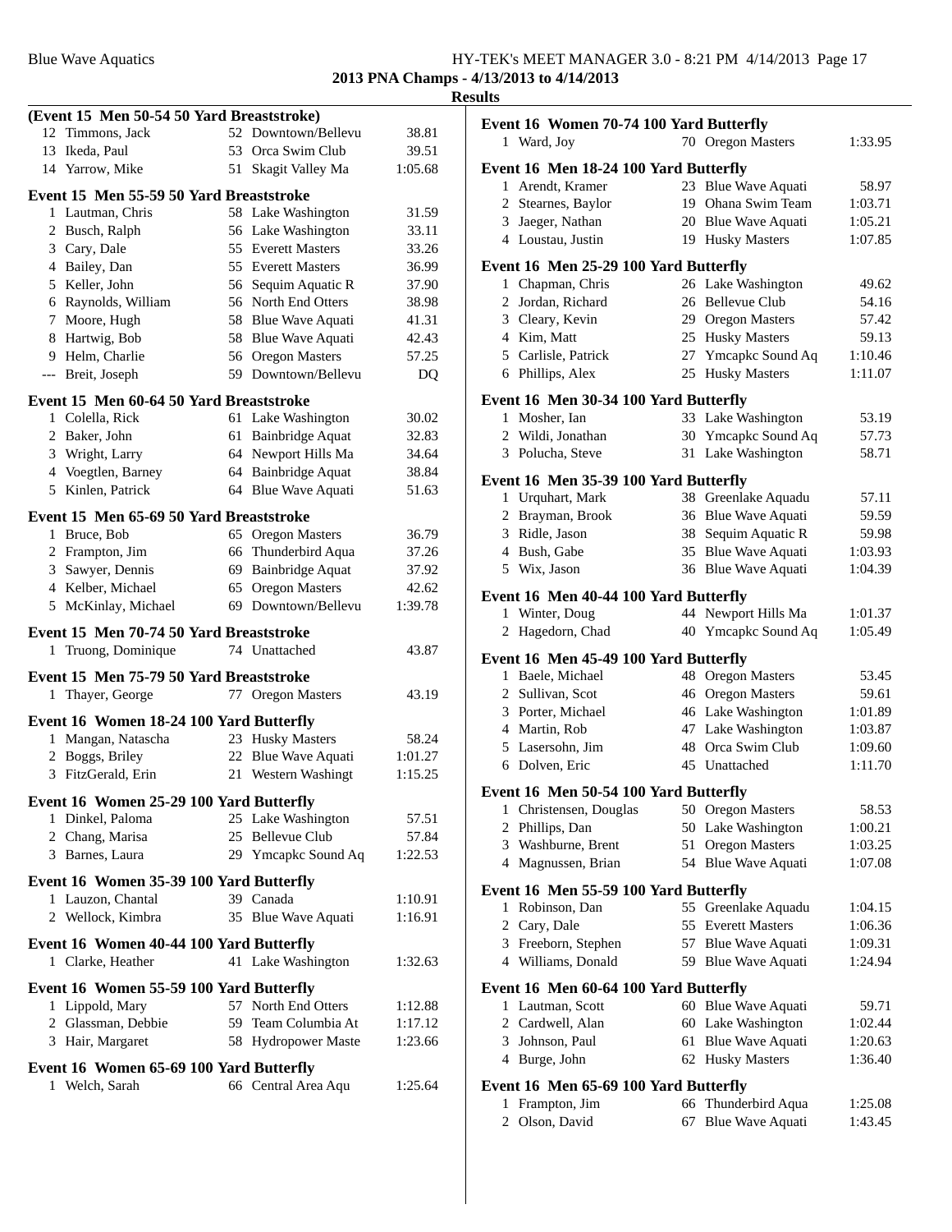**2013 PNA Champs - 4/13/2013 to 4/14/2013**

**Results**

**(Event 15 Men 50-54 50 Yard Breaststroke)**

| | | | | |
|---|---|---|---|---|
| 12 | Timmons, Jack | 52 | Downtown/Bellevu | 38.81 |
| 13 | Ikeda, Paul | 53 | Orca Swim Club | 39.51 |
| 14 | Yarrow, Mike | 51 | Skagit Valley Ma | 1:05.68 |

**Event 15 Men 55-59 50 Yard Breaststroke**

| | | | | |
|---|---|---|---|---|
| 1 | Lautman, Chris | 58 | Lake Washington | 31.59 |
| 2 | Busch, Ralph | 56 | Lake Washington | 33.11 |
| 3 | Cary, Dale | 55 | Everett Masters | 33.26 |
| 4 | Bailey, Dan | 55 | Everett Masters | 36.99 |
| 5 | Keller, John | 56 | Sequim Aquatic R | 37.90 |
| 6 | Raynolds, William | 56 | North End Otters | 38.98 |
| 7 | Moore, Hugh | 58 | Blue Wave Aquati | 41.31 |
| 8 | Hartwig, Bob | 58 | Blue Wave Aquati | 42.43 |
| 9 | Helm, Charlie | 56 | Oregon Masters | 57.25 |
| --- | Breit, Joseph | 59 | Downtown/Bellevu | DQ |

**Event 15 Men 60-64 50 Yard Breaststroke**

| | | | | |
|---|---|---|---|---|
| 1 | Colella, Rick | 61 | Lake Washington | 30.02 |
| 2 | Baker, John | 61 | Bainbridge Aquat | 32.83 |
| 3 | Wright, Larry | 64 | Newport Hills Ma | 34.64 |
| 4 | Voegtlen, Barney | 64 | Bainbridge Aquat | 38.84 |
| 5 | Kinlen, Patrick | 64 | Blue Wave Aquati | 51.63 |

**Event 15 Men 65-69 50 Yard Breaststroke**

| | | | | |
|---|---|---|---|---|
| 1 | Bruce, Bob | 65 | Oregon Masters | 36.79 |
| 2 | Frampton, Jim | 66 | Thunderbird Aqua | 37.26 |
| 3 | Sawyer, Dennis | 69 | Bainbridge Aquat | 37.92 |
| 4 | Kelber, Michael | 65 | Oregon Masters | 42.62 |
| 5 | McKinlay, Michael | 69 | Downtown/Bellevu | 1:39.78 |

**Event 15 Men 70-74 50 Yard Breaststroke**

| | | | | |
|---|---|---|---|---|
| 1 | Truong, Dominique | 74 | Unattached | 43.87 |

**Event 15 Men 75-79 50 Yard Breaststroke**

| | | | | |
|---|---|---|---|---|
| 1 | Thayer, George | 77 | Oregon Masters | 43.19 |

**Event 16 Women 18-24 100 Yard Butterfly**

| | | | | |
|---|---|---|---|---|
| 1 | Mangan, Natascha | 23 | Husky Masters | 58.24 |
| 2 | Boggs, Briley | 22 | Blue Wave Aquati | 1:01.27 |
| 3 | FitzGerald, Erin | 21 | Western Washingt | 1:15.25 |

**Event 16 Women 25-29 100 Yard Butterfly**

| | | | | |
|---|---|---|---|---|
| 1 | Dinkel, Paloma | 25 | Lake Washington | 57.51 |
| 2 | Chang, Marisa | 25 | Bellevue Club | 57.84 |
| 3 | Barnes, Laura | 29 | Ymcapkc Sound Aq | 1:22.53 |

**Event 16 Women 35-39 100 Yard Butterfly**

| | | | | |
|---|---|---|---|---|
| 1 | Lauzon, Chantal | 39 | Canada | 1:10.91 |
| 2 | Wellock, Kimbra | 35 | Blue Wave Aquati | 1:16.91 |

**Event 16 Women 40-44 100 Yard Butterfly**

| | | | | |
|---|---|---|---|---|
| 1 | Clarke, Heather | 41 | Lake Washington | 1:32.63 |

**Event 16 Women 55-59 100 Yard Butterfly**

| | | | | |
|---|---|---|---|---|
| 1 | Lippold, Mary | 57 | North End Otters | 1:12.88 |
| 2 | Glassman, Debbie | 59 | Team Columbia At | 1:17.12 |
| 3 | Hair, Margaret | 58 | Hydropower Maste | 1:23.66 |

**Event 16 Women 65-69 100 Yard Butterfly**

| | | | | |
|---|---|---|---|---|
| 1 | Welch, Sarah | 66 | Central Area Aqu | 1:25.64 |

**Event 16 Women 70-74 100 Yard Butterfly**

| | | | | |
|---|---|---|---|---|
| 1 | Ward, Joy | 70 | Oregon Masters | 1:33.95 |

**Event 16 Men 18-24 100 Yard Butterfly**

| | | | | |
|---|---|---|---|---|
| 1 | Arendt, Kramer | 23 | Blue Wave Aquati | 58.97 |
| 2 | Stearnes, Baylor | 19 | Ohana Swim Team | 1:03.71 |
| 3 | Jaeger, Nathan | 20 | Blue Wave Aquati | 1:05.21 |
| 4 | Loustau, Justin | 19 | Husky Masters | 1:07.85 |

**Event 16 Men 25-29 100 Yard Butterfly**

| | | | | |
|---|---|---|---|---|
| 1 | Chapman, Chris | 26 | Lake Washington | 49.62 |
| 2 | Jordan, Richard | 26 | Bellevue Club | 54.16 |
| 3 | Cleary, Kevin | 29 | Oregon Masters | 57.42 |
| 4 | Kim, Matt | 25 | Husky Masters | 59.13 |
| 5 | Carlisle, Patrick | 27 | Ymcapkc Sound Aq | 1:10.46 |
| 6 | Phillips, Alex | 25 | Husky Masters | 1:11.07 |

**Event 16 Men 30-34 100 Yard Butterfly**

| | | | | |
|---|---|---|---|---|
| 1 | Mosher, Ian | 33 | Lake Washington | 53.19 |
| 2 | Wildi, Jonathan | 30 | Ymcapkc Sound Aq | 57.73 |
| 3 | Polucha, Steve | 31 | Lake Washington | 58.71 |

**Event 16 Men 35-39 100 Yard Butterfly**

| | | | | |
|---|---|---|---|---|
| 1 | Urquhart, Mark | 38 | Greenlake Aquadu | 57.11 |
| 2 | Brayman, Brook | 36 | Blue Wave Aquati | 59.59 |
| 3 | Ridle, Jason | 38 | Sequim Aquatic R | 59.98 |
| 4 | Bush, Gabe | 35 | Blue Wave Aquati | 1:03.93 |
| 5 | Wix, Jason | 36 | Blue Wave Aquati | 1:04.39 |

**Event 16 Men 40-44 100 Yard Butterfly**

| | | | | |
|---|---|---|---|---|
| 1 | Winter, Doug | 44 | Newport Hills Ma | 1:01.37 |
| 2 | Hagedorn, Chad | 40 | Ymcapkc Sound Aq | 1:05.49 |

**Event 16 Men 45-49 100 Yard Butterfly**

| | | | | |
|---|---|---|---|---|
| 1 | Baele, Michael | 48 | Oregon Masters | 53.45 |
| 2 | Sullivan, Scot | 46 | Oregon Masters | 59.61 |
| 3 | Porter, Michael | 46 | Lake Washington | 1:01.89 |
| 4 | Martin, Rob | 47 | Lake Washington | 1:03.87 |
| 5 | Lasersohn, Jim | 48 | Orca Swim Club | 1:09.60 |
| 6 | Dolven, Eric | 45 | Unattached | 1:11.70 |

**Event 16 Men 50-54 100 Yard Butterfly**

| | | | | |
|---|---|---|---|---|
| 1 | Christensen, Douglas | 50 | Oregon Masters | 58.53 |
| 2 | Phillips, Dan | 50 | Lake Washington | 1:00.21 |
| 3 | Washburne, Brent | 51 | Oregon Masters | 1:03.25 |
| 4 | Magnussen, Brian | 54 | Blue Wave Aquati | 1:07.08 |

**Event 16 Men 55-59 100 Yard Butterfly**

| | | | | |
|---|---|---|---|---|
| 1 | Robinson, Dan | 55 | Greenlake Aquadu | 1:04.15 |
| 2 | Cary, Dale | 55 | Everett Masters | 1:06.36 |
| 3 | Freeborn, Stephen | 57 | Blue Wave Aquati | 1:09.31 |
| 4 | Williams, Donald | 59 | Blue Wave Aquati | 1:24.94 |

**Event 16 Men 60-64 100 Yard Butterfly**

| | | | | |
|---|---|---|---|---|
| 1 | Lautman, Scott | 60 | Blue Wave Aquati | 59.71 |
| 2 | Cardwell, Alan | 60 | Lake Washington | 1:02.44 |
| 3 | Johnson, Paul | 61 | Blue Wave Aquati | 1:20.63 |
| 4 | Burge, John | 62 | Husky Masters | 1:36.40 |

**Event 16 Men 65-69 100 Yard Butterfly**

| | | | | |
|---|---|---|---|---|
| 1 | Frampton, Jim | 66 | Thunderbird Aqua | 1:25.08 |
| 2 | Olson, David | 67 | Blue Wave Aquati | 1:43.45 |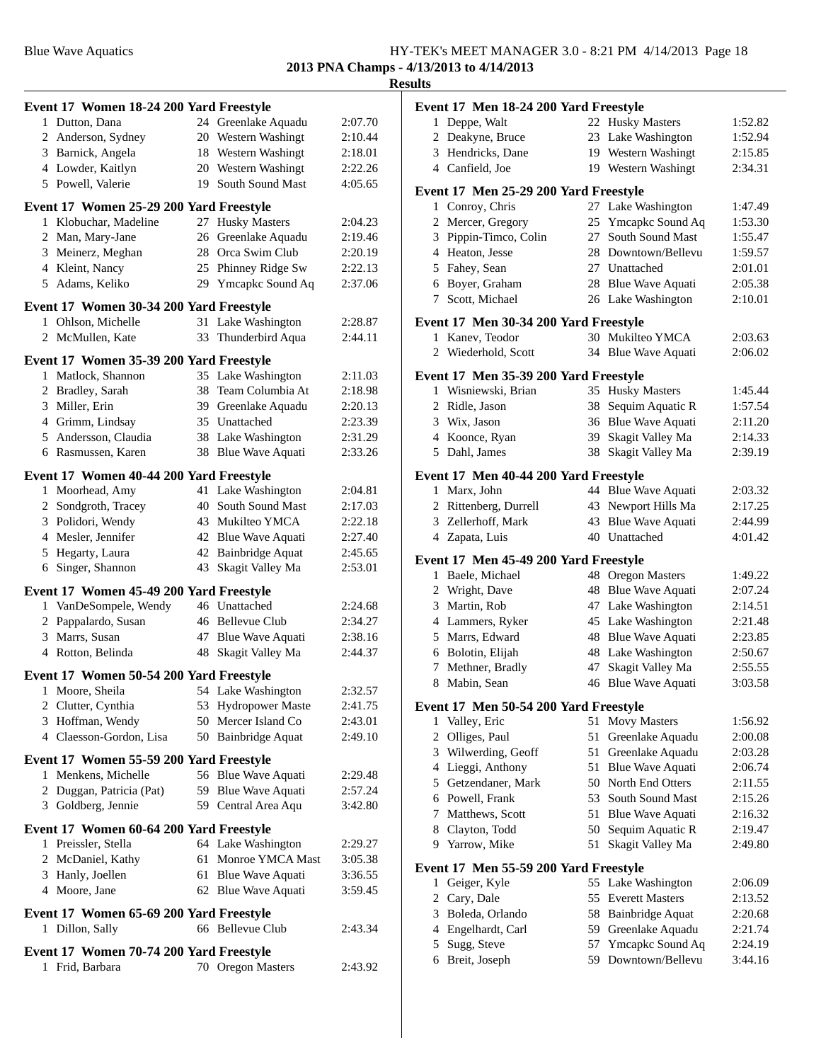## 2013 PNA Champs - 4/13/2013 to 4/14/2013

### Results

**Event 17 Women 18-24 200 Yard Freestyle**

| Place | Name | Age | Team | Time |
|---|---|---|---|---|
| 1 | Dutton, Dana | 24 | Greenlake Aquadu | 2:07.70 |
| 2 | Anderson, Sydney | 20 | Western Washingt | 2:10.44 |
| 3 | Barnick, Angela | 18 | Western Washingt | 2:18.01 |
| 4 | Lowder, Kaitlyn | 20 | Western Washingt | 2:22.26 |
| 5 | Powell, Valerie | 19 | South Sound Mast | 4:05.65 |

**Event 17 Women 25-29 200 Yard Freestyle**

| Place | Name | Age | Team | Time |
|---|---|---|---|---|
| 1 | Klobuchar, Madeline | 27 | Husky Masters | 2:04.23 |
| 2 | Man, Mary-Jane | 26 | Greenlake Aquadu | 2:19.46 |
| 3 | Meinerz, Meghan | 28 | Orca Swim Club | 2:20.19 |
| 4 | Kleint, Nancy | 25 | Phinney Ridge Sw | 2:22.13 |
| 5 | Adams, Keliko | 29 | Ymcapkc Sound Aq | 2:37.06 |

**Event 17 Women 30-34 200 Yard Freestyle**

| Place | Name | Age | Team | Time |
|---|---|---|---|---|
| 1 | Ohlson, Michelle | 31 | Lake Washington | 2:28.87 |
| 2 | McMullen, Kate | 33 | Thunderbird Aqua | 2:44.11 |

**Event 17 Women 35-39 200 Yard Freestyle**

| Place | Name | Age | Team | Time |
|---|---|---|---|---|
| 1 | Matlock, Shannon | 35 | Lake Washington | 2:11.03 |
| 2 | Bradley, Sarah | 38 | Team Columbia At | 2:18.98 |
| 3 | Miller, Erin | 39 | Greenlake Aquadu | 2:20.13 |
| 4 | Grimm, Lindsay | 35 | Unattached | 2:23.39 |
| 5 | Andersson, Claudia | 38 | Lake Washington | 2:31.29 |
| 6 | Rasmussen, Karen | 38 | Blue Wave Aquati | 2:33.26 |

**Event 17 Women 40-44 200 Yard Freestyle**

| Place | Name | Age | Team | Time |
|---|---|---|---|---|
| 1 | Moorhead, Amy | 41 | Lake Washington | 2:04.81 |
| 2 | Sondgroth, Tracey | 40 | South Sound Mast | 2:17.03 |
| 3 | Polidori, Wendy | 43 | Mukilteo YMCA | 2:22.18 |
| 4 | Mesler, Jennifer | 42 | Blue Wave Aquati | 2:27.40 |
| 5 | Hegarty, Laura | 42 | Bainbridge Aquat | 2:45.65 |
| 6 | Singer, Shannon | 43 | Skagit Valley Ma | 2:53.01 |

**Event 17 Women 45-49 200 Yard Freestyle**

| Place | Name | Age | Team | Time |
|---|---|---|---|---|
| 1 | VanDeSompele, Wendy | 46 | Unattached | 2:24.68 |
| 2 | Pappalardo, Susan | 46 | Bellevue Club | 2:34.27 |
| 3 | Marrs, Susan | 47 | Blue Wave Aquati | 2:38.16 |
| 4 | Rotton, Belinda | 48 | Skagit Valley Ma | 2:44.37 |

**Event 17 Women 50-54 200 Yard Freestyle**

| Place | Name | Age | Team | Time |
|---|---|---|---|---|
| 1 | Moore, Sheila | 54 | Lake Washington | 2:32.57 |
| 2 | Clutter, Cynthia | 53 | Hydropower Maste | 2:41.75 |
| 3 | Hoffman, Wendy | 50 | Mercer Island Co | 2:43.01 |
| 4 | Claesson-Gordon, Lisa | 50 | Bainbridge Aquat | 2:49.10 |

**Event 17 Women 55-59 200 Yard Freestyle**

| Place | Name | Age | Team | Time |
|---|---|---|---|---|
| 1 | Menkens, Michelle | 56 | Blue Wave Aquati | 2:29.48 |
| 2 | Duggan, Patricia (Pat) | 59 | Blue Wave Aquati | 2:57.24 |
| 3 | Goldberg, Jennie | 59 | Central Area Aqu | 3:42.80 |

**Event 17 Women 60-64 200 Yard Freestyle**

| Place | Name | Age | Team | Time |
|---|---|---|---|---|
| 1 | Preissler, Stella | 64 | Lake Washington | 2:29.27 |
| 2 | McDaniel, Kathy | 61 | Monroe YMCA Mast | 3:05.38 |
| 3 | Hanly, Joellen | 61 | Blue Wave Aquati | 3:36.55 |
| 4 | Moore, Jane | 62 | Blue Wave Aquati | 3:59.45 |

**Event 17 Women 65-69 200 Yard Freestyle**

| Place | Name | Age | Team | Time |
|---|---|---|---|---|
| 1 | Dillon, Sally | 66 | Bellevue Club | 2:43.34 |

**Event 17 Women 70-74 200 Yard Freestyle**

| Place | Name | Age | Team | Time |
|---|---|---|---|---|
| 1 | Frid, Barbara | 70 | Oregon Masters | 2:43.92 |

**Event 17 Men 18-24 200 Yard Freestyle**

| Place | Name | Age | Team | Time |
|---|---|---|---|---|
| 1 | Deppe, Walt | 22 | Husky Masters | 1:52.82 |
| 2 | Deakyne, Bruce | 23 | Lake Washington | 1:52.94 |
| 3 | Hendricks, Dane | 19 | Western Washingt | 2:15.85 |
| 4 | Canfield, Joe | 19 | Western Washingt | 2:34.31 |

**Event 17 Men 25-29 200 Yard Freestyle**

| Place | Name | Age | Team | Time |
|---|---|---|---|---|
| 1 | Conroy, Chris | 27 | Lake Washington | 1:47.49 |
| 2 | Mercer, Gregory | 25 | Ymcapkc Sound Aq | 1:53.30 |
| 3 | Pippin-Timco, Colin | 27 | South Sound Mast | 1:55.47 |
| 4 | Heaton, Jesse | 28 | Downtown/Bellevu | 1:59.57 |
| 5 | Fahey, Sean | 27 | Unattached | 2:01.01 |
| 6 | Boyer, Graham | 28 | Blue Wave Aquati | 2:05.38 |
| 7 | Scott, Michael | 26 | Lake Washington | 2:10.01 |

**Event 17 Men 30-34 200 Yard Freestyle**

| Place | Name | Age | Team | Time |
|---|---|---|---|---|
| 1 | Kanev, Teodor | 30 | Mukilteo YMCA | 2:03.63 |
| 2 | Wiederhold, Scott | 34 | Blue Wave Aquati | 2:06.02 |

**Event 17 Men 35-39 200 Yard Freestyle**

| Place | Name | Age | Team | Time |
|---|---|---|---|---|
| 1 | Wisniewski, Brian | 35 | Husky Masters | 1:45.44 |
| 2 | Ridle, Jason | 38 | Sequim Aquatic R | 1:57.54 |
| 3 | Wix, Jason | 36 | Blue Wave Aquati | 2:11.20 |
| 4 | Koonce, Ryan | 39 | Skagit Valley Ma | 2:14.33 |
| 5 | Dahl, James | 38 | Skagit Valley Ma | 2:39.19 |

**Event 17 Men 40-44 200 Yard Freestyle**

| Place | Name | Age | Team | Time |
|---|---|---|---|---|
| 1 | Marx, John | 44 | Blue Wave Aquati | 2:03.32 |
| 2 | Rittenberg, Durrell | 43 | Newport Hills Ma | 2:17.25 |
| 3 | Zellerhoff, Mark | 43 | Blue Wave Aquati | 2:44.99 |
| 4 | Zapata, Luis | 40 | Unattached | 4:01.42 |

**Event 17 Men 45-49 200 Yard Freestyle**

| Place | Name | Age | Team | Time |
|---|---|---|---|---|
| 1 | Baele, Michael | 48 | Oregon Masters | 1:49.22 |
| 2 | Wright, Dave | 48 | Blue Wave Aquati | 2:07.24 |
| 3 | Martin, Rob | 47 | Lake Washington | 2:14.51 |
| 4 | Lammers, Ryker | 45 | Lake Washington | 2:21.48 |
| 5 | Marrs, Edward | 48 | Blue Wave Aquati | 2:23.85 |
| 6 | Bolotin, Elijah | 48 | Lake Washington | 2:50.67 |
| 7 | Methner, Bradly | 47 | Skagit Valley Ma | 2:55.55 |
| 8 | Mabin, Sean | 46 | Blue Wave Aquati | 3:03.58 |

**Event 17 Men 50-54 200 Yard Freestyle**

| Place | Name | Age | Team | Time |
|---|---|---|---|---|
| 1 | Valley, Eric | 51 | Movy Masters | 1:56.92 |
| 2 | Olliges, Paul | 51 | Greenlake Aquadu | 2:00.08 |
| 3 | Wilwerding, Geoff | 51 | Greenlake Aquadu | 2:03.28 |
| 4 | Lieggi, Anthony | 51 | Blue Wave Aquati | 2:06.74 |
| 5 | Getzendaner, Mark | 50 | North End Otters | 2:11.55 |
| 6 | Powell, Frank | 53 | South Sound Mast | 2:15.26 |
| 7 | Matthews, Scott | 51 | Blue Wave Aquati | 2:16.32 |
| 8 | Clayton, Todd | 50 | Sequim Aquatic R | 2:19.47 |
| 9 | Yarrow, Mike | 51 | Skagit Valley Ma | 2:49.80 |

**Event 17 Men 55-59 200 Yard Freestyle**

| Place | Name | Age | Team | Time |
|---|---|---|---|---|
| 1 | Geiger, Kyle | 55 | Lake Washington | 2:06.09 |
| 2 | Cary, Dale | 55 | Everett Masters | 2:13.52 |
| 3 | Boleda, Orlando | 58 | Bainbridge Aquat | 2:20.68 |
| 4 | Engelhardt, Carl | 59 | Greenlake Aquadu | 2:21.74 |
| 5 | Sugg, Steve | 57 | Ymcapkc Sound Aq | 2:24.19 |
| 6 | Breit, Joseph | 59 | Downtown/Bellevu | 3:44.16 |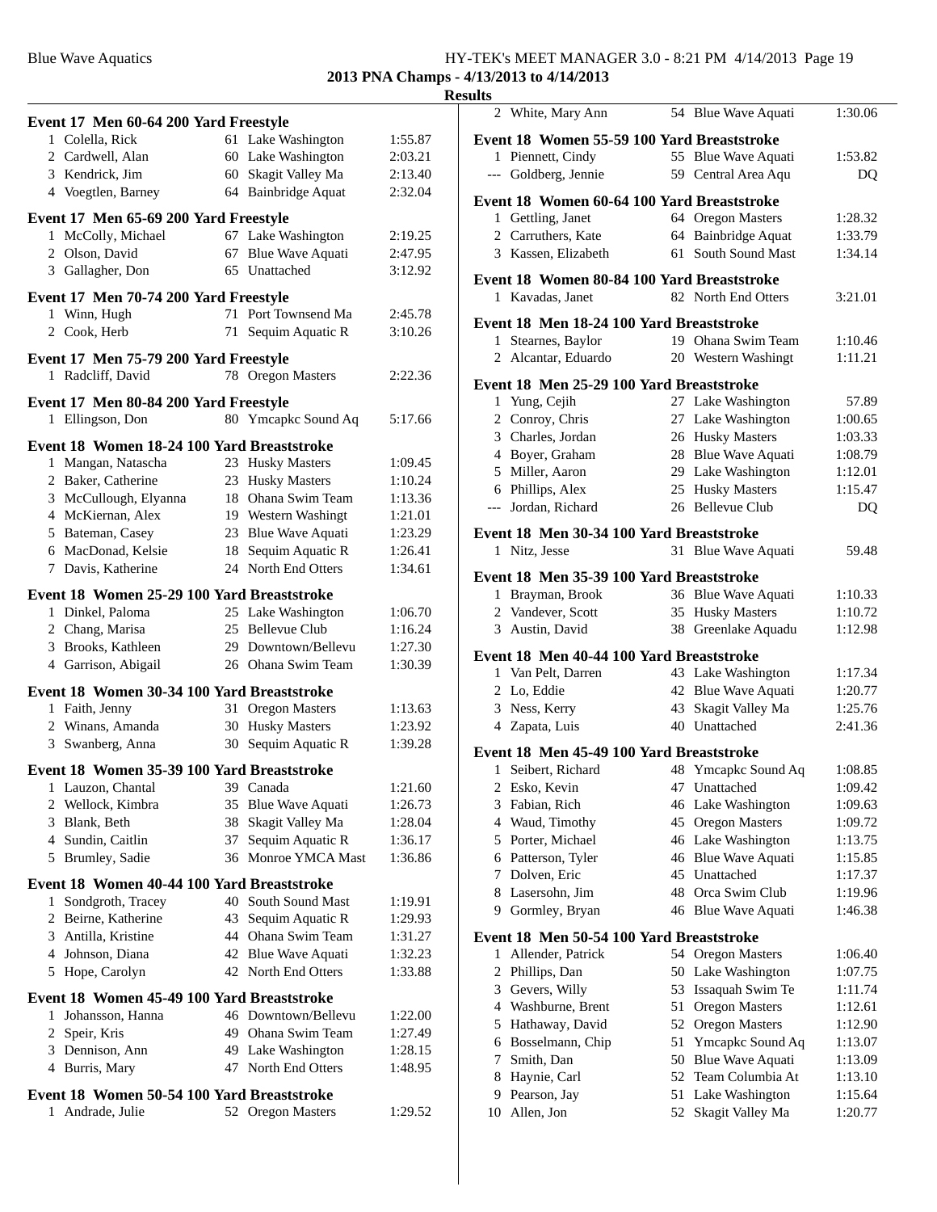## 2013 PNA Champs - 4/13/2013 to 4/14/2013

### Results

### Event 17 Men 60-64 200 Yard Freestyle

| | Name | Age | Team | Time |
|---|---|---|---|---|
| 1 | Colella, Rick | 61 | Lake Washington | 1:55.87 |
| 2 | Cardwell, Alan | 60 | Lake Washington | 2:03.21 |
| 3 | Kendrick, Jim | 60 | Skagit Valley Ma | 2:13.40 |
| 4 | Voegtlen, Barney | 64 | Bainbridge Aquat | 2:32.04 |

### Event 17 Men 65-69 200 Yard Freestyle

| | Name | Age | Team | Time |
|---|---|---|---|---|
| 1 | McColly, Michael | 67 | Lake Washington | 2:19.25 |
| 2 | Olson, David | 67 | Blue Wave Aquati | 2:47.95 |
| 3 | Gallagher, Don | 65 | Unattached | 3:12.92 |

### Event 17 Men 70-74 200 Yard Freestyle

| | Name | Age | Team | Time |
|---|---|---|---|---|
| 1 | Winn, Hugh | 71 | Port Townsend Ma | 2:45.78 |
| 2 | Cook, Herb | 71 | Sequim Aquatic R | 3:10.26 |

### Event 17 Men 75-79 200 Yard Freestyle

| | Name | Age | Team | Time |
|---|---|---|---|---|
| 1 | Radcliff, David | 78 | Oregon Masters | 2:22.36 |

### Event 17 Men 80-84 200 Yard Freestyle

| | Name | Age | Team | Time |
|---|---|---|---|---|
| 1 | Ellingson, Don | 80 | Ymcapkc Sound Aq | 5:17.66 |

### Event 18 Women 18-24 100 Yard Breaststroke

| | Name | Age | Team | Time |
|---|---|---|---|---|
| 1 | Mangan, Natascha | 23 | Husky Masters | 1:09.45 |
| 2 | Baker, Catherine | 23 | Husky Masters | 1:10.24 |
| 3 | McCullough, Elyanna | 18 | Ohana Swim Team | 1:13.36 |
| 4 | McKiernan, Alex | 19 | Western Washingt | 1:21.01 |
| 5 | Bateman, Casey | 23 | Blue Wave Aquati | 1:23.29 |
| 6 | MacDonad, Kelsie | 18 | Sequim Aquatic R | 1:26.41 |
| 7 | Davis, Katherine | 24 | North End Otters | 1:34.61 |

### Event 18 Women 25-29 100 Yard Breaststroke

| | Name | Age | Team | Time |
|---|---|---|---|---|
| 1 | Dinkel, Paloma | 25 | Lake Washington | 1:06.70 |
| 2 | Chang, Marisa | 25 | Bellevue Club | 1:16.24 |
| 3 | Brooks, Kathleen | 29 | Downtown/Bellevu | 1:27.30 |
| 4 | Garrison, Abigail | 26 | Ohana Swim Team | 1:30.39 |

### Event 18 Women 30-34 100 Yard Breaststroke

| | Name | Age | Team | Time |
|---|---|---|---|---|
| 1 | Faith, Jenny | 31 | Oregon Masters | 1:13.63 |
| 2 | Winans, Amanda | 30 | Husky Masters | 1:23.92 |
| 3 | Swanberg, Anna | 30 | Sequim Aquatic R | 1:39.28 |

### Event 18 Women 35-39 100 Yard Breaststroke

| | Name | Age | Team | Time |
|---|---|---|---|---|
| 1 | Lauzon, Chantal | 39 | Canada | 1:21.60 |
| 2 | Wellock, Kimbra | 35 | Blue Wave Aquati | 1:26.73 |
| 3 | Blank, Beth | 38 | Skagit Valley Ma | 1:28.04 |
| 4 | Sundin, Caitlin | 37 | Sequim Aquatic R | 1:36.17 |
| 5 | Brumley, Sadie | 36 | Monroe YMCA Mast | 1:36.86 |

### Event 18 Women 40-44 100 Yard Breaststroke

| | Name | Age | Team | Time |
|---|---|---|---|---|
| 1 | Sondgroth, Tracey | 40 | South Sound Mast | 1:19.91 |
| 2 | Beirne, Katherine | 43 | Sequim Aquatic R | 1:29.93 |
| 3 | Antilla, Kristine | 44 | Ohana Swim Team | 1:31.27 |
| 4 | Johnson, Diana | 42 | Blue Wave Aquati | 1:32.23 |
| 5 | Hope, Carolyn | 42 | North End Otters | 1:33.88 |

### Event 18 Women 45-49 100 Yard Breaststroke

| | Name | Age | Team | Time |
|---|---|---|---|---|
| 1 | Johansson, Hanna | 46 | Downtown/Bellevu | 1:22.00 |
| 2 | Speir, Kris | 49 | Ohana Swim Team | 1:27.49 |
| 3 | Dennison, Ann | 49 | Lake Washington | 1:28.15 |
| 4 | Burris, Mary | 47 | North End Otters | 1:48.95 |

### Event 18 Women 50-54 100 Yard Breaststroke

| | Name | Age | Team | Time |
|---|---|---|---|---|
| 1 | Andrade, Julie | 52 | Oregon Masters | 1:29.52 |
| 2 | White, Mary Ann | 54 | Blue Wave Aquati | 1:30.06 |

### Event 18 Women 55-59 100 Yard Breaststroke

| | Name | Age | Team | Time |
|---|---|---|---|---|
| 1 | Piennett, Cindy | 55 | Blue Wave Aquati | 1:53.82 |
| --- | Goldberg, Jennie | 59 | Central Area Aqu | DQ |

### Event 18 Women 60-64 100 Yard Breaststroke

| | Name | Age | Team | Time |
|---|---|---|---|---|
| 1 | Gettling, Janet | 64 | Oregon Masters | 1:28.32 |
| 2 | Carruthers, Kate | 64 | Bainbridge Aquat | 1:33.79 |
| 3 | Kassen, Elizabeth | 61 | South Sound Mast | 1:34.14 |

### Event 18 Women 80-84 100 Yard Breaststroke

| | Name | Age | Team | Time |
|---|---|---|---|---|
| 1 | Kavadas, Janet | 82 | North End Otters | 3:21.01 |

### Event 18 Men 18-24 100 Yard Breaststroke

| | Name | Age | Team | Time |
|---|---|---|---|---|
| 1 | Stearnes, Baylor | 19 | Ohana Swim Team | 1:10.46 |
| 2 | Alcantar, Eduardo | 20 | Western Washingt | 1:11.21 |

### Event 18 Men 25-29 100 Yard Breaststroke

| | Name | Age | Team | Time |
|---|---|---|---|---|
| 1 | Yung, Cejih | 27 | Lake Washington | 57.89 |
| 2 | Conroy, Chris | 27 | Lake Washington | 1:00.65 |
| 3 | Charles, Jordan | 26 | Husky Masters | 1:03.33 |
| 4 | Boyer, Graham | 28 | Blue Wave Aquati | 1:08.79 |
| 5 | Miller, Aaron | 29 | Lake Washington | 1:12.01 |
| 6 | Phillips, Alex | 25 | Husky Masters | 1:15.47 |
| --- | Jordan, Richard | 26 | Bellevue Club | DQ |

### Event 18 Men 30-34 100 Yard Breaststroke

| | Name | Age | Team | Time |
|---|---|---|---|---|
| 1 | Nitz, Jesse | 31 | Blue Wave Aquati | 59.48 |

### Event 18 Men 35-39 100 Yard Breaststroke

| | Name | Age | Team | Time |
|---|---|---|---|---|
| 1 | Brayman, Brook | 36 | Blue Wave Aquati | 1:10.33 |
| 2 | Vandever, Scott | 35 | Husky Masters | 1:10.72 |
| 3 | Austin, David | 38 | Greenlake Aquadu | 1:12.98 |

### Event 18 Men 40-44 100 Yard Breaststroke

| | Name | Age | Team | Time |
|---|---|---|---|---|
| 1 | Van Pelt, Darren | 43 | Lake Washington | 1:17.34 |
| 2 | Lo, Eddie | 42 | Blue Wave Aquati | 1:20.77 |
| 3 | Ness, Kerry | 43 | Skagit Valley Ma | 1:25.76 |
| 4 | Zapata, Luis | 40 | Unattached | 2:41.36 |

### Event 18 Men 45-49 100 Yard Breaststroke

| | Name | Age | Team | Time |
|---|---|---|---|---|
| 1 | Seibert, Richard | 48 | Ymcapkc Sound Aq | 1:08.85 |
| 2 | Esko, Kevin | 47 | Unattached | 1:09.42 |
| 3 | Fabian, Rich | 46 | Lake Washington | 1:09.63 |
| 4 | Waud, Timothy | 45 | Oregon Masters | 1:09.72 |
| 5 | Porter, Michael | 46 | Lake Washington | 1:13.75 |
| 6 | Patterson, Tyler | 46 | Blue Wave Aquati | 1:15.85 |
| 7 | Dolven, Eric | 45 | Unattached | 1:17.37 |
| 8 | Lasersohn, Jim | 48 | Orca Swim Club | 1:19.96 |
| 9 | Gormley, Bryan | 46 | Blue Wave Aquati | 1:46.38 |

### Event 18 Men 50-54 100 Yard Breaststroke

| | Name | Age | Team | Time |
|---|---|---|---|---|
| 1 | Allender, Patrick | 54 | Oregon Masters | 1:06.40 |
| 2 | Phillips, Dan | 50 | Lake Washington | 1:07.75 |
| 3 | Gevers, Willy | 53 | Issaquah Swim Te | 1:11.74 |
| 4 | Washburne, Brent | 51 | Oregon Masters | 1:12.61 |
| 5 | Hathaway, David | 52 | Oregon Masters | 1:12.90 |
| 6 | Bosselmann, Chip | 51 | Ymcapkc Sound Aq | 1:13.07 |
| 7 | Smith, Dan | 50 | Blue Wave Aquati | 1:13.09 |
| 8 | Haynie, Carl | 52 | Team Columbia At | 1:13.10 |
| 9 | Pearson, Jay | 51 | Lake Washington | 1:15.64 |
| 10 | Allen, Jon | 52 | Skagit Valley Ma | 1:20.77 |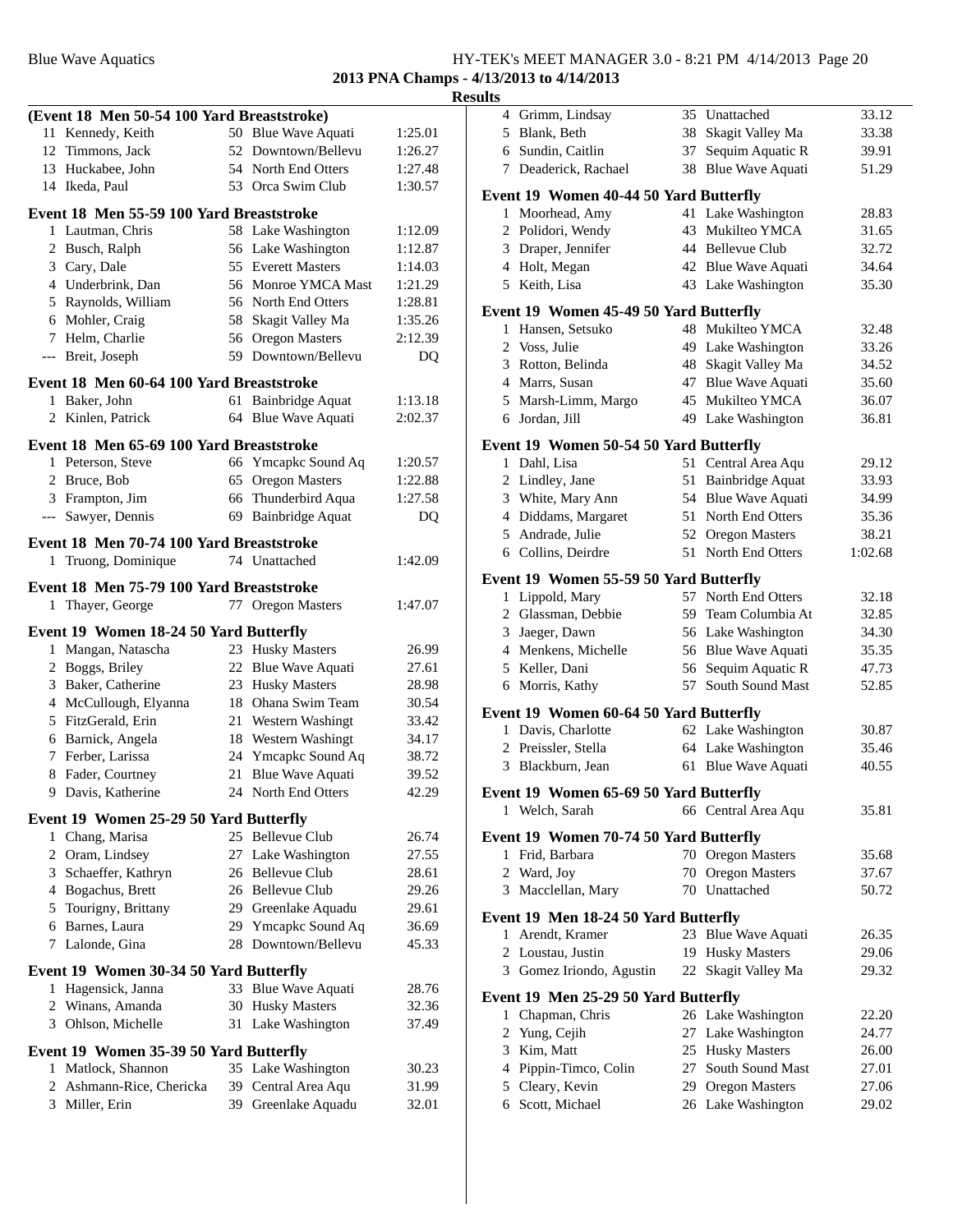**2013 PNA Champs - 4/13/2013 to 4/14/2013**

**Results**

### (Event 18 Men 50-54 100 Yard Breaststroke)

| | | | | |
|---|---|---|---|---|
| 11 | Kennedy, Keith | 50 | Blue Wave Aquati | 1:25.01 |
| 12 | Timmons, Jack | 52 | Downtown/Bellevu | 1:26.27 |
| 13 | Huckabee, John | 54 | North End Otters | 1:27.48 |
| 14 | Ikeda, Paul | 53 | Orca Swim Club | 1:30.57 |

### Event 18 Men 55-59 100 Yard Breaststroke

| | | | | |
|---|---|---|---|---|
| 1 | Lautman, Chris | 58 | Lake Washington | 1:12.09 |
| 2 | Busch, Ralph | 56 | Lake Washington | 1:12.87 |
| 3 | Cary, Dale | 55 | Everett Masters | 1:14.03 |
| 4 | Underbrink, Dan | 56 | Monroe YMCA Mast | 1:21.29 |
| 5 | Raynolds, William | 56 | North End Otters | 1:28.81 |
| 6 | Mohler, Craig | 58 | Skagit Valley Ma | 1:35.26 |
| 7 | Helm, Charlie | 56 | Oregon Masters | 2:12.39 |
| --- | Breit, Joseph | 59 | Downtown/Bellevu | DQ |

### Event 18 Men 60-64 100 Yard Breaststroke

| | | | | |
|---|---|---|---|---|
| 1 | Baker, John | 61 | Bainbridge Aquat | 1:13.18 |
| 2 | Kinlen, Patrick | 64 | Blue Wave Aquati | 2:02.37 |

### Event 18 Men 65-69 100 Yard Breaststroke

| | | | | |
|---|---|---|---|---|
| 1 | Peterson, Steve | 66 | Ymcapkc Sound Aq | 1:20.57 |
| 2 | Bruce, Bob | 65 | Oregon Masters | 1:22.88 |
| 3 | Frampton, Jim | 66 | Thunderbird Aqua | 1:27.58 |
| --- | Sawyer, Dennis | 69 | Bainbridge Aquat | DQ |

### Event 18 Men 70-74 100 Yard Breaststroke

| | | | | |
|---|---|---|---|---|
| 1 | Truong, Dominique | 74 | Unattached | 1:42.09 |

### Event 18 Men 75-79 100 Yard Breaststroke

| | | | | |
|---|---|---|---|---|
| 1 | Thayer, George | 77 | Oregon Masters | 1:47.07 |

### Event 19 Women 18-24 50 Yard Butterfly

| | | | | |
|---|---|---|---|---|
| 1 | Mangan, Natascha | 23 | Husky Masters | 26.99 |
| 2 | Boggs, Briley | 22 | Blue Wave Aquati | 27.61 |
| 3 | Baker, Catherine | 23 | Husky Masters | 28.98 |
| 4 | McCullough, Elyanna | 18 | Ohana Swim Team | 30.54 |
| 5 | FitzGerald, Erin | 21 | Western Washingt | 33.42 |
| 6 | Barnick, Angela | 18 | Western Washingt | 34.17 |
| 7 | Ferber, Larissa | 24 | Ymcapkc Sound Aq | 38.72 |
| 8 | Fader, Courtney | 21 | Blue Wave Aquati | 39.52 |
| 9 | Davis, Katherine | 24 | North End Otters | 42.29 |

### Event 19 Women 25-29 50 Yard Butterfly

| | | | | |
|---|---|---|---|---|
| 1 | Chang, Marisa | 25 | Bellevue Club | 26.74 |
| 2 | Oram, Lindsey | 27 | Lake Washington | 27.55 |
| 3 | Schaeffer, Kathryn | 26 | Bellevue Club | 28.61 |
| 4 | Bogachus, Brett | 26 | Bellevue Club | 29.26 |
| 5 | Tourigny, Brittany | 29 | Greenlake Aquadu | 29.61 |
| 6 | Barnes, Laura | 29 | Ymcapkc Sound Aq | 36.69 |
| 7 | Lalonde, Gina | 28 | Downtown/Bellevu | 45.33 |

### Event 19 Women 30-34 50 Yard Butterfly

| | | | | |
|---|---|---|---|---|
| 1 | Hagensick, Janna | 33 | Blue Wave Aquati | 28.76 |
| 2 | Winans, Amanda | 30 | Husky Masters | 32.36 |
| 3 | Ohlson, Michelle | 31 | Lake Washington | 37.49 |

### Event 19 Women 35-39 50 Yard Butterfly

| | | | | |
|---|---|---|---|---|
| 1 | Matlock, Shannon | 35 | Lake Washington | 30.23 |
| 2 | Ashmann-Rice, Chericka | 39 | Central Area Aqu | 31.99 |
| 3 | Miller, Erin | 39 | Greenlake Aquadu | 32.01 |
| 4 | Grimm, Lindsay | 35 | Unattached | 33.12 |
| 5 | Blank, Beth | 38 | Skagit Valley Ma | 33.38 |
| 6 | Sundin, Caitlin | 37 | Sequim Aquatic R | 39.91 |
| 7 | Deaderick, Rachael | 38 | Blue Wave Aquati | 51.29 |

### Event 19 Women 40-44 50 Yard Butterfly

| | | | | |
|---|---|---|---|---|
| 1 | Moorhead, Amy | 41 | Lake Washington | 28.83 |
| 2 | Polidori, Wendy | 43 | Mukilteo YMCA | 31.65 |
| 3 | Draper, Jennifer | 44 | Bellevue Club | 32.72 |
| 4 | Holt, Megan | 42 | Blue Wave Aquati | 34.64 |
| 5 | Keith, Lisa | 43 | Lake Washington | 35.30 |

### Event 19 Women 45-49 50 Yard Butterfly

| | | | | |
|---|---|---|---|---|
| 1 | Hansen, Setsuko | 48 | Mukilteo YMCA | 32.48 |
| 2 | Voss, Julie | 49 | Lake Washington | 33.26 |
| 3 | Rotton, Belinda | 48 | Skagit Valley Ma | 34.52 |
| 4 | Marrs, Susan | 47 | Blue Wave Aquati | 35.60 |
| 5 | Marsh-Limm, Margo | 45 | Mukilteo YMCA | 36.07 |
| 6 | Jordan, Jill | 49 | Lake Washington | 36.81 |

### Event 19 Women 50-54 50 Yard Butterfly

| | | | | |
|---|---|---|---|---|
| 1 | Dahl, Lisa | 51 | Central Area Aqu | 29.12 |
| 2 | Lindley, Jane | 51 | Bainbridge Aquat | 33.93 |
| 3 | White, Mary Ann | 54 | Blue Wave Aquati | 34.99 |
| 4 | Diddams, Margaret | 51 | North End Otters | 35.36 |
| 5 | Andrade, Julie | 52 | Oregon Masters | 38.21 |
| 6 | Collins, Deirdre | 51 | North End Otters | 1:02.68 |

### Event 19 Women 55-59 50 Yard Butterfly

| | | | | |
|---|---|---|---|---|
| 1 | Lippold, Mary | 57 | North End Otters | 32.18 |
| 2 | Glassman, Debbie | 59 | Team Columbia At | 32.85 |
| 3 | Jaeger, Dawn | 56 | Lake Washington | 34.30 |
| 4 | Menkens, Michelle | 56 | Blue Wave Aquati | 35.35 |
| 5 | Keller, Dani | 56 | Sequim Aquatic R | 47.73 |
| 6 | Morris, Kathy | 57 | South Sound Mast | 52.85 |

### Event 19 Women 60-64 50 Yard Butterfly

| | | | | |
|---|---|---|---|---|
| 1 | Davis, Charlotte | 62 | Lake Washington | 30.87 |
| 2 | Preissler, Stella | 64 | Lake Washington | 35.46 |
| 3 | Blackburn, Jean | 61 | Blue Wave Aquati | 40.55 |

### Event 19 Women 65-69 50 Yard Butterfly

| | | | | |
|---|---|---|---|---|
| 1 | Welch, Sarah | 66 | Central Area Aqu | 35.81 |

### Event 19 Women 70-74 50 Yard Butterfly

| | | | | |
|---|---|---|---|---|
| 1 | Frid, Barbara | 70 | Oregon Masters | 35.68 |
| 2 | Ward, Joy | 70 | Oregon Masters | 37.67 |
| 3 | Macclellan, Mary | 70 | Unattached | 50.72 |

### Event 19 Men 18-24 50 Yard Butterfly

| | | | | |
|---|---|---|---|---|
| 1 | Arendt, Kramer | 23 | Blue Wave Aquati | 26.35 |
| 2 | Loustau, Justin | 19 | Husky Masters | 29.06 |
| 3 | Gomez Iriondo, Agustin | 22 | Skagit Valley Ma | 29.32 |

### Event 19 Men 25-29 50 Yard Butterfly

| | | | | |
|---|---|---|---|---|
| 1 | Chapman, Chris | 26 | Lake Washington | 22.20 |
| 2 | Yung, Cejih | 27 | Lake Washington | 24.77 |
| 3 | Kim, Matt | 25 | Husky Masters | 26.00 |
| 4 | Pippin-Timco, Colin | 27 | South Sound Mast | 27.01 |
| 5 | Cleary, Kevin | 29 | Oregon Masters | 27.06 |
| 6 | Scott, Michael | 26 | Lake Washington | 29.02 |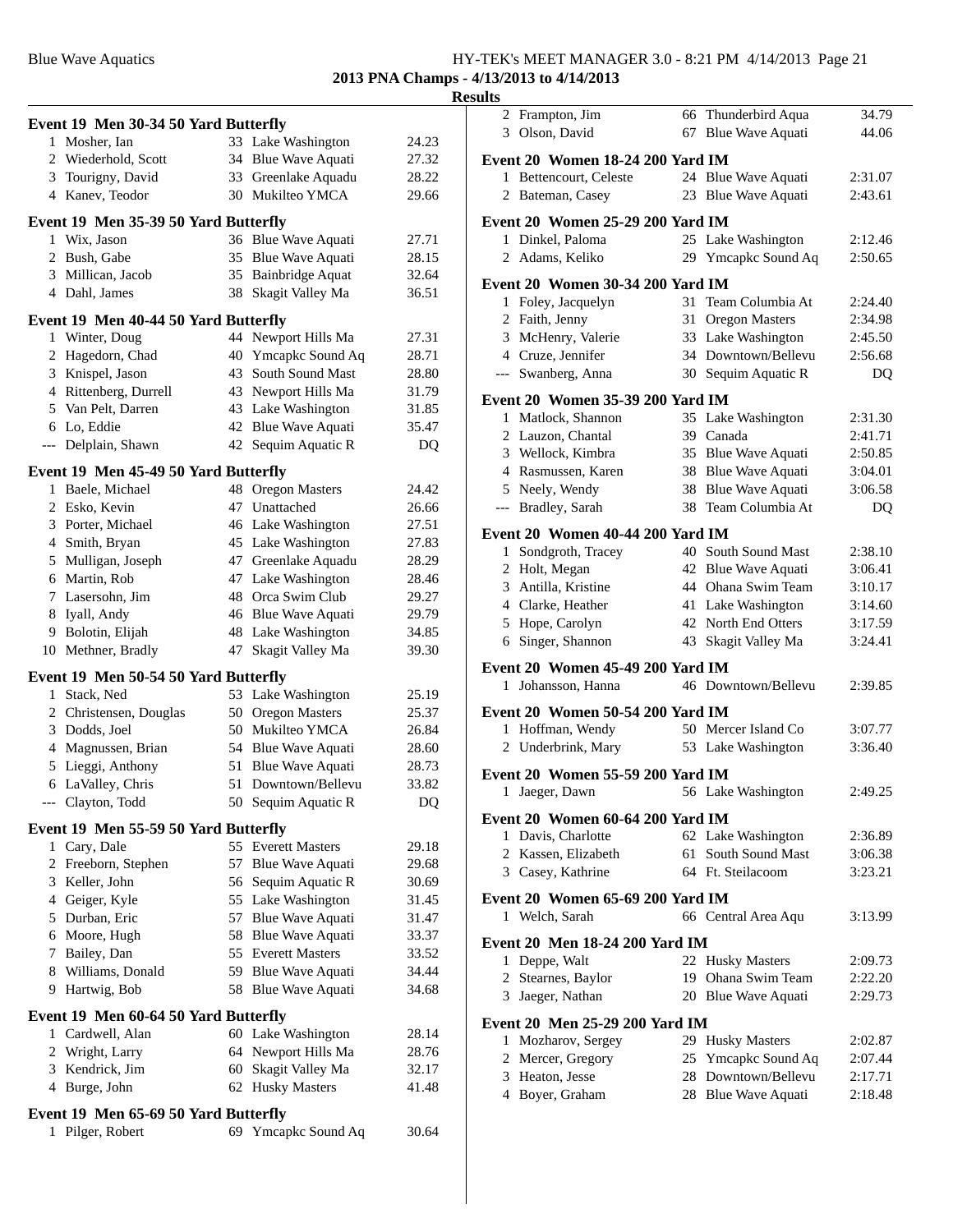## 2013 PNA Champs - 4/13/2013 to 4/14/2013

### Results

**Event 19 Men 30-34 50 Yard Butterfly**

| | Name | Age | Team | Time |
|---|---|---|---|---|
| 1 | Mosher, Ian | 33 | Lake Washington | 24.23 |
| 2 | Wiederhold, Scott | 34 | Blue Wave Aquati | 27.32 |
| 3 | Tourigny, David | 33 | Greenlake Aquadu | 28.22 |
| 4 | Kanev, Teodor | 30 | Mukilteo YMCA | 29.66 |

**Event 19 Men 35-39 50 Yard Butterfly**

| | Name | Age | Team | Time |
|---|---|---|---|---|
| 1 | Wix, Jason | 36 | Blue Wave Aquati | 27.71 |
| 2 | Bush, Gabe | 35 | Blue Wave Aquati | 28.15 |
| 3 | Millican, Jacob | 35 | Bainbridge Aquat | 32.64 |
| 4 | Dahl, James | 38 | Skagit Valley Ma | 36.51 |

**Event 19 Men 40-44 50 Yard Butterfly**

| | Name | Age | Team | Time |
|---|---|---|---|---|
| 1 | Winter, Doug | 44 | Newport Hills Ma | 27.31 |
| 2 | Hagedorn, Chad | 40 | Ymcapkc Sound Aq | 28.71 |
| 3 | Knispel, Jason | 43 | South Sound Mast | 28.80 |
| 4 | Rittenberg, Durrell | 43 | Newport Hills Ma | 31.79 |
| 5 | Van Pelt, Darren | 43 | Lake Washington | 31.85 |
| 6 | Lo, Eddie | 42 | Blue Wave Aquati | 35.47 |
| --- | Delplain, Shawn | 42 | Sequim Aquatic R | DQ |

**Event 19 Men 45-49 50 Yard Butterfly**

| | Name | Age | Team | Time |
|---|---|---|---|---|
| 1 | Baele, Michael | 48 | Oregon Masters | 24.42 |
| 2 | Esko, Kevin | 47 | Unattached | 26.66 |
| 3 | Porter, Michael | 46 | Lake Washington | 27.51 |
| 4 | Smith, Bryan | 45 | Lake Washington | 27.83 |
| 5 | Mulligan, Joseph | 47 | Greenlake Aquadu | 28.29 |
| 6 | Martin, Rob | 47 | Lake Washington | 28.46 |
| 7 | Lasersohn, Jim | 48 | Orca Swim Club | 29.27 |
| 8 | Iyall, Andy | 46 | Blue Wave Aquati | 29.79 |
| 9 | Bolotin, Elijah | 48 | Lake Washington | 34.85 |
| 10 | Methner, Bradly | 47 | Skagit Valley Ma | 39.30 |

**Event 19 Men 50-54 50 Yard Butterfly**

| | Name | Age | Team | Time |
|---|---|---|---|---|
| 1 | Stack, Ned | 53 | Lake Washington | 25.19 |
| 2 | Christensen, Douglas | 50 | Oregon Masters | 25.37 |
| 3 | Dodds, Joel | 50 | Mukilteo YMCA | 26.84 |
| 4 | Magnussen, Brian | 54 | Blue Wave Aquati | 28.60 |
| 5 | Lieggi, Anthony | 51 | Blue Wave Aquati | 28.73 |
| 6 | LaValley, Chris | 51 | Downtown/Bellevu | 33.82 |
| --- | Clayton, Todd | 50 | Sequim Aquatic R | DQ |

**Event 19 Men 55-59 50 Yard Butterfly**

| | Name | Age | Team | Time |
|---|---|---|---|---|
| 1 | Cary, Dale | 55 | Everett Masters | 29.18 |
| 2 | Freeborn, Stephen | 57 | Blue Wave Aquati | 29.68 |
| 3 | Keller, John | 56 | Sequim Aquatic R | 30.69 |
| 4 | Geiger, Kyle | 55 | Lake Washington | 31.45 |
| 5 | Durban, Eric | 57 | Blue Wave Aquati | 31.47 |
| 6 | Moore, Hugh | 58 | Blue Wave Aquati | 33.37 |
| 7 | Bailey, Dan | 55 | Everett Masters | 33.52 |
| 8 | Williams, Donald | 59 | Blue Wave Aquati | 34.44 |
| 9 | Hartwig, Bob | 58 | Blue Wave Aquati | 34.68 |

**Event 19 Men 60-64 50 Yard Butterfly**

| | Name | Age | Team | Time |
|---|---|---|---|---|
| 1 | Cardwell, Alan | 60 | Lake Washington | 28.14 |
| 2 | Wright, Larry | 64 | Newport Hills Ma | 28.76 |
| 3 | Kendrick, Jim | 60 | Skagit Valley Ma | 32.17 |
| 4 | Burge, John | 62 | Husky Masters | 41.48 |

**Event 19 Men 65-69 50 Yard Butterfly**

| | Name | Age | Team | Time |
|---|---|---|---|---|
| 1 | Pilger, Robert | 69 | Ymcapkc Sound Aq | 30.64 |
| 2 | Frampton, Jim | 66 | Thunderbird Aqua | 34.79 |
| 3 | Olson, David | 67 | Blue Wave Aquati | 44.06 |

**Event 20 Women 18-24 200 Yard IM**

| | Name | Age | Team | Time |
|---|---|---|---|---|
| 1 | Bettencourt, Celeste | 24 | Blue Wave Aquati | 2:31.07 |
| 2 | Bateman, Casey | 23 | Blue Wave Aquati | 2:43.61 |

**Event 20 Women 25-29 200 Yard IM**

| | Name | Age | Team | Time |
|---|---|---|---|---|
| 1 | Dinkel, Paloma | 25 | Lake Washington | 2:12.46 |
| 2 | Adams, Keliko | 29 | Ymcapkc Sound Aq | 2:50.65 |

**Event 20 Women 30-34 200 Yard IM**

| | Name | Age | Team | Time |
|---|---|---|---|---|
| 1 | Foley, Jacquelyn | 31 | Team Columbia At | 2:24.40 |
| 2 | Faith, Jenny | 31 | Oregon Masters | 2:34.98 |
| 3 | McHenry, Valerie | 33 | Lake Washington | 2:45.50 |
| 4 | Cruze, Jennifer | 34 | Downtown/Bellevu | 2:56.68 |
| --- | Swanberg, Anna | 30 | Sequim Aquatic R | DQ |

**Event 20 Women 35-39 200 Yard IM**

| | Name | Age | Team | Time |
|---|---|---|---|---|
| 1 | Matlock, Shannon | 35 | Lake Washington | 2:31.30 |
| 2 | Lauzon, Chantal | 39 | Canada | 2:41.71 |
| 3 | Wellock, Kimbra | 35 | Blue Wave Aquati | 2:50.85 |
| 4 | Rasmussen, Karen | 38 | Blue Wave Aquati | 3:04.01 |
| 5 | Neely, Wendy | 38 | Blue Wave Aquati | 3:06.58 |
| --- | Bradley, Sarah | 38 | Team Columbia At | DQ |

**Event 20 Women 40-44 200 Yard IM**

| | Name | Age | Team | Time |
|---|---|---|---|---|
| 1 | Songdroth, Tracey | 40 | South Sound Mast | 2:38.10 |
| 2 | Holt, Megan | 42 | Blue Wave Aquati | 3:06.41 |
| 3 | Antilla, Kristine | 44 | Ohana Swim Team | 3:10.17 |
| 4 | Clarke, Heather | 41 | Lake Washington | 3:14.60 |
| 5 | Hope, Carolyn | 42 | North End Otters | 3:17.59 |
| 6 | Singer, Shannon | 43 | Skagit Valley Ma | 3:24.41 |

**Event 20 Women 45-49 200 Yard IM**

| | Name | Age | Team | Time |
|---|---|---|---|---|
| 1 | Johansson, Hanna | 46 | Downtown/Bellevu | 2:39.85 |

**Event 20 Women 50-54 200 Yard IM**

| | Name | Age | Team | Time |
|---|---|---|---|---|
| 1 | Hoffman, Wendy | 50 | Mercer Island Co | 3:07.77 |
| 2 | Underbrink, Mary | 53 | Lake Washington | 3:36.40 |

**Event 20 Women 55-59 200 Yard IM**

| | Name | Age | Team | Time |
|---|---|---|---|---|
| 1 | Jaeger, Dawn | 56 | Lake Washington | 2:49.25 |

**Event 20 Women 60-64 200 Yard IM**

| | Name | Age | Team | Time |
|---|---|---|---|---|
| 1 | Davis, Charlotte | 62 | Lake Washington | 2:36.89 |
| 2 | Kassen, Elizabeth | 61 | South Sound Mast | 3:06.38 |
| 3 | Casey, Kathrine | 64 | Ft. Steilacoom | 3:23.21 |

**Event 20 Women 65-69 200 Yard IM**

| | Name | Age | Team | Time |
|---|---|---|---|---|
| 1 | Welch, Sarah | 66 | Central Area Aqu | 3:13.99 |

**Event 20 Men 18-24 200 Yard IM**

| | Name | Age | Team | Time |
|---|---|---|---|---|
| 1 | Deppe, Walt | 22 | Husky Masters | 2:09.73 |
| 2 | Stearnes, Baylor | 19 | Ohana Swim Team | 2:22.20 |
| 3 | Jaeger, Nathan | 20 | Blue Wave Aquati | 2:29.73 |

**Event 20 Men 25-29 200 Yard IM**

| | Name | Age | Team | Time |
|---|---|---|---|---|
| 1 | Mozharov, Sergey | 29 | Husky Masters | 2:02.87 |
| 2 | Mercer, Gregory | 25 | Ymcapkc Sound Aq | 2:07.44 |
| 3 | Heaton, Jesse | 28 | Downtown/Bellevu | 2:17.71 |
| 4 | Boyer, Graham | 28 | Blue Wave Aquati | 2:18.48 |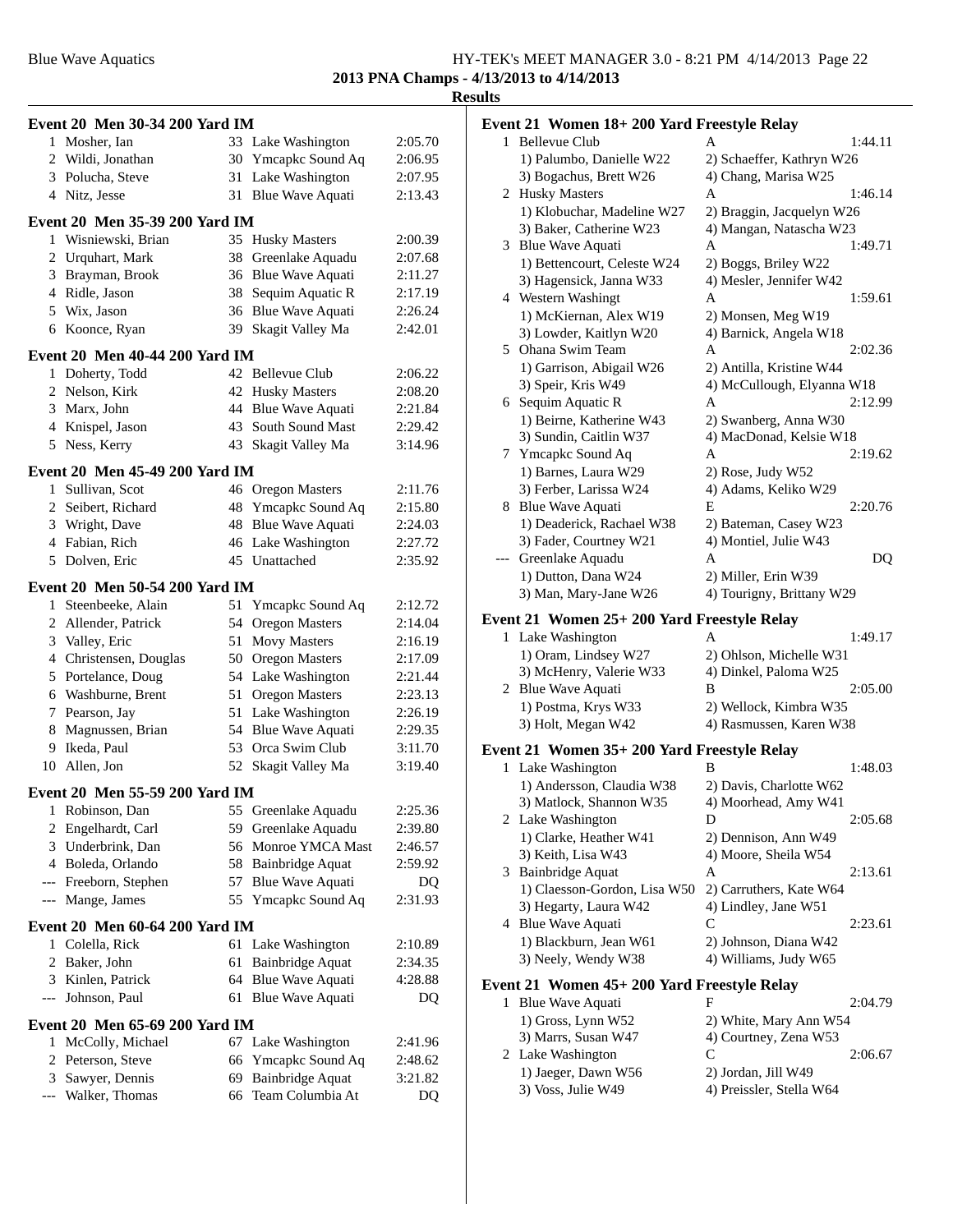## Results

### Event 20 Men 30-34 200 Yard IM

| | | | | |
|---|---|---|---|---|
| 1 | Mosher, Ian | 33 | Lake Washington | 2:05.70 |
| 2 | Wildi, Jonathan | 30 | Ymcapkc Sound Aq | 2:06.95 |
| 3 | Polucha, Steve | 31 | Lake Washington | 2:07.95 |
| 4 | Nitz, Jesse | 31 | Blue Wave Aquati | 2:13.43 |

### Event 20 Men 35-39 200 Yard IM

| | | | | |
|---|---|---|---|---|
| 1 | Wisniewski, Brian | 35 | Husky Masters | 2:00.39 |
| 2 | Urquhart, Mark | 38 | Greenlake Aquadu | 2:07.68 |
| 3 | Brayman, Brook | 36 | Blue Wave Aquati | 2:11.27 |
| 4 | Ridle, Jason | 38 | Sequim Aquatic R | 2:17.19 |
| 5 | Wix, Jason | 36 | Blue Wave Aquati | 2:26.24 |
| 6 | Koonce, Ryan | 39 | Skagit Valley Ma | 2:42.01 |

### Event 20 Men 40-44 200 Yard IM

| | | | | |
|---|---|---|---|---|
| 1 | Doherty, Todd | 42 | Bellevue Club | 2:06.22 |
| 2 | Nelson, Kirk | 42 | Husky Masters | 2:08.20 |
| 3 | Marx, John | 44 | Blue Wave Aquati | 2:21.84 |
| 4 | Knispel, Jason | 43 | South Sound Mast | 2:29.42 |
| 5 | Ness, Kerry | 43 | Skagit Valley Ma | 3:14.96 |

### Event 20 Men 45-49 200 Yard IM

| | | | | |
|---|---|---|---|---|
| 1 | Sullivan, Scot | 46 | Oregon Masters | 2:11.76 |
| 2 | Seibert, Richard | 48 | Ymcapkc Sound Aq | 2:15.80 |
| 3 | Wright, Dave | 48 | Blue Wave Aquati | 2:24.03 |
| 4 | Fabian, Rich | 46 | Lake Washington | 2:27.72 |
| 5 | Dolven, Eric | 45 | Unattached | 2:35.92 |

### Event 20 Men 50-54 200 Yard IM

| | | | | |
|---|---|---|---|---|
| 1 | Steenbeeke, Alain | 51 | Ymcapkc Sound Aq | 2:12.72 |
| 2 | Allender, Patrick | 54 | Oregon Masters | 2:14.04 |
| 3 | Valley, Eric | 51 | Movy Masters | 2:16.19 |
| 4 | Christensen, Douglas | 50 | Oregon Masters | 2:17.09 |
| 5 | Portelance, Doug | 54 | Lake Washington | 2:21.44 |
| 6 | Washburne, Brent | 51 | Oregon Masters | 2:23.13 |
| 7 | Pearson, Jay | 51 | Lake Washington | 2:26.19 |
| 8 | Magnussen, Brian | 54 | Blue Wave Aquati | 2:29.35 |
| 9 | Ikeda, Paul | 53 | Orca Swim Club | 3:11.70 |
| 10 | Allen, Jon | 52 | Skagit Valley Ma | 3:19.40 |

### Event 20 Men 55-59 200 Yard IM

| | | | | |
|---|---|---|---|---|
| 1 | Robinson, Dan | 55 | Greenlake Aquadu | 2:25.36 |
| 2 | Engelhardt, Carl | 59 | Greenlake Aquadu | 2:39.80 |
| 3 | Underbrink, Dan | 56 | Monroe YMCA Mast | 2:46.57 |
| 4 | Boleda, Orlando | 58 | Bainbridge Aquat | 2:59.92 |
| --- | Freeborn, Stephen | 57 | Blue Wave Aquati | DQ |
| --- | Mange, James | 55 | Ymcapkc Sound Aq | 2:31.93 |

### Event 20 Men 60-64 200 Yard IM

| | | | | |
|---|---|---|---|---|
| 1 | Colella, Rick | 61 | Lake Washington | 2:10.89 |
| 2 | Baker, John | 61 | Bainbridge Aquat | 2:34.35 |
| 3 | Kinlen, Patrick | 64 | Blue Wave Aquati | 4:28.88 |
| --- | Johnson, Paul | 61 | Blue Wave Aquati | DQ |

### Event 20 Men 65-69 200 Yard IM

| | | | | |
|---|---|---|---|---|
| 1 | McColly, Michael | 67 | Lake Washington | 2:41.96 |
| 2 | Peterson, Steve | 66 | Ymcapkc Sound Aq | 2:48.62 |
| 3 | Sawyer, Dennis | 69 | Bainbridge Aquat | 3:21.82 |
| --- | Walker, Thomas | 66 | Team Columbia At | DQ |

### Event 21 Women 18+ 200 Yard Freestyle Relay

| | | | |
|---|---|---|---|
| 1 | Bellevue Club | A | 1:44.11 |
| | 1) Palumbo, Danielle W22 | 2) Schaeffer, Kathryn W26 | |
| | 3) Bogachus, Brett W26 | 4) Chang, Marisa W25 | |
| 2 | Husky Masters | A | 1:46.14 |
| | 1) Klobuchar, Madeline W27 | 2) Braggin, Jacquelyn W26 | |
| | 3) Baker, Catherine W23 | 4) Mangan, Natascha W23 | |
| 3 | Blue Wave Aquati | A | 1:49.71 |
| | 1) Bettencourt, Celeste W24 | 2) Boggs, Briley W22 | |
| | 3) Hagensick, Janna W33 | 4) Mesler, Jennifer W42 | |
| 4 | Western Washingt | A | 1:59.61 |
| | 1) McKiernan, Alex W19 | 2) Monsen, Meg W19 | |
| | 3) Lowder, Kaitlyn W20 | 4) Barnick, Angela W18 | |
| 5 | Ohana Swim Team | A | 2:02.36 |
| | 1) Garrison, Abigail W26 | 2) Antilla, Kristine W44 | |
| | 3) Speir, Kris W49 | 4) McCullough, Elyanna W18 | |
| 6 | Sequim Aquatic R | A | 2:12.99 |
| | 1) Beirne, Katherine W43 | 2) Swanberg, Anna W30 | |
| | 3) Sundin, Caitlin W37 | 4) MacDonad, Kelsie W18 | |
| 7 | Ymcapkc Sound Aq | A | 2:19.62 |
| | 1) Barnes, Laura W29 | 2) Rose, Judy W52 | |
| | 3) Ferber, Larissa W24 | 4) Adams, Keliko W29 | |
| 8 | Blue Wave Aquati | E | 2:20.76 |
| | 1) Deaderick, Rachael W38 | 2) Bateman, Casey W23 | |
| | 3) Fader, Courtney W21 | 4) Montiel, Julie W43 | |
| --- | Greenlake Aquadu | A | DQ |
| | 1) Dutton, Dana W24 | 2) Miller, Erin W39 | |
| | 3) Man, Mary-Jane W26 | 4) Tourigny, Brittany W29 | |

### Event 21 Women 25+ 200 Yard Freestyle Relay

| | | | |
|---|---|---|---|
| 1 | Lake Washington | A | 1:49.17 |
| | 1) Oram, Lindsey W27 | 2) Ohlson, Michelle W31 | |
| | 3) McHenry, Valerie W33 | 4) Dinkel, Paloma W25 | |
| 2 | Blue Wave Aquati | B | 2:05.00 |
| | 1) Postma, Krys W33 | 2) Wellock, Kimbra W35 | |
| | 3) Holt, Megan W42 | 4) Rasmussen, Karen W38 | |

### Event 21 Women 35+ 200 Yard Freestyle Relay

| | | | |
|---|---|---|---|
| 1 | Lake Washington | B | 1:48.03 |
| | 1) Andersson, Claudia W38 | 2) Davis, Charlotte W62 | |
| | 3) Matlock, Shannon W35 | 4) Moorhead, Amy W41 | |
| 2 | Lake Washington | D | 2:05.68 |
| | 1) Clarke, Heather W41 | 2) Dennison, Ann W49 | |
| | 3) Keith, Lisa W43 | 4) Moore, Sheila W54 | |
| 3 | Bainbridge Aquat | A | 2:13.61 |
| | 1) Claesson-Gordon, Lisa W50 | 2) Carruthers, Kate W64 | |
| | 3) Hegarty, Laura W42 | 4) Lindley, Jane W51 | |
| 4 | Blue Wave Aquati | C | 2:23.61 |
| | 1) Blackburn, Jean W61 | 2) Johnson, Diana W42 | |
| | 3) Neely, Wendy W38 | 4) Williams, Judy W65 | |

### Event 21 Women 45+ 200 Yard Freestyle Relay

| | | | |
|---|---|---|---|
| 1 | Blue Wave Aquati | F | 2:04.79 |
| | 1) Gross, Lynn W52 | 2) White, Mary Ann W54 | |
| | 3) Marrs, Susan W47 | 4) Courtney, Zena W53 | |
| 2 | Lake Washington | C | 2:06.67 |
| | 1) Jaeger, Dawn W56 | 2) Jordan, Jill W49 | |
| | 3) Voss, Julie W49 | 4) Preissler, Stella W64 | |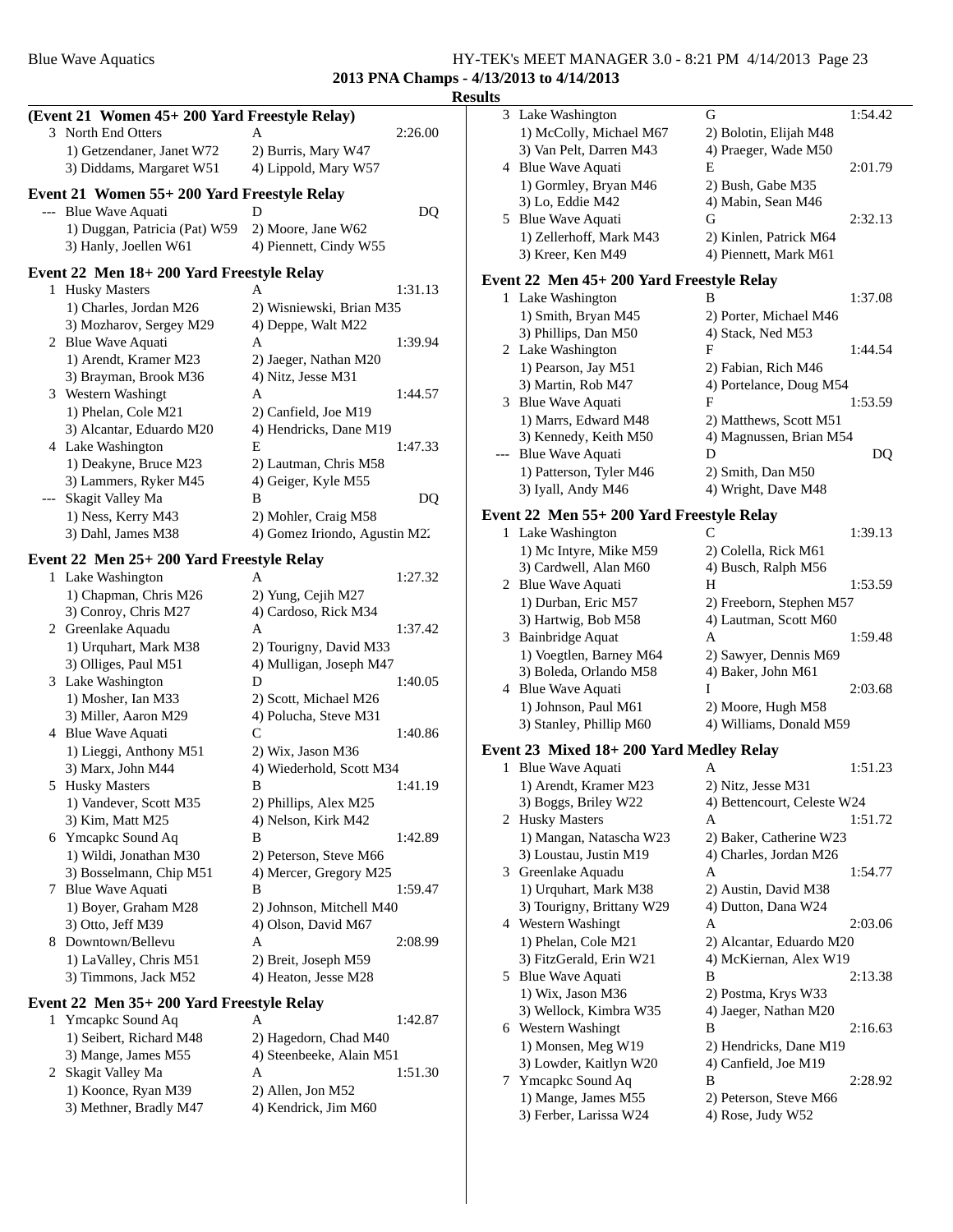## 2013 PNA Champs - 4/13/2013 to 4/14/2013

### Results

**(Event 21 Women 45+ 200 Yard Freestyle Relay)**

| | | | |
|---|---|---|---|
| 3 | North End Otters | A | 2:26.00 |
| | 1) Getzendaner, Janet W72 | 2) Burris, Mary W47 | |
| | 3) Diddams, Margaret W51 | 4) Lippold, Mary W57 | |

**Event 21 Women 55+ 200 Yard Freestyle Relay**

| | | | |
|---|---|---|---|
| --- | Blue Wave Aquati | D | DQ |
| | 1) Duggan, Patricia (Pat) W59 | 2) Moore, Jane W62 | |
| | 3) Hanly, Joellen W61 | 4) Piennett, Cindy W55 | |

**Event 22 Men 18+ 200 Yard Freestyle Relay**

| | | | |
|---|---|---|---|
| 1 | Husky Masters | A | 1:31.13 |
| | 1) Charles, Jordan M26 | 2) Wisniewski, Brian M35 | |
| | 3) Mozharov, Sergey M29 | 4) Deppe, Walt M22 | |
| 2 | Blue Wave Aquati | A | 1:39.94 |
| | 1) Arendt, Kramer M23 | 2) Jaeger, Nathan M20 | |
| | 3) Brayman, Brook M36 | 4) Nitz, Jesse M31 | |
| 3 | Western Washingt | A | 1:44.57 |
| | 1) Phelan, Cole M21 | 2) Canfield, Joe M19 | |
| | 3) Alcantar, Eduardo M20 | 4) Hendricks, Dane M19 | |
| 4 | Lake Washington | E | 1:47.33 |
| | 1) Deakyne, Bruce M23 | 2) Lautman, Chris M58 | |
| | 3) Lammers, Ryker M45 | 4) Geiger, Kyle M55 | |
| --- | Skagit Valley Ma | B | DQ |
| | 1) Ness, Kerry M43 | 2) Mohler, Craig M58 | |
| | 3) Dahl, James M38 | 4) Gomez Iriondo, Agustin M2: | |

**Event 22 Men 25+ 200 Yard Freestyle Relay**

| | | | |
|---|---|---|---|
| 1 | Lake Washington | A | 1:27.32 |
| | 1) Chapman, Chris M26 | 2) Yung, Cejih M27 | |
| | 3) Conroy, Chris M27 | 4) Cardoso, Rick M34 | |
| 2 | Greenlake Aquadu | A | 1:37.42 |
| | 1) Urquhart, Mark M38 | 2) Tourigny, David M33 | |
| | 3) Olliges, Paul M51 | 4) Mulligan, Joseph M47 | |
| 3 | Lake Washington | D | 1:40.05 |
| | 1) Mosher, Ian M33 | 2) Scott, Michael M26 | |
| | 3) Miller, Aaron M29 | 4) Polucha, Steve M31 | |
| 4 | Blue Wave Aquati | C | 1:40.86 |
| | 1) Lieggi, Anthony M51 | 2) Wix, Jason M36 | |
| | 3) Marx, John M44 | 4) Wiederhold, Scott M34 | |
| 5 | Husky Masters | B | 1:41.19 |
| | 1) Vandever, Scott M35 | 2) Phillips, Alex M25 | |
| | 3) Kim, Matt M25 | 4) Nelson, Kirk M42 | |
| 6 | Ymcapkc Sound Aq | B | 1:42.89 |
| | 1) Wildi, Jonathan M30 | 2) Peterson, Steve M66 | |
| | 3) Bosselmann, Chip M51 | 4) Mercer, Gregory M25 | |
| 7 | Blue Wave Aquati | B | 1:59.47 |
| | 1) Boyer, Graham M28 | 2) Johnson, Mitchell M40 | |
| | 3) Otto, Jeff M39 | 4) Olson, David M67 | |
| 8 | Downtown/Bellevu | A | 2:08.99 |
| | 1) LaValley, Chris M51 | 2) Breit, Joseph M59 | |
| | 3) Timmons, Jack M52 | 4) Heaton, Jesse M28 | |

**Event 22 Men 35+ 200 Yard Freestyle Relay**

| | | | |
|---|---|---|---|
| 1 | Ymcapkc Sound Aq | A | 1:42.87 |
| | 1) Seibert, Richard M48 | 2) Hagedorn, Chad M40 | |
| | 3) Mange, James M55 | 4) Steenbeeke, Alain M51 | |
| 2 | Skagit Valley Ma | A | 1:51.30 |
| | 1) Koonce, Ryan M39 | 2) Allen, Jon M52 | |
| | 3) Methner, Bradly M47 | 4) Kendrick, Jim M60 | |
| 3 | Lake Washington | G | 1:54.42 |
| | 1) McColly, Michael M67 | 2) Bolotin, Elijah M48 | |
| | 3) Van Pelt, Darren M43 | 4) Praeger, Wade M50 | |
| 4 | Blue Wave Aquati | E | 2:01.79 |
| | 1) Gormley, Bryan M46 | 2) Bush, Gabe M35 | |
| | 3) Lo, Eddie M42 | 4) Mabin, Sean M46 | |
| 5 | Blue Wave Aquati | G | 2:32.13 |
| | 1) Zellerhoff, Mark M43 | 2) Kinlen, Patrick M64 | |
| | 3) Kreer, Ken M49 | 4) Piennett, Mark M61 | |

**Event 22 Men 45+ 200 Yard Freestyle Relay**

| | | | |
|---|---|---|---|
| 1 | Lake Washington | B | 1:37.08 |
| | 1) Smith, Bryan M45 | 2) Porter, Michael M46 | |
| | 3) Phillips, Dan M50 | 4) Stack, Ned M53 | |
| 2 | Lake Washington | F | 1:44.54 |
| | 1) Pearson, Jay M51 | 2) Fabian, Rich M46 | |
| | 3) Martin, Rob M47 | 4) Portelance, Doug M54 | |
| 3 | Blue Wave Aquati | F | 1:53.59 |
| | 1) Marrs, Edward M48 | 2) Matthews, Scott M51 | |
| | 3) Kennedy, Keith M50 | 4) Magnussen, Brian M54 | |
| --- | Blue Wave Aquati | D | DQ |
| | 1) Patterson, Tyler M46 | 2) Smith, Dan M50 | |
| | 3) Iyall, Andy M46 | 4) Wright, Dave M48 | |

**Event 22 Men 55+ 200 Yard Freestyle Relay**

| | | | |
|---|---|---|---|
| 1 | Lake Washington | C | 1:39.13 |
| | 1) Mc Intyre, Mike M59 | 2) Colella, Rick M61 | |
| | 3) Cardwell, Alan M60 | 4) Busch, Ralph M56 | |
| 2 | Blue Wave Aquati | H | 1:53.59 |
| | 1) Durban, Eric M57 | 2) Freeborn, Stephen M57 | |
| | 3) Hartwig, Bob M58 | 4) Lautman, Scott M60 | |
| 3 | Bainbridge Aquat | A | 1:59.48 |
| | 1) Voegtlen, Barney M64 | 2) Sawyer, Dennis M69 | |
| | 3) Boleda, Orlando M58 | 4) Baker, John M61 | |
| 4 | Blue Wave Aquati | I | 2:03.68 |
| | 1) Johnson, Paul M61 | 2) Moore, Hugh M58 | |
| | 3) Stanley, Phillip M60 | 4) Williams, Donald M59 | |

**Event 23 Mixed 18+ 200 Yard Medley Relay**

| | | | |
|---|---|---|---|
| 1 | Blue Wave Aquati | A | 1:51.23 |
| | 1) Arendt, Kramer M23 | 2) Nitz, Jesse M31 | |
| | 3) Boggs, Briley W22 | 4) Bettencourt, Celeste W24 | |
| 2 | Husky Masters | A | 1:51.72 |
| | 1) Mangan, Natascha W23 | 2) Baker, Catherine W23 | |
| | 3) Loustau, Justin M19 | 4) Charles, Jordan M26 | |
| 3 | Greenlake Aquadu | A | 1:54.77 |
| | 1) Urquhart, Mark M38 | 2) Austin, David M38 | |
| | 3) Tourigny, Brittany W29 | 4) Dutton, Dana W24 | |
| 4 | Western Washingt | A | 2:03.06 |
| | 1) Phelan, Cole M21 | 2) Alcantar, Eduardo M20 | |
| | 3) FitzGerald, Erin W21 | 4) McKiernan, Alex W19 | |
| 5 | Blue Wave Aquati | B | 2:13.38 |
| | 1) Wix, Jason M36 | 2) Postma, Krys W33 | |
| | 3) Wellock, Kimbra W35 | 4) Jaeger, Nathan M20 | |
| 6 | Western Washingt | B | 2:16.63 |
| | 1) Monsen, Meg W19 | 2) Hendricks, Dane M19 | |
| | 3) Lowder, Kaitlyn W20 | 4) Canfield, Joe M19 | |
| 7 | Ymcapkc Sound Aq | B | 2:28.92 |
| | 1) Mange, James M55 | 2) Peterson, Steve M66 | |
| | 3) Ferber, Larissa W24 | 4) Rose, Judy W52 | |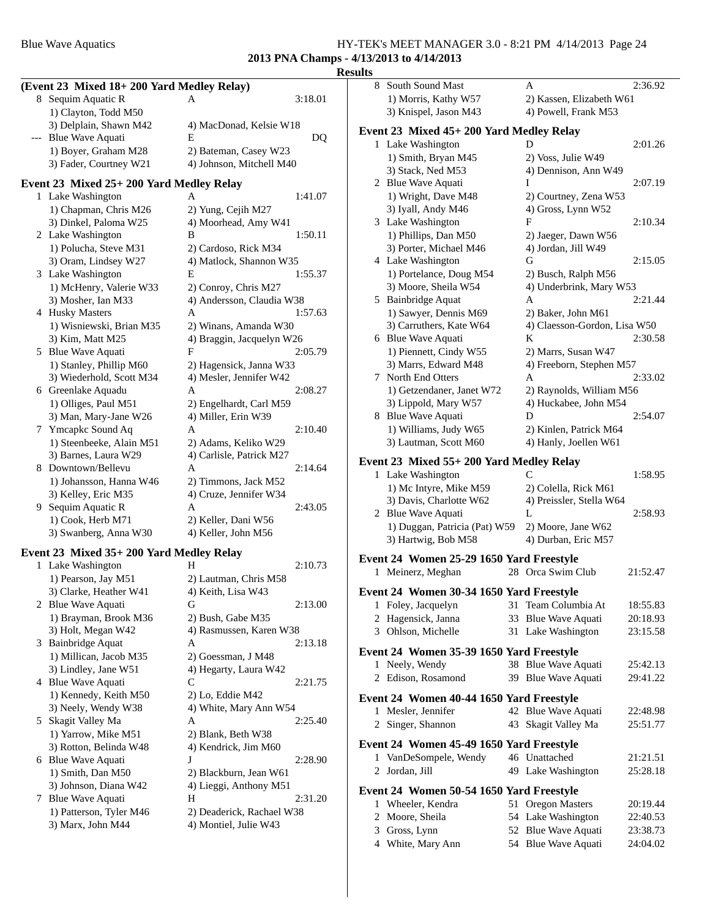## Results

### (Event 23 Mixed 18+ 200 Yard Medley Relay)

| | | | |
|---|---|---|---|
| 8 | Sequim Aquatic R | A | 3:18.01 |
| | 1) Clayton, Todd M50 | | |
| | 3) Delplain, Shawn M42 | 4) MacDonad, Kelsie W18 | |
| --- | Blue Wave Aquati | E | DQ |
| | 1) Boyer, Graham M28 | 2) Bateman, Casey W23 | |
| | 3) Fader, Courtney W21 | 4) Johnson, Mitchell M40 | |

### Event 23 Mixed 25+ 200 Yard Medley Relay

| | | | |
|---|---|---|---|
| 1 | Lake Washington | A | 1:41.07 |
| | 1) Chapman, Chris M26 | 2) Yung, Cejih M27 | |
| | 3) Dinkel, Paloma W25 | 4) Moorhead, Amy W41 | |
| 2 | Lake Washington | B | 1:50.11 |
| | 1) Polucha, Steve M31 | 2) Cardoso, Rick M34 | |
| | 3) Oram, Lindsey W27 | 4) Matlock, Shannon W35 | |
| 3 | Lake Washington | E | 1:55.37 |
| | 1) McHenry, Valerie W33 | 2) Conroy, Chris M27 | |
| | 3) Mosher, Ian M33 | 4) Andersson, Claudia W38 | |
| 4 | Husky Masters | A | 1:57.63 |
| | 1) Wisniewski, Brian M35 | 2) Winans, Amanda W30 | |
| | 3) Kim, Matt M25 | 4) Braggin, Jacquelyn W26 | |
| 5 | Blue Wave Aquati | F | 2:05.79 |
| | 1) Stanley, Phillip M60 | 2) Hagensick, Janna W33 | |
| | 3) Wiederhold, Scott M34 | 4) Mesler, Jennifer W42 | |
| 6 | Greenlake Aquadu | A | 2:08.27 |
| | 1) Olliges, Paul M51 | 2) Engelhardt, Carl M59 | |
| | 3) Man, Mary-Jane W26 | 4) Miller, Erin W39 | |
| 7 | Ymcapkc Sound Aq | A | 2:10.40 |
| | 1) Steenbeeke, Alain M51 | 2) Adams, Keliko W29 | |
| | 3) Barnes, Laura W29 | 4) Carlisle, Patrick M27 | |
| 8 | Downtown/Bellevu | A | 2:14.64 |
| | 1) Johansson, Hanna W46 | 2) Timmons, Jack M52 | |
| | 3) Kelley, Eric M35 | 4) Cruze, Jennifer W34 | |
| 9 | Sequim Aquatic R | A | 2:43.05 |
| | 1) Cook, Herb M71 | 2) Keller, Dani W56 | |
| | 3) Swanberg, Anna W30 | 4) Keller, John M56 | |

### Event 23 Mixed 35+ 200 Yard Medley Relay

| | | | |
|---|---|---|---|
| 1 | Lake Washington | H | 2:10.73 |
| | 1) Pearson, Jay M51 | 2) Lautman, Chris M58 | |
| | 3) Clarke, Heather W41 | 4) Keith, Lisa W43 | |
| 2 | Blue Wave Aquati | G | 2:13.00 |
| | 1) Brayman, Brook M36 | 2) Bush, Gabe M35 | |
| | 3) Holt, Megan W42 | 4) Rasmussen, Karen W38 | |
| 3 | Bainbridge Aquat | A | 2:13.18 |
| | 1) Millican, Jacob M35 | 2) Goessman, J M48 | |
| | 3) Lindley, Jane W51 | 4) Hegarty, Laura W42 | |
| 4 | Blue Wave Aquati | C | 2:21.75 |
| | 1) Kennedy, Keith M50 | 2) Lo, Eddie M42 | |
| | 3) Neely, Wendy W38 | 4) White, Mary Ann W54 | |
| 5 | Skagit Valley Ma | A | 2:25.40 |
| | 1) Yarrow, Mike M51 | 2) Blank, Beth W38 | |
| | 3) Rotton, Belinda W48 | 4) Kendrick, Jim M60 | |
| 6 | Blue Wave Aquati | J | 2:28.90 |
| | 1) Smith, Dan M50 | 2) Blackburn, Jean W61 | |
| | 3) Johnson, Diana W42 | 4) Lieggi, Anthony M51 | |
| 7 | Blue Wave Aquati | H | 2:31.20 |
| | 1) Patterson, Tyler M46 | 2) Deaderick, Rachael W38 | |
| | 3) Marx, John M44 | 4) Montiel, Julie W43 | |
| 8 | South Sound Mast | A | 2:36.92 |
| | 1) Morris, Kathy W57 | 2) Kassen, Elizabeth W61 | |
| | 3) Knispel, Jason M43 | 4) Powell, Frank M53 | |

### Event 23 Mixed 45+ 200 Yard Medley Relay

| | | | |
|---|---|---|---|
| 1 | Lake Washington | D | 2:01.26 |
| | 1) Smith, Bryan M45 | 2) Voss, Julie W49 | |
| | 3) Stack, Ned M53 | 4) Dennison, Ann W49 | |
| 2 | Blue Wave Aquati | I | 2:07.19 |
| | 1) Wright, Dave M48 | 2) Courtney, Zena W53 | |
| | 3) Iyall, Andy M46 | 4) Gross, Lynn W52 | |
| 3 | Lake Washington | F | 2:10.34 |
| | 1) Phillips, Dan M50 | 2) Jaeger, Dawn W56 | |
| | 3) Porter, Michael M46 | 4) Jordan, Jill W49 | |
| 4 | Lake Washington | G | 2:15.05 |
| | 1) Portelance, Doug M54 | 2) Busch, Ralph M56 | |
| | 3) Moore, Sheila W54 | 4) Underbrink, Mary W53 | |
| 5 | Bainbridge Aquat | A | 2:21.44 |
| | 1) Sawyer, Dennis M69 | 2) Baker, John M61 | |
| | 3) Carruthers, Kate W64 | 4) Claesson-Gordon, Lisa W50 | |
| 6 | Blue Wave Aquati | K | 2:30.58 |
| | 1) Piennett, Cindy W55 | 2) Marrs, Susan W47 | |
| | 3) Marrs, Edward M48 | 4) Freeborn, Stephen M57 | |
| 7 | North End Otters | A | 2:33.02 |
| | 1) Getzendaner, Janet W72 | 2) Raynolds, William M56 | |
| | 3) Lippold, Mary W57 | 4) Huckabee, John M54 | |
| 8 | Blue Wave Aquati | D | 2:54.07 |
| | 1) Williams, Judy W65 | 2) Kinlen, Patrick M64 | |
| | 3) Lautman, Scott M60 | 4) Hanly, Joellen W61 | |

### Event 23 Mixed 55+ 200 Yard Medley Relay

| | | | |
|---|---|---|---|
| 1 | Lake Washington | C | 1:58.95 |
| | 1) Mc Intyre, Mike M59 | 2) Colella, Rick M61 | |
| | 3) Davis, Charlotte W62 | 4) Preissler, Stella W64 | |
| 2 | Blue Wave Aquati | L | 2:58.93 |
| | 1) Duggan, Patricia (Pat) W59 | 2) Moore, Jane W62 | |
| | 3) Hartwig, Bob M58 | 4) Durban, Eric M57 | |

### Event 24 Women 25-29 1650 Yard Freestyle

| | | | | |
|---|---|---|---|---|
| 1 | Meinerz, Meghan | 28 | Orca Swim Club | 21:52.47 |

### Event 24 Women 30-34 1650 Yard Freestyle

| | | | | |
|---|---|---|---|---|
| 1 | Foley, Jacquelyn | 31 | Team Columbia At | 18:55.83 |
| 2 | Hagensick, Janna | 33 | Blue Wave Aquati | 20:18.93 |
| 3 | Ohlson, Michelle | 31 | Lake Washington | 23:15.58 |

### Event 24 Women 35-39 1650 Yard Freestyle

| | | | | |
|---|---|---|---|---|
| 1 | Neely, Wendy | 38 | Blue Wave Aquati | 25:42.13 |
| 2 | Edison, Rosamond | 39 | Blue Wave Aquati | 29:41.22 |

### Event 24 Women 40-44 1650 Yard Freestyle

| | | | | |
|---|---|---|---|---|
| 1 | Mesler, Jennifer | 42 | Blue Wave Aquati | 22:48.98 |
| 2 | Singer, Shannon | 43 | Skagit Valley Ma | 25:51.77 |

### Event 24 Women 45-49 1650 Yard Freestyle

| | | | | |
|---|---|---|---|---|
| 1 | VanDeSompele, Wendy | 46 | Unattached | 21:21.51 |
| 2 | Jordan, Jill | 49 | Lake Washington | 25:28.18 |

### Event 24 Women 50-54 1650 Yard Freestyle

| | | | | |
|---|---|---|---|---|
| 1 | Wheeler, Kendra | 51 | Oregon Masters | 20:19.44 |
| 2 | Moore, Sheila | 54 | Lake Washington | 22:40.53 |
| 3 | Gross, Lynn | 52 | Blue Wave Aquati | 23:38.73 |
| 4 | White, Mary Ann | 54 | Blue Wave Aquati | 24:04.02 |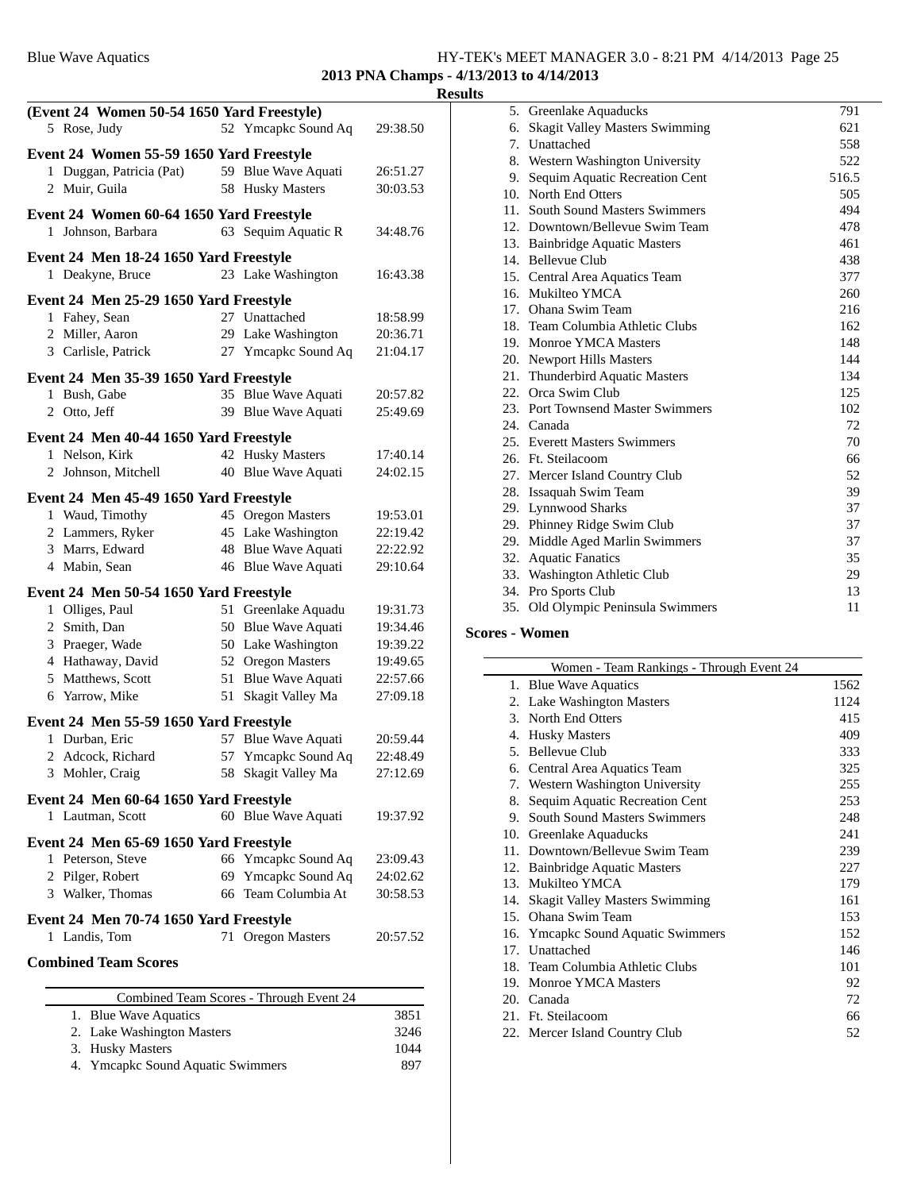## Results

### (Event 24 Women 50-54 1650 Yard Freestyle)

| | | | | |
|---|---|---|---|---|
| 5 | Rose, Judy | 52 | Ymcapkc Sound Aq | 29:38.50 |

### Event 24 Women 55-59 1650 Yard Freestyle

| | | | | |
|---|---|---|---|---|
| 1 | Duggan, Patricia (Pat) | 59 | Blue Wave Aquati | 26:51.27 |
| 2 | Muir, Guila | 58 | Husky Masters | 30:03.53 |

### Event 24 Women 60-64 1650 Yard Freestyle

| | | | | |
|---|---|---|---|---|
| 1 | Johnson, Barbara | 63 | Sequim Aquatic R | 34:48.76 |

### Event 24 Men 18-24 1650 Yard Freestyle

| | | | | |
|---|---|---|---|---|
| 1 | Deakyne, Bruce | 23 | Lake Washington | 16:43.38 |

### Event 24 Men 25-29 1650 Yard Freestyle

| | | | | |
|---|---|---|---|---|
| 1 | Fahey, Sean | 27 | Unattached | 18:58.99 |
| 2 | Miller, Aaron | 29 | Lake Washington | 20:36.71 |
| 3 | Carlisle, Patrick | 27 | Ymcapkc Sound Aq | 21:04.17 |

### Event 24 Men 35-39 1650 Yard Freestyle

| | | | | |
|---|---|---|---|---|
| 1 | Bush, Gabe | 35 | Blue Wave Aquati | 20:57.82 |
| 2 | Otto, Jeff | 39 | Blue Wave Aquati | 25:49.69 |

### Event 24 Men 40-44 1650 Yard Freestyle

| | | | | |
|---|---|---|---|---|
| 1 | Nelson, Kirk | 42 | Husky Masters | 17:40.14 |
| 2 | Johnson, Mitchell | 40 | Blue Wave Aquati | 24:02.15 |

### Event 24 Men 45-49 1650 Yard Freestyle

| | | | | |
|---|---|---|---|---|
| 1 | Waud, Timothy | 45 | Oregon Masters | 19:53.01 |
| 2 | Lammers, Ryker | 45 | Lake Washington | 22:19.42 |
| 3 | Marrs, Edward | 48 | Blue Wave Aquati | 22:22.92 |
| 4 | Mabin, Sean | 46 | Blue Wave Aquati | 29:10.64 |

### Event 24 Men 50-54 1650 Yard Freestyle

| | | | | |
|---|---|---|---|---|
| 1 | Olliges, Paul | 51 | Greenlake Aquadu | 19:31.73 |
| 2 | Smith, Dan | 50 | Blue Wave Aquati | 19:34.46 |
| 3 | Praeger, Wade | 50 | Lake Washington | 19:39.22 |
| 4 | Hathaway, David | 52 | Oregon Masters | 19:49.65 |
| 5 | Matthews, Scott | 51 | Blue Wave Aquati | 22:57.66 |
| 6 | Yarrow, Mike | 51 | Skagit Valley Ma | 27:09.18 |

### Event 24 Men 55-59 1650 Yard Freestyle

| | | | | |
|---|---|---|---|---|
| 1 | Durban, Eric | 57 | Blue Wave Aquati | 20:59.44 |
| 2 | Adcock, Richard | 57 | Ymcapkc Sound Aq | 22:48.49 |
| 3 | Mohler, Craig | 58 | Skagit Valley Ma | 27:12.69 |

### Event 24 Men 60-64 1650 Yard Freestyle

| | | | | |
|---|---|---|---|---|
| 1 | Lautman, Scott | 60 | Blue Wave Aquati | 19:37.92 |

### Event 24 Men 65-69 1650 Yard Freestyle

| | | | | |
|---|---|---|---|---|
| 1 | Peterson, Steve | 66 | Ymcapkc Sound Aq | 23:09.43 |
| 2 | Pilger, Robert | 69 | Ymcapkc Sound Aq | 24:02.62 |
| 3 | Walker, Thomas | 66 | Team Columbia At | 30:58.53 |

### Event 24 Men 70-74 1650 Yard Freestyle

| | | | | |
|---|---|---|---|---|
| 1 | Landis, Tom | 71 | Oregon Masters | 20:57.52 |

### Combined Team Scores

| Combined Team Scores - Through Event 24 | | |
|---|---|---|
| 1. | Blue Wave Aquatics | 3851 |
| 2. | Lake Washington Masters | 3246 |
| 3. | Husky Masters | 1044 |
| 4. | Ymcapkc Sound Aquatic Swimmers | 897 |
| 5. | Greenlake Aquaducks | 791 |
| 6. | Skagit Valley Masters Swimming | 621 |
| 7. | Unattached | 558 |
| 8. | Western Washington University | 522 |
| 9. | Sequim Aquatic Recreation Cent | 516.5 |
| 10. | North End Otters | 505 |
| 11. | South Sound Masters Swimmers | 494 |
| 12. | Downtown/Bellevue Swim Team | 478 |
| 13. | Bainbridge Aquatic Masters | 461 |
| 14. | Bellevue Club | 438 |
| 15. | Central Area Aquatics Team | 377 |
| 16. | Mukilteo YMCA | 260 |
| 17. | Ohana Swim Team | 216 |
| 18. | Team Columbia Athletic Clubs | 162 |
| 19. | Monroe YMCA Masters | 148 |
| 20. | Newport Hills Masters | 144 |
| 21. | Thunderbird Aquatic Masters | 134 |
| 22. | Orca Swim Club | 125 |
| 23. | Port Townsend Master Swimmers | 102 |
| 24. | Canada | 72 |
| 25. | Everett Masters Swimmers | 70 |
| 26. | Ft. Steilacoom | 66 |
| 27. | Mercer Island Country Club | 52 |
| 28. | Issaquah Swim Team | 39 |
| 29. | Lynnwood Sharks | 37 |
| 29. | Phinney Ridge Swim Club | 37 |
| 29. | Middle Aged Marlin Swimmers | 37 |
| 32. | Aquatic Fanatics | 35 |
| 33. | Washington Athletic Club | 29 |
| 34. | Pro Sports Club | 13 |
| 35. | Old Olympic Peninsula Swimmers | 11 |

### Scores - Women

| Women - Team Rankings - Through Event 24 | | |
|---|---|---|
| 1. | Blue Wave Aquatics | 1562 |
| 2. | Lake Washington Masters | 1124 |
| 3. | North End Otters | 415 |
| 4. | Husky Masters | 409 |
| 5. | Bellevue Club | 333 |
| 6. | Central Area Aquatics Team | 325 |
| 7. | Western Washington University | 255 |
| 8. | Sequim Aquatic Recreation Cent | 253 |
| 9. | South Sound Masters Swimmers | 248 |
| 10. | Greenlake Aquaducks | 241 |
| 11. | Downtown/Bellevue Swim Team | 239 |
| 12. | Bainbridge Aquatic Masters | 227 |
| 13. | Mukilteo YMCA | 179 |
| 14. | Skagit Valley Masters Swimming | 161 |
| 15. | Ohana Swim Team | 153 |
| 16. | Ymcapkc Sound Aquatic Swimmers | 152 |
| 17. | Unattached | 146 |
| 18. | Team Columbia Athletic Clubs | 101 |
| 19. | Monroe YMCA Masters | 92 |
| 20. | Canada | 72 |
| 21. | Ft. Steilacoom | 66 |
| 22. | Mercer Island Country Club | 52 |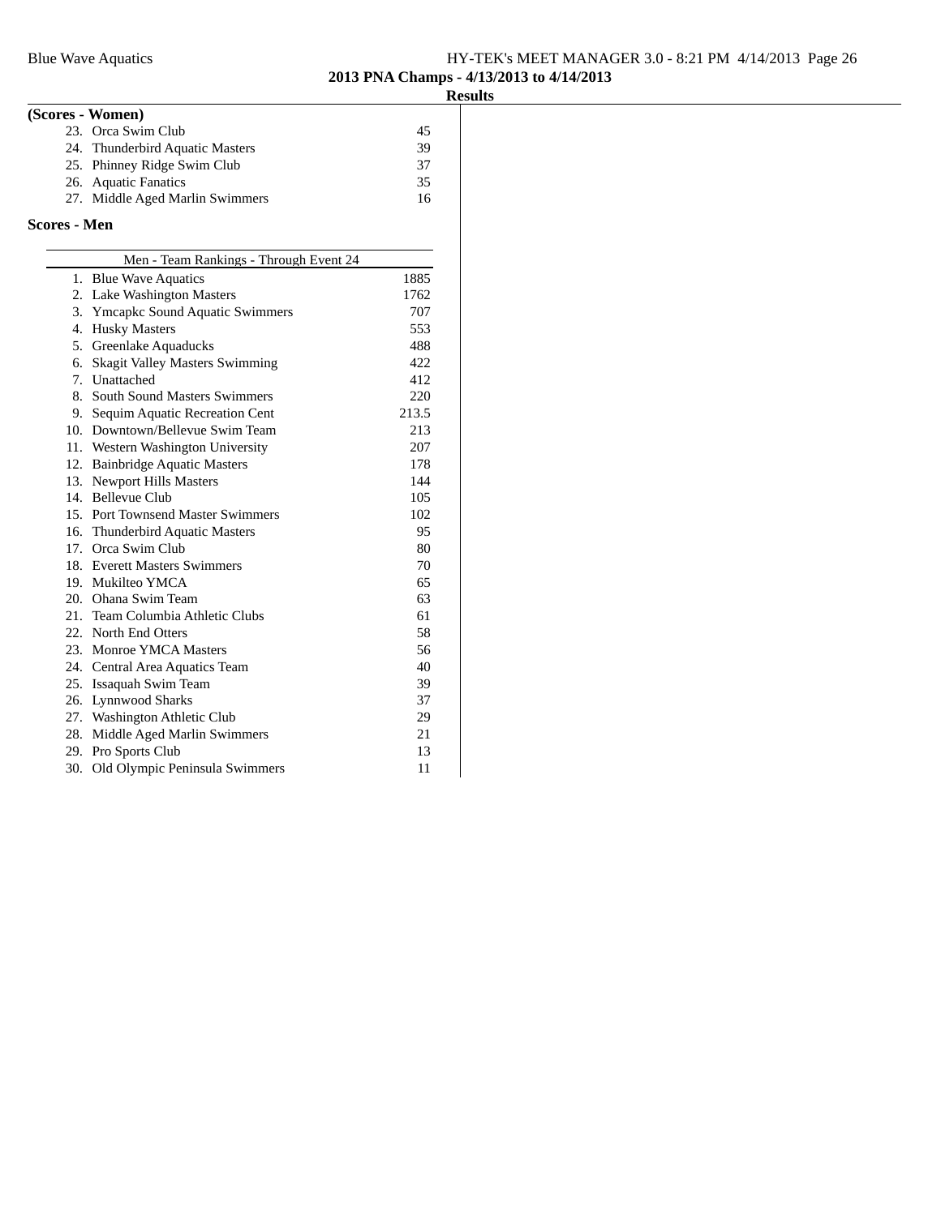**(Scores - Women)**

| | | |
|---|---|---|
| 23. | Orca Swim Club | 45 |
| 24. | Thunderbird Aquatic Masters | 39 |
| 25. | Phinney Ridge Swim Club | 37 |
| 26. | Aquatic Fanatics | 35 |
| 27. | Middle Aged Marlin Swimmers | 16 |

**Scores - Men**

| Men - Team Rankings - Through Event 24 | | |
|---|---|---|
| 1. | Blue Wave Aquatics | 1885 |
| 2. | Lake Washington Masters | 1762 |
| 3. | Ymcapkc Sound Aquatic Swimmers | 707 |
| 4. | Husky Masters | 553 |
| 5. | Greenlake Aquaducks | 488 |
| 6. | Skagit Valley Masters Swimming | 422 |
| 7. | Unattached | 412 |
| 8. | South Sound Masters Swimmers | 220 |
| 9. | Sequim Aquatic Recreation Cent | 213.5 |
| 10. | Downtown/Bellevue Swim Team | 213 |
| 11. | Western Washington University | 207 |
| 12. | Bainbridge Aquatic Masters | 178 |
| 13. | Newport Hills Masters | 144 |
| 14. | Bellevue Club | 105 |
| 15. | Port Townsend Master Swimmers | 102 |
| 16. | Thunderbird Aquatic Masters | 95 |
| 17. | Orca Swim Club | 80 |
| 18. | Everett Masters Swimmers | 70 |
| 19. | Mukilteo YMCA | 65 |
| 20. | Ohana Swim Team | 63 |
| 21. | Team Columbia Athletic Clubs | 61 |
| 22. | North End Otters | 58 |
| 23. | Monroe YMCA Masters | 56 |
| 24. | Central Area Aquatics Team | 40 |
| 25. | Issaquah Swim Team | 39 |
| 26. | Lynnwood Sharks | 37 |
| 27. | Washington Athletic Club | 29 |
| 28. | Middle Aged Marlin Swimmers | 21 |
| 29. | Pro Sports Club | 13 |
| 30. | Old Olympic Peninsula Swimmers | 11 |